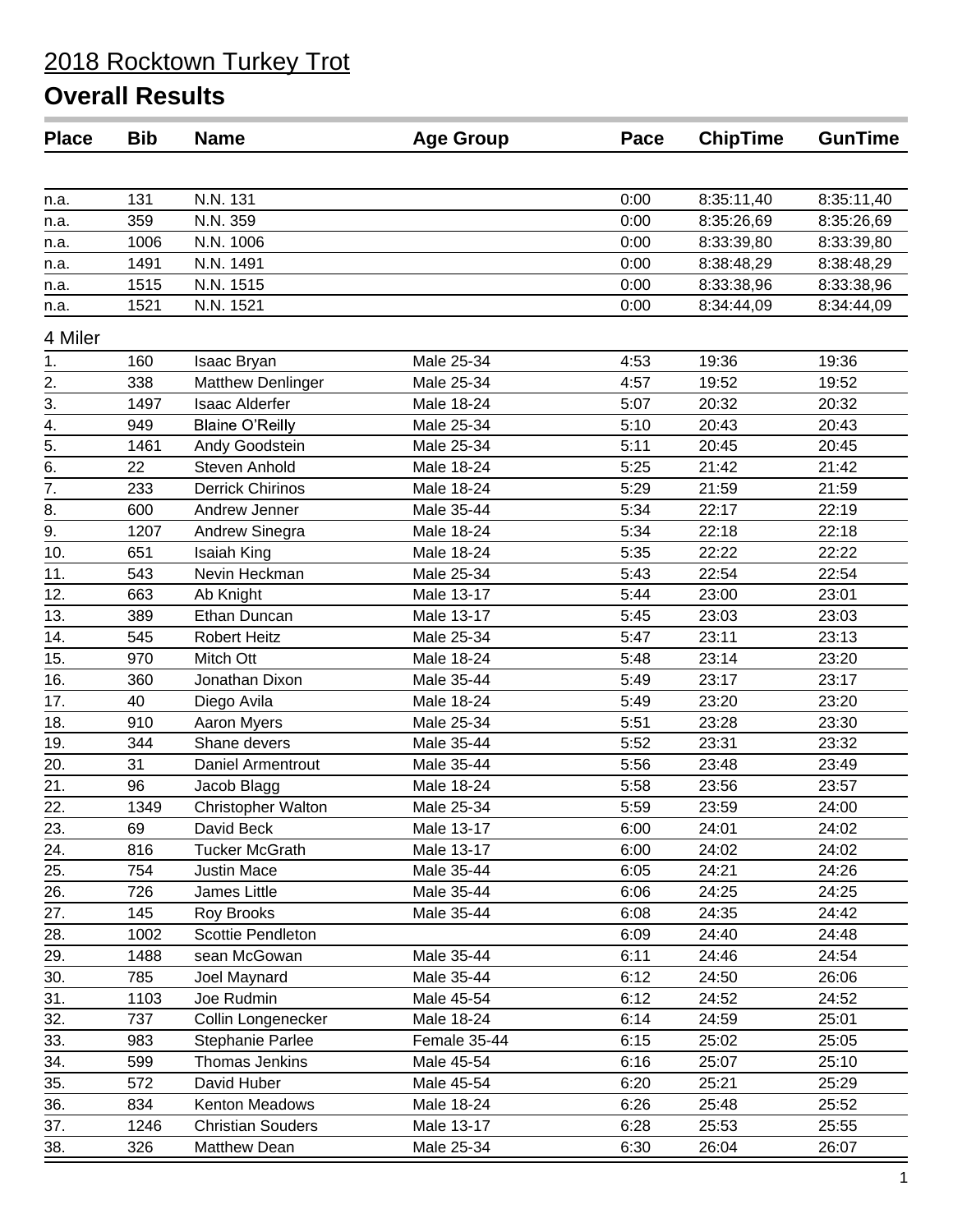# 2018 Rocktown Turkey Trot

## Overall Results

| Place | Bib | Name | Age Group | Pace | ChipTime | GunTime |
|---|---|---|---|---|---|---|
| n.a. | 131 | N.N. 131 | | 0:00 | 8:35:11,40 | 8:35:11,40 |
| n.a. | 359 | N.N. 359 | | 0:00 | 8:35:26,69 | 8:35:26,69 |
| n.a. | 1006 | N.N. 1006 | | 0:00 | 8:33:39,80 | 8:33:39,80 |
| n.a. | 1491 | N.N. 1491 | | 0:00 | 8:38:48,29 | 8:38:48,29 |
| n.a. | 1515 | N.N. 1515 | | 0:00 | 8:33:38,96 | 8:33:38,96 |
| n.a. | 1521 | N.N. 1521 | | 0:00 | 8:34:44,09 | 8:34:44,09 |

### 4 Miler

| Place | Bib | Name | Age Group | Pace | ChipTime | GunTime |
|---|---|---|---|---|---|---|
| 1. | 160 | Isaac Bryan | Male 25-34 | 4:53 | 19:36 | 19:36 |
| 2. | 338 | Matthew Denlinger | Male 25-34 | 4:57 | 19:52 | 19:52 |
| 3. | 1497 | Isaac Alderfer | Male 18-24 | 5:07 | 20:32 | 20:32 |
| 4. | 949 | Blaine O'Reilly | Male 25-34 | 5:10 | 20:43 | 20:43 |
| 5. | 1461 | Andy Goodstein | Male 25-34 | 5:11 | 20:45 | 20:45 |
| 6. | 22 | Steven Anhold | Male 18-24 | 5:25 | 21:42 | 21:42 |
| 7. | 233 | Derrick Chirinos | Male 18-24 | 5:29 | 21:59 | 21:59 |
| 8. | 600 | Andrew Jenner | Male 35-44 | 5:34 | 22:17 | 22:19 |
| 9. | 1207 | Andrew Sinegra | Male 18-24 | 5:34 | 22:18 | 22:18 |
| 10. | 651 | Isaiah King | Male 18-24 | 5:35 | 22:22 | 22:22 |
| 11. | 543 | Nevin Heckman | Male 25-34 | 5:43 | 22:54 | 22:54 |
| 12. | 663 | Ab Knight | Male 13-17 | 5:44 | 23:00 | 23:01 |
| 13. | 389 | Ethan Duncan | Male 13-17 | 5:45 | 23:03 | 23:03 |
| 14. | 545 | Robert Heitz | Male 25-34 | 5:47 | 23:11 | 23:13 |
| 15. | 970 | Mitch Ott | Male 18-24 | 5:48 | 23:14 | 23:20 |
| 16. | 360 | Jonathan Dixon | Male 35-44 | 5:49 | 23:17 | 23:17 |
| 17. | 40 | Diego Avila | Male 18-24 | 5:49 | 23:20 | 23:20 |
| 18. | 910 | Aaron Myers | Male 25-34 | 5:51 | 23:28 | 23:30 |
| 19. | 344 | Shane devers | Male 35-44 | 5:52 | 23:31 | 23:32 |
| 20. | 31 | Daniel Armentrout | Male 35-44 | 5:56 | 23:48 | 23:49 |
| 21. | 96 | Jacob Blagg | Male 18-24 | 5:58 | 23:56 | 23:57 |
| 22. | 1349 | Christopher Walton | Male 25-34 | 5:59 | 23:59 | 24:00 |
| 23. | 69 | David Beck | Male 13-17 | 6:00 | 24:01 | 24:02 |
| 24. | 816 | Tucker McGrath | Male 13-17 | 6:00 | 24:02 | 24:02 |
| 25. | 754 | Justin Mace | Male 35-44 | 6:05 | 24:21 | 24:26 |
| 26. | 726 | James Little | Male 35-44 | 6:06 | 24:25 | 24:25 |
| 27. | 145 | Roy Brooks | Male 35-44 | 6:08 | 24:35 | 24:42 |
| 28. | 1002 | Scottie Pendleton | | 6:09 | 24:40 | 24:48 |
| 29. | 1488 | sean McGowan | Male 35-44 | 6:11 | 24:46 | 24:54 |
| 30. | 785 | Joel Maynard | Male 35-44 | 6:12 | 24:50 | 26:06 |
| 31. | 1103 | Joe Rudmin | Male 45-54 | 6:12 | 24:52 | 24:52 |
| 32. | 737 | Collin Longenecker | Male 18-24 | 6:14 | 24:59 | 25:01 |
| 33. | 983 | Stephanie Parlee | Female 35-44 | 6:15 | 25:02 | 25:05 |
| 34. | 599 | Thomas Jenkins | Male 45-54 | 6:16 | 25:07 | 25:10 |
| 35. | 572 | David Huber | Male 45-54 | 6:20 | 25:21 | 25:29 |
| 36. | 834 | Kenton Meadows | Male 18-24 | 6:26 | 25:48 | 25:52 |
| 37. | 1246 | Christian Souders | Male 13-17 | 6:28 | 25:53 | 25:55 |
| 38. | 326 | Matthew Dean | Male 25-34 | 6:30 | 26:04 | 26:07 |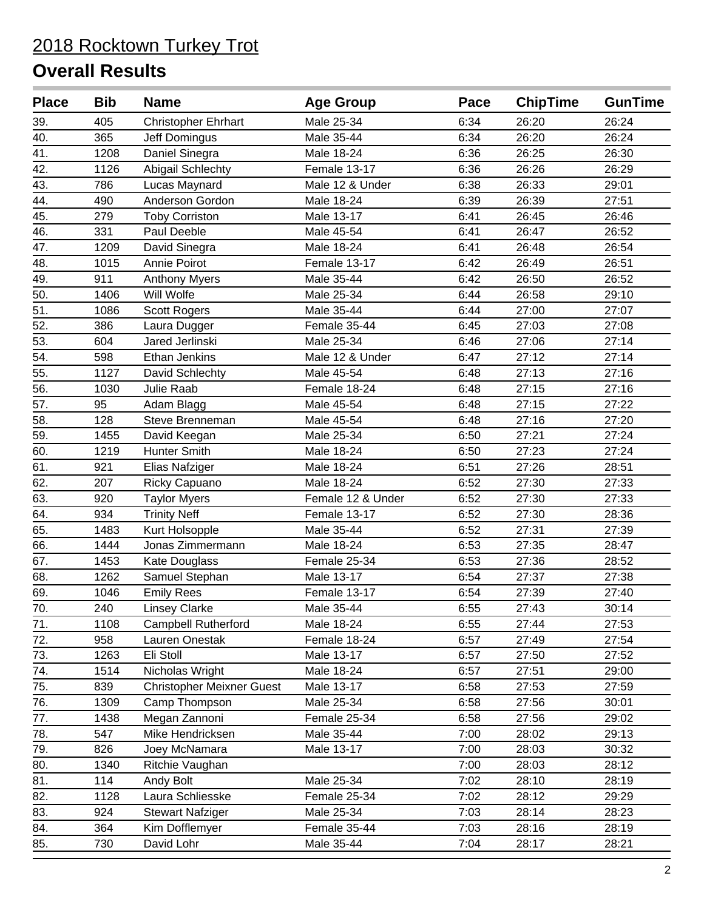# 2018 Rocktown Turkey Trot

## Overall Results

| Place | Bib | Name | Age Group | Pace | ChipTime | GunTime |
|---|---|---|---|---|---|---|
| 39. | 405 | Christopher Ehrhart | Male 25-34 | 6:34 | 26:20 | 26:24 |
| 40. | 365 | Jeff Domingus | Male 35-44 | 6:34 | 26:20 | 26:24 |
| 41. | 1208 | Daniel Sinegra | Male 18-24 | 6:36 | 26:25 | 26:30 |
| 42. | 1126 | Abigail Schlechty | Female 13-17 | 6:36 | 26:26 | 26:29 |
| 43. | 786 | Lucas Maynard | Male 12 & Under | 6:38 | 26:33 | 29:01 |
| 44. | 490 | Anderson Gordon | Male 18-24 | 6:39 | 26:39 | 27:51 |
| 45. | 279 | Toby Corriston | Male 13-17 | 6:41 | 26:45 | 26:46 |
| 46. | 331 | Paul Deeble | Male 45-54 | 6:41 | 26:47 | 26:52 |
| 47. | 1209 | David Sinegra | Male 18-24 | 6:41 | 26:48 | 26:54 |
| 48. | 1015 | Annie Poirot | Female 13-17 | 6:42 | 26:49 | 26:51 |
| 49. | 911 | Anthony Myers | Male 35-44 | 6:42 | 26:50 | 26:52 |
| 50. | 1406 | Will Wolfe | Male 25-34 | 6:44 | 26:58 | 29:10 |
| 51. | 1086 | Scott Rogers | Male 35-44 | 6:44 | 27:00 | 27:07 |
| 52. | 386 | Laura Dugger | Female 35-44 | 6:45 | 27:03 | 27:08 |
| 53. | 604 | Jared Jerlinski | Male 25-34 | 6:46 | 27:06 | 27:14 |
| 54. | 598 | Ethan Jenkins | Male 12 & Under | 6:47 | 27:12 | 27:14 |
| 55. | 1127 | David Schlechty | Male 45-54 | 6:48 | 27:13 | 27:16 |
| 56. | 1030 | Julie Raab | Female 18-24 | 6:48 | 27:15 | 27:16 |
| 57. | 95 | Adam Blagg | Male 45-54 | 6:48 | 27:15 | 27:22 |
| 58. | 128 | Steve Brenneman | Male 45-54 | 6:48 | 27:16 | 27:20 |
| 59. | 1455 | David Keegan | Male 25-34 | 6:50 | 27:21 | 27:24 |
| 60. | 1219 | Hunter Smith | Male 18-24 | 6:50 | 27:23 | 27:24 |
| 61. | 921 | Elias Nafziger | Male 18-24 | 6:51 | 27:26 | 28:51 |
| 62. | 207 | Ricky Capuano | Male 18-24 | 6:52 | 27:30 | 27:33 |
| 63. | 920 | Taylor Myers | Female 12 & Under | 6:52 | 27:30 | 27:33 |
| 64. | 934 | Trinity Neff | Female 13-17 | 6:52 | 27:30 | 28:36 |
| 65. | 1483 | Kurt Holsopple | Male 35-44 | 6:52 | 27:31 | 27:39 |
| 66. | 1444 | Jonas Zimmermann | Male 18-24 | 6:53 | 27:35 | 28:47 |
| 67. | 1453 | Kate Douglass | Female 25-34 | 6:53 | 27:36 | 28:52 |
| 68. | 1262 | Samuel Stephan | Male 13-17 | 6:54 | 27:37 | 27:38 |
| 69. | 1046 | Emily Rees | Female 13-17 | 6:54 | 27:39 | 27:40 |
| 70. | 240 | Linsey Clarke | Male 35-44 | 6:55 | 27:43 | 30:14 |
| 71. | 1108 | Campbell Rutherford | Male 18-24 | 6:55 | 27:44 | 27:53 |
| 72. | 958 | Lauren Onestak | Female 18-24 | 6:57 | 27:49 | 27:54 |
| 73. | 1263 | Eli Stoll | Male 13-17 | 6:57 | 27:50 | 27:52 |
| 74. | 1514 | Nicholas Wright | Male 18-24 | 6:57 | 27:51 | 29:00 |
| 75. | 839 | Christopher Meixner Guest | Male 13-17 | 6:58 | 27:53 | 27:59 |
| 76. | 1309 | Camp Thompson | Male 25-34 | 6:58 | 27:56 | 30:01 |
| 77. | 1438 | Megan Zannoni | Female 25-34 | 6:58 | 27:56 | 29:02 |
| 78. | 547 | Mike Hendricksen | Male 35-44 | 7:00 | 28:02 | 29:13 |
| 79. | 826 | Joey McNamara | Male 13-17 | 7:00 | 28:03 | 30:32 |
| 80. | 1340 | Ritchie Vaughan | | 7:00 | 28:03 | 28:12 |
| 81. | 114 | Andy Bolt | Male 25-34 | 7:02 | 28:10 | 28:19 |
| 82. | 1128 | Laura Schliesske | Female 25-34 | 7:02 | 28:12 | 29:29 |
| 83. | 924 | Stewart Nafziger | Male 25-34 | 7:03 | 28:14 | 28:23 |
| 84. | 364 | Kim Dofflemyer | Female 35-44 | 7:03 | 28:16 | 28:19 |
| 85. | 730 | David Lohr | Male 35-44 | 7:04 | 28:17 | 28:21 |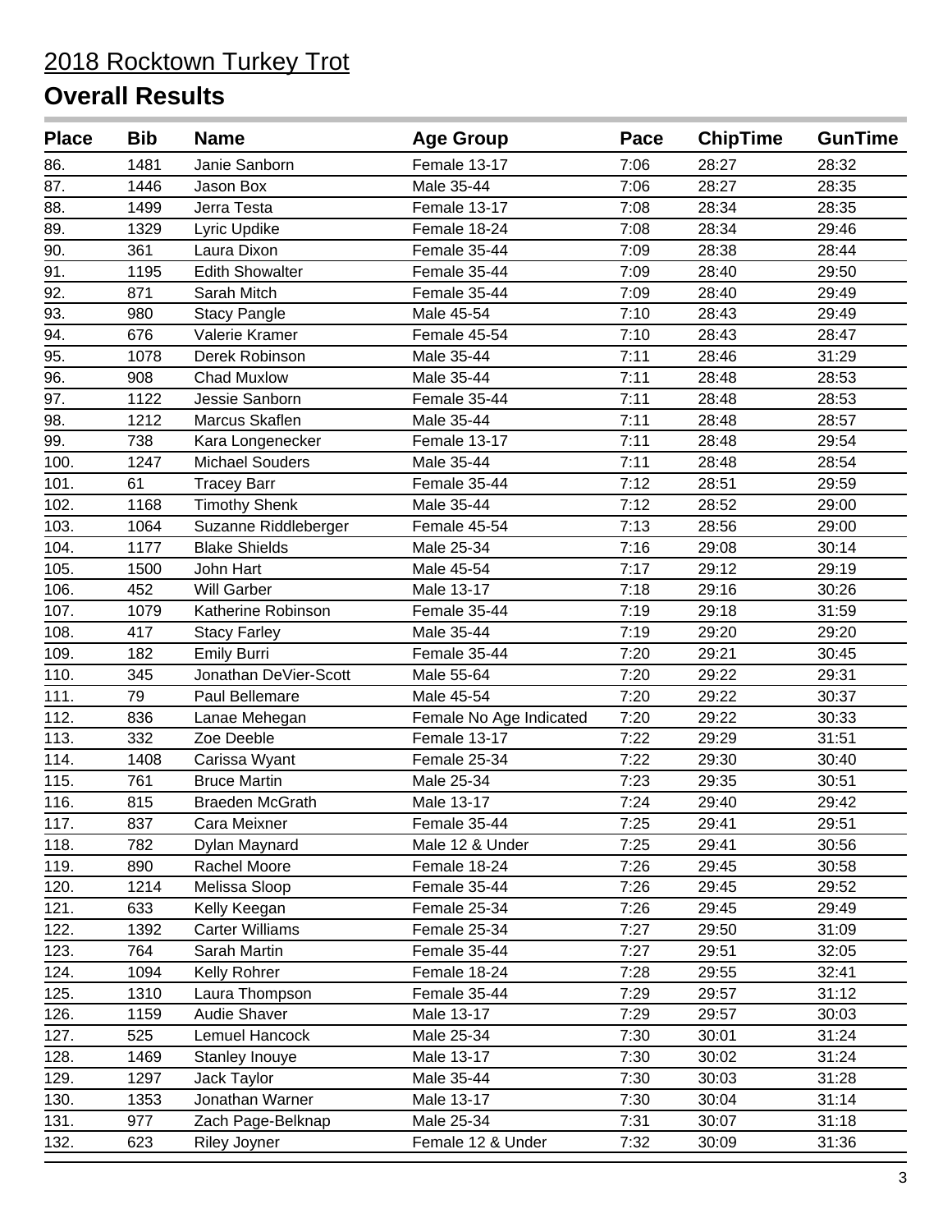# 2018 Rocktown Turkey Trot

## Overall Results

| Place | Bib | Name | Age Group | Pace | ChipTime | GunTime |
|---|---|---|---|---|---|---|
| 86. | 1481 | Janie Sanborn | Female 13-17 | 7:06 | 28:27 | 28:32 |
| 87. | 1446 | Jason Box | Male 35-44 | 7:06 | 28:27 | 28:35 |
| 88. | 1499 | Jerra Testa | Female 13-17 | 7:08 | 28:34 | 28:35 |
| 89. | 1329 | Lyric Updike | Female 18-24 | 7:08 | 28:34 | 29:46 |
| 90. | 361 | Laura Dixon | Female 35-44 | 7:09 | 28:38 | 28:44 |
| 91. | 1195 | Edith Showalter | Female 35-44 | 7:09 | 28:40 | 29:50 |
| 92. | 871 | Sarah Mitch | Female 35-44 | 7:09 | 28:40 | 29:49 |
| 93. | 980 | Stacy Pangle | Male 45-54 | 7:10 | 28:43 | 29:49 |
| 94. | 676 | Valerie Kramer | Female 45-54 | 7:10 | 28:43 | 28:47 |
| 95. | 1078 | Derek Robinson | Male 35-44 | 7:11 | 28:46 | 31:29 |
| 96. | 908 | Chad Muxlow | Male 35-44 | 7:11 | 28:48 | 28:53 |
| 97. | 1122 | Jessie Sanborn | Female 35-44 | 7:11 | 28:48 | 28:53 |
| 98. | 1212 | Marcus Skaflen | Male 35-44 | 7:11 | 28:48 | 28:57 |
| 99. | 738 | Kara Longenecker | Female 13-17 | 7:11 | 28:48 | 29:54 |
| 100. | 1247 | Michael Souders | Male 35-44 | 7:11 | 28:48 | 28:54 |
| 101. | 61 | Tracey Barr | Female 35-44 | 7:12 | 28:51 | 29:59 |
| 102. | 1168 | Timothy Shenk | Male 35-44 | 7:12 | 28:52 | 29:00 |
| 103. | 1064 | Suzanne Riddleberger | Female 45-54 | 7:13 | 28:56 | 29:00 |
| 104. | 1177 | Blake Shields | Male 25-34 | 7:16 | 29:08 | 30:14 |
| 105. | 1500 | John Hart | Male 45-54 | 7:17 | 29:12 | 29:19 |
| 106. | 452 | Will Garber | Male 13-17 | 7:18 | 29:16 | 30:26 |
| 107. | 1079 | Katherine Robinson | Female 35-44 | 7:19 | 29:18 | 31:59 |
| 108. | 417 | Stacy Farley | Male 35-44 | 7:19 | 29:20 | 29:20 |
| 109. | 182 | Emily Burri | Female 35-44 | 7:20 | 29:21 | 30:45 |
| 110. | 345 | Jonathan DeVier-Scott | Male 55-64 | 7:20 | 29:22 | 29:31 |
| 111. | 79 | Paul Bellemare | Male 45-54 | 7:20 | 29:22 | 30:37 |
| 112. | 836 | Lanae Mehegan | Female No Age Indicated | 7:20 | 29:22 | 30:33 |
| 113. | 332 | Zoe Deeble | Female 13-17 | 7:22 | 29:29 | 31:51 |
| 114. | 1408 | Carissa Wyant | Female 25-34 | 7:22 | 29:30 | 30:40 |
| 115. | 761 | Bruce Martin | Male 25-34 | 7:23 | 29:35 | 30:51 |
| 116. | 815 | Braeden McGrath | Male 13-17 | 7:24 | 29:40 | 29:42 |
| 117. | 837 | Cara Meixner | Female 35-44 | 7:25 | 29:41 | 29:51 |
| 118. | 782 | Dylan Maynard | Male 12 & Under | 7:25 | 29:41 | 30:56 |
| 119. | 890 | Rachel Moore | Female 18-24 | 7:26 | 29:45 | 30:58 |
| 120. | 1214 | Melissa Sloop | Female 35-44 | 7:26 | 29:45 | 29:52 |
| 121. | 633 | Kelly Keegan | Female 25-34 | 7:26 | 29:45 | 29:49 |
| 122. | 1392 | Carter Williams | Female 25-34 | 7:27 | 29:50 | 31:09 |
| 123. | 764 | Sarah Martin | Female 35-44 | 7:27 | 29:51 | 32:05 |
| 124. | 1094 | Kelly Rohrer | Female 18-24 | 7:28 | 29:55 | 32:41 |
| 125. | 1310 | Laura Thompson | Female 35-44 | 7:29 | 29:57 | 31:12 |
| 126. | 1159 | Audie Shaver | Male 13-17 | 7:29 | 29:57 | 30:03 |
| 127. | 525 | Lemuel Hancock | Male 25-34 | 7:30 | 30:01 | 31:24 |
| 128. | 1469 | Stanley Inouye | Male 13-17 | 7:30 | 30:02 | 31:24 |
| 129. | 1297 | Jack Taylor | Male 35-44 | 7:30 | 30:03 | 31:28 |
| 130. | 1353 | Jonathan Warner | Male 13-17 | 7:30 | 30:04 | 31:14 |
| 131. | 977 | Zach Page-Belknap | Male 25-34 | 7:31 | 30:07 | 31:18 |
| 132. | 623 | Riley Joyner | Female 12 & Under | 7:32 | 30:09 | 31:36 |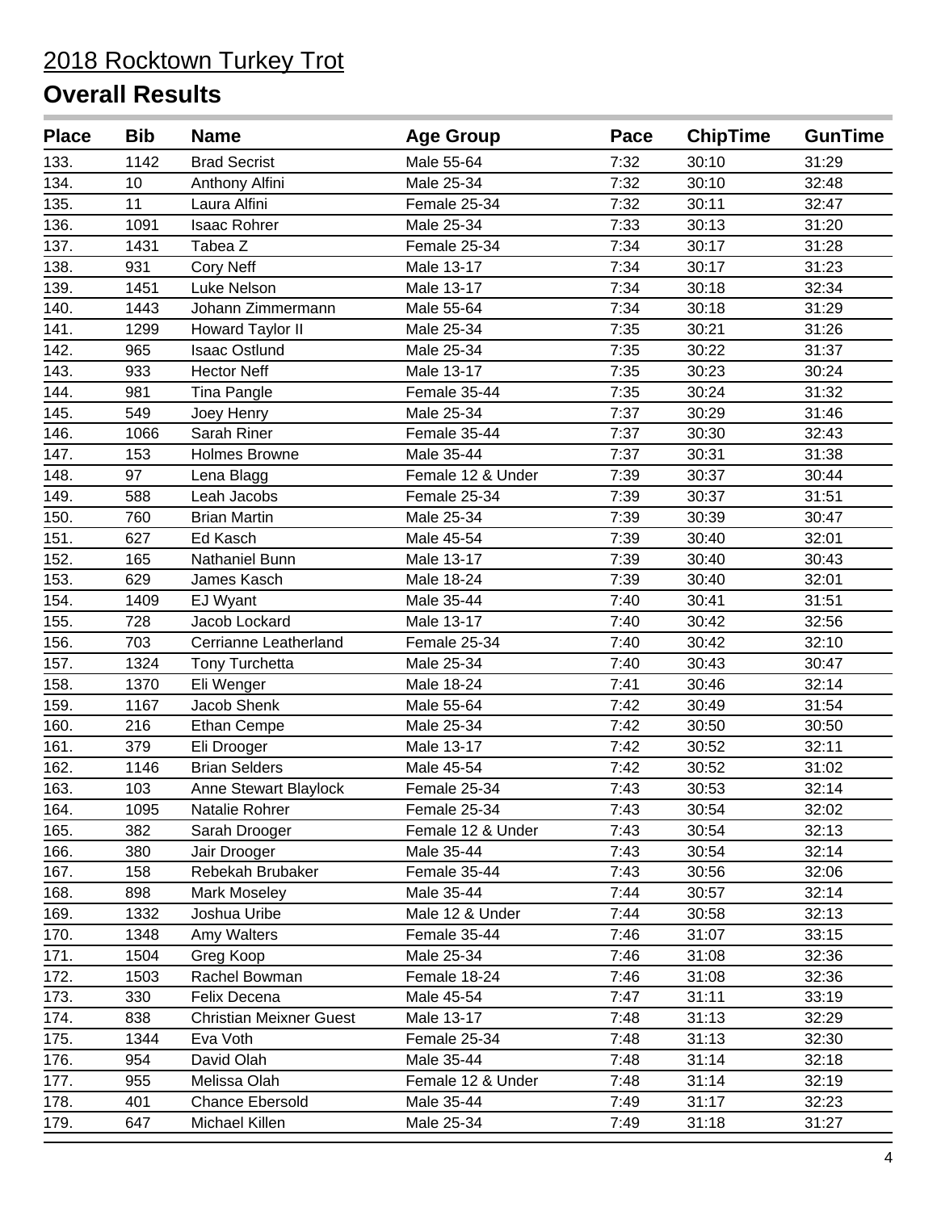# 2018 Rocktown Turkey Trot

## Overall Results

| Place | Bib | Name | Age Group | Pace | ChipTime | GunTime |
|---|---|---|---|---|---|---|
| 133. | 1142 | Brad Secrist | Male 55-64 | 7:32 | 30:10 | 31:29 |
| 134. | 10 | Anthony Alfini | Male 25-34 | 7:32 | 30:10 | 32:48 |
| 135. | 11 | Laura Alfini | Female 25-34 | 7:32 | 30:11 | 32:47 |
| 136. | 1091 | Isaac Rohrer | Male 25-34 | 7:33 | 30:13 | 31:20 |
| 137. | 1431 | Tabea Z | Female 25-34 | 7:34 | 30:17 | 31:28 |
| 138. | 931 | Cory Neff | Male 13-17 | 7:34 | 30:17 | 31:23 |
| 139. | 1451 | Luke Nelson | Male 13-17 | 7:34 | 30:18 | 32:34 |
| 140. | 1443 | Johann Zimmermann | Male 55-64 | 7:34 | 30:18 | 31:29 |
| 141. | 1299 | Howard Taylor II | Male 25-34 | 7:35 | 30:21 | 31:26 |
| 142. | 965 | Isaac Ostlund | Male 25-34 | 7:35 | 30:22 | 31:37 |
| 143. | 933 | Hector Neff | Male 13-17 | 7:35 | 30:23 | 30:24 |
| 144. | 981 | Tina Pangle | Female 35-44 | 7:35 | 30:24 | 31:32 |
| 145. | 549 | Joey Henry | Male 25-34 | 7:37 | 30:29 | 31:46 |
| 146. | 1066 | Sarah Riner | Female 35-44 | 7:37 | 30:30 | 32:43 |
| 147. | 153 | Holmes Browne | Male 35-44 | 7:37 | 30:31 | 31:38 |
| 148. | 97 | Lena Blagg | Female 12 & Under | 7:39 | 30:37 | 30:44 |
| 149. | 588 | Leah Jacobs | Female 25-34 | 7:39 | 30:37 | 31:51 |
| 150. | 760 | Brian Martin | Male 25-34 | 7:39 | 30:39 | 30:47 |
| 151. | 627 | Ed Kasch | Male 45-54 | 7:39 | 30:40 | 32:01 |
| 152. | 165 | Nathaniel Bunn | Male 13-17 | 7:39 | 30:40 | 30:43 |
| 153. | 629 | James Kasch | Male 18-24 | 7:39 | 30:40 | 32:01 |
| 154. | 1409 | EJ Wyant | Male 35-44 | 7:40 | 30:41 | 31:51 |
| 155. | 728 | Jacob Lockard | Male 13-17 | 7:40 | 30:42 | 32:56 |
| 156. | 703 | Cerrianne Leatherland | Female 25-34 | 7:40 | 30:42 | 32:10 |
| 157. | 1324 | Tony Turchetta | Male 25-34 | 7:40 | 30:43 | 30:47 |
| 158. | 1370 | Eli Wenger | Male 18-24 | 7:41 | 30:46 | 32:14 |
| 159. | 1167 | Jacob Shenk | Male 55-64 | 7:42 | 30:49 | 31:54 |
| 160. | 216 | Ethan Cempe | Male 25-34 | 7:42 | 30:50 | 30:50 |
| 161. | 379 | Eli Drooger | Male 13-17 | 7:42 | 30:52 | 32:11 |
| 162. | 1146 | Brian Selders | Male 45-54 | 7:42 | 30:52 | 31:02 |
| 163. | 103 | Anne Stewart Blaylock | Female 25-34 | 7:43 | 30:53 | 32:14 |
| 164. | 1095 | Natalie Rohrer | Female 25-34 | 7:43 | 30:54 | 32:02 |
| 165. | 382 | Sarah Drooger | Female 12 & Under | 7:43 | 30:54 | 32:13 |
| 166. | 380 | Jair Drooger | Male 35-44 | 7:43 | 30:54 | 32:14 |
| 167. | 158 | Rebekah Brubaker | Female 35-44 | 7:43 | 30:56 | 32:06 |
| 168. | 898 | Mark Moseley | Male 35-44 | 7:44 | 30:57 | 32:14 |
| 169. | 1332 | Joshua Uribe | Male 12 & Under | 7:44 | 30:58 | 32:13 |
| 170. | 1348 | Amy Walters | Female 35-44 | 7:46 | 31:07 | 33:15 |
| 171. | 1504 | Greg Koop | Male 25-34 | 7:46 | 31:08 | 32:36 |
| 172. | 1503 | Rachel Bowman | Female 18-24 | 7:46 | 31:08 | 32:36 |
| 173. | 330 | Felix Decena | Male 45-54 | 7:47 | 31:11 | 33:19 |
| 174. | 838 | Christian Meixner Guest | Male 13-17 | 7:48 | 31:13 | 32:29 |
| 175. | 1344 | Eva Voth | Female 25-34 | 7:48 | 31:13 | 32:30 |
| 176. | 954 | David Olah | Male 35-44 | 7:48 | 31:14 | 32:18 |
| 177. | 955 | Melissa Olah | Female 12 & Under | 7:48 | 31:14 | 32:19 |
| 178. | 401 | Chance Ebersold | Male 35-44 | 7:49 | 31:17 | 32:23 |
| 179. | 647 | Michael Killen | Male 25-34 | 7:49 | 31:18 | 31:27 |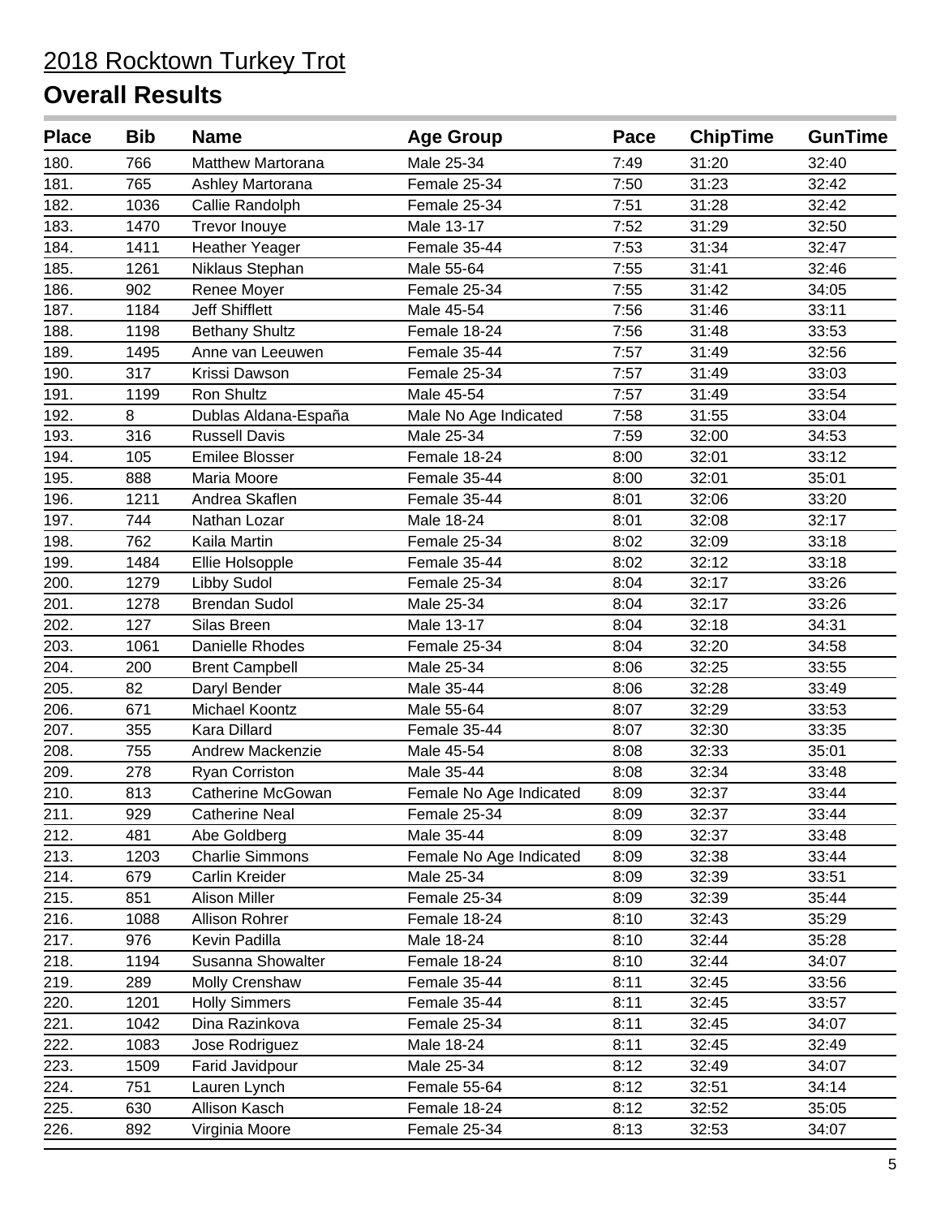# 2018 Rocktown Turkey Trot

## Overall Results

| Place | Bib | Name | Age Group | Pace | ChipTime | GunTime |
| --- | --- | --- | --- | --- | --- | --- |
| 180. | 766 | Matthew Martorana | Male 25-34 | 7:49 | 31:20 | 32:40 |
| 181. | 765 | Ashley Martorana | Female 25-34 | 7:50 | 31:23 | 32:42 |
| 182. | 1036 | Callie Randolph | Female 25-34 | 7:51 | 31:28 | 32:42 |
| 183. | 1470 | Trevor Inouye | Male 13-17 | 7:52 | 31:29 | 32:50 |
| 184. | 1411 | Heather Yeager | Female 35-44 | 7:53 | 31:34 | 32:47 |
| 185. | 1261 | Niklaus Stephan | Male 55-64 | 7:55 | 31:41 | 32:46 |
| 186. | 902 | Renee Moyer | Female 25-34 | 7:55 | 31:42 | 34:05 |
| 187. | 1184 | Jeff Shifflett | Male 45-54 | 7:56 | 31:46 | 33:11 |
| 188. | 1198 | Bethany Shultz | Female 18-24 | 7:56 | 31:48 | 33:53 |
| 189. | 1495 | Anne van Leeuwen | Female 35-44 | 7:57 | 31:49 | 32:56 |
| 190. | 317 | Krissi Dawson | Female 25-34 | 7:57 | 31:49 | 33:03 |
| 191. | 1199 | Ron Shultz | Male 45-54 | 7:57 | 31:49 | 33:54 |
| 192. | 8 | Dublas Aldana-España | Male No Age Indicated | 7:58 | 31:55 | 33:04 |
| 193. | 316 | Russell Davis | Male 25-34 | 7:59 | 32:00 | 34:53 |
| 194. | 105 | Emilee Blosser | Female 18-24 | 8:00 | 32:01 | 33:12 |
| 195. | 888 | Maria Moore | Female 35-44 | 8:00 | 32:01 | 35:01 |
| 196. | 1211 | Andrea Skaflen | Female 35-44 | 8:01 | 32:06 | 33:20 |
| 197. | 744 | Nathan Lozar | Male 18-24 | 8:01 | 32:08 | 32:17 |
| 198. | 762 | Kaila Martin | Female 25-34 | 8:02 | 32:09 | 33:18 |
| 199. | 1484 | Ellie Holsopple | Female 35-44 | 8:02 | 32:12 | 33:18 |
| 200. | 1279 | Libby Sudol | Female 25-34 | 8:04 | 32:17 | 33:26 |
| 201. | 1278 | Brendan Sudol | Male 25-34 | 8:04 | 32:17 | 33:26 |
| 202. | 127 | Silas Breen | Male 13-17 | 8:04 | 32:18 | 34:31 |
| 203. | 1061 | Danielle Rhodes | Female 25-34 | 8:04 | 32:20 | 34:58 |
| 204. | 200 | Brent Campbell | Male 25-34 | 8:06 | 32:25 | 33:55 |
| 205. | 82 | Daryl Bender | Male 35-44 | 8:06 | 32:28 | 33:49 |
| 206. | 671 | Michael Koontz | Male 55-64 | 8:07 | 32:29 | 33:53 |
| 207. | 355 | Kara Dillard | Female 35-44 | 8:07 | 32:30 | 33:35 |
| 208. | 755 | Andrew Mackenzie | Male 45-54 | 8:08 | 32:33 | 35:01 |
| 209. | 278 | Ryan Corriston | Male 35-44 | 8:08 | 32:34 | 33:48 |
| 210. | 813 | Catherine McGowan | Female No Age Indicated | 8:09 | 32:37 | 33:44 |
| 211. | 929 | Catherine Neal | Female 25-34 | 8:09 | 32:37 | 33:44 |
| 212. | 481 | Abe Goldberg | Male 35-44 | 8:09 | 32:37 | 33:48 |
| 213. | 1203 | Charlie Simmons | Female No Age Indicated | 8:09 | 32:38 | 33:44 |
| 214. | 679 | Carlin Kreider | Male 25-34 | 8:09 | 32:39 | 33:51 |
| 215. | 851 | Alison Miller | Female 25-34 | 8:09 | 32:39 | 35:44 |
| 216. | 1088 | Allison Rohrer | Female 18-24 | 8:10 | 32:43 | 35:29 |
| 217. | 976 | Kevin Padilla | Male 18-24 | 8:10 | 32:44 | 35:28 |
| 218. | 1194 | Susanna Showalter | Female 18-24 | 8:10 | 32:44 | 34:07 |
| 219. | 289 | Molly Crenshaw | Female 35-44 | 8:11 | 32:45 | 33:56 |
| 220. | 1201 | Holly Simmers | Female 35-44 | 8:11 | 32:45 | 33:57 |
| 221. | 1042 | Dina Razinkova | Female 25-34 | 8:11 | 32:45 | 34:07 |
| 222. | 1083 | Jose Rodriguez | Male 18-24 | 8:11 | 32:45 | 32:49 |
| 223. | 1509 | Farid Javidpour | Male 25-34 | 8:12 | 32:49 | 34:07 |
| 224. | 751 | Lauren Lynch | Female 55-64 | 8:12 | 32:51 | 34:14 |
| 225. | 630 | Allison Kasch | Female 18-24 | 8:12 | 32:52 | 35:05 |
| 226. | 892 | Virginia Moore | Female 25-34 | 8:13 | 32:53 | 34:07 |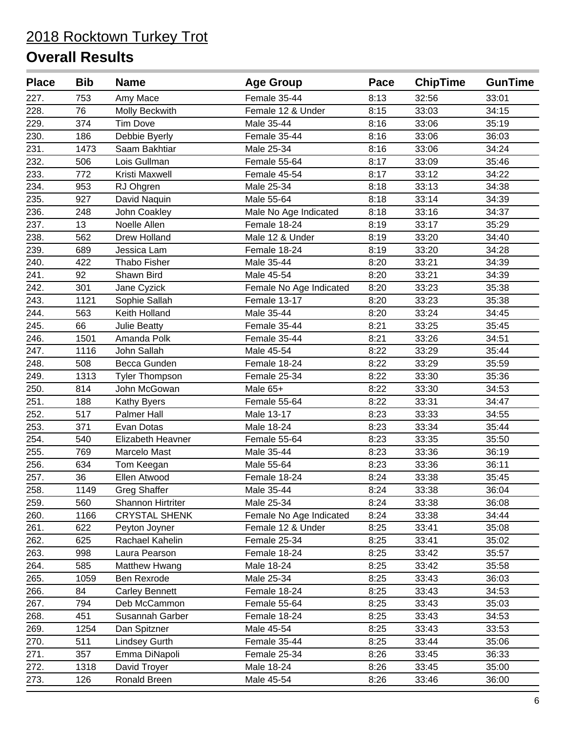# 2018 Rocktown Turkey Trot

## Overall Results

| Place | Bib | Name | Age Group | Pace | ChipTime | GunTime |
|---|---|---|---|---|---|---|
| 227. | 753 | Amy Mace | Female 35-44 | 8:13 | 32:56 | 33:01 |
| 228. | 76 | Molly Beckwith | Female 12 & Under | 8:15 | 33:03 | 34:15 |
| 229. | 374 | Tim Dove | Male 35-44 | 8:16 | 33:06 | 35:19 |
| 230. | 186 | Debbie Byerly | Female 35-44 | 8:16 | 33:06 | 36:03 |
| 231. | 1473 | Saam Bakhtiar | Male 25-34 | 8:16 | 33:06 | 34:24 |
| 232. | 506 | Lois Gullman | Female 55-64 | 8:17 | 33:09 | 35:46 |
| 233. | 772 | Kristi Maxwell | Female 45-54 | 8:17 | 33:12 | 34:22 |
| 234. | 953 | RJ Ohgren | Male 25-34 | 8:18 | 33:13 | 34:38 |
| 235. | 927 | David Naquin | Male 55-64 | 8:18 | 33:14 | 34:39 |
| 236. | 248 | John Coakley | Male No Age Indicated | 8:18 | 33:16 | 34:37 |
| 237. | 13 | Noelle Allen | Female 18-24 | 8:19 | 33:17 | 35:29 |
| 238. | 562 | Drew Holland | Male 12 & Under | 8:19 | 33:20 | 34:40 |
| 239. | 689 | Jessica Lam | Female 18-24 | 8:19 | 33:20 | 34:28 |
| 240. | 422 | Thabo Fisher | Male 35-44 | 8:20 | 33:21 | 34:39 |
| 241. | 92 | Shawn Bird | Male 45-54 | 8:20 | 33:21 | 34:39 |
| 242. | 301 | Jane Cyzick | Female No Age Indicated | 8:20 | 33:23 | 35:38 |
| 243. | 1121 | Sophie Sallah | Female 13-17 | 8:20 | 33:23 | 35:38 |
| 244. | 563 | Keith Holland | Male 35-44 | 8:20 | 33:24 | 34:45 |
| 245. | 66 | Julie Beatty | Female 35-44 | 8:21 | 33:25 | 35:45 |
| 246. | 1501 | Amanda Polk | Female 35-44 | 8:21 | 33:26 | 34:51 |
| 247. | 1116 | John Sallah | Male 45-54 | 8:22 | 33:29 | 35:44 |
| 248. | 508 | Becca Gunden | Female 18-24 | 8:22 | 33:29 | 35:59 |
| 249. | 1313 | Tyler Thompson | Female 25-34 | 8:22 | 33:30 | 35:36 |
| 250. | 814 | John McGowan | Male 65+ | 8:22 | 33:30 | 34:53 |
| 251. | 188 | Kathy Byers | Female 55-64 | 8:22 | 33:31 | 34:47 |
| 252. | 517 | Palmer Hall | Male 13-17 | 8:23 | 33:33 | 34:55 |
| 253. | 371 | Evan Dotas | Male 18-24 | 8:23 | 33:34 | 35:44 |
| 254. | 540 | Elizabeth Heavner | Female 55-64 | 8:23 | 33:35 | 35:50 |
| 255. | 769 | Marcelo Mast | Male 35-44 | 8:23 | 33:36 | 36:19 |
| 256. | 634 | Tom Keegan | Male 55-64 | 8:23 | 33:36 | 36:11 |
| 257. | 36 | Ellen Atwood | Female 18-24 | 8:24 | 33:38 | 35:45 |
| 258. | 1149 | Greg Shaffer | Male 35-44 | 8:24 | 33:38 | 36:04 |
| 259. | 560 | Shannon Hirtriter | Male 25-34 | 8:24 | 33:38 | 36:08 |
| 260. | 1166 | CRYSTAL SHENK | Female No Age Indicated | 8:24 | 33:38 | 34:44 |
| 261. | 622 | Peyton Joyner | Female 12 & Under | 8:25 | 33:41 | 35:08 |
| 262. | 625 | Rachael Kahelin | Female 25-34 | 8:25 | 33:41 | 35:02 |
| 263. | 998 | Laura Pearson | Female 18-24 | 8:25 | 33:42 | 35:57 |
| 264. | 585 | Matthew Hwang | Male 18-24 | 8:25 | 33:42 | 35:58 |
| 265. | 1059 | Ben Rexrode | Male 25-34 | 8:25 | 33:43 | 36:03 |
| 266. | 84 | Carley Bennett | Female 18-24 | 8:25 | 33:43 | 34:53 |
| 267. | 794 | Deb McCammon | Female 55-64 | 8:25 | 33:43 | 35:03 |
| 268. | 451 | Susannah Garber | Female 18-24 | 8:25 | 33:43 | 34:53 |
| 269. | 1254 | Dan Spitzner | Male 45-54 | 8:25 | 33:43 | 33:53 |
| 270. | 511 | Lindsey Gurth | Female 35-44 | 8:25 | 33:44 | 35:06 |
| 271. | 357 | Emma DiNapoli | Female 25-34 | 8:26 | 33:45 | 36:33 |
| 272. | 1318 | David Troyer | Male 18-24 | 8:26 | 33:45 | 35:00 |
| 273. | 126 | Ronald Breen | Male 45-54 | 8:26 | 33:46 | 36:00 |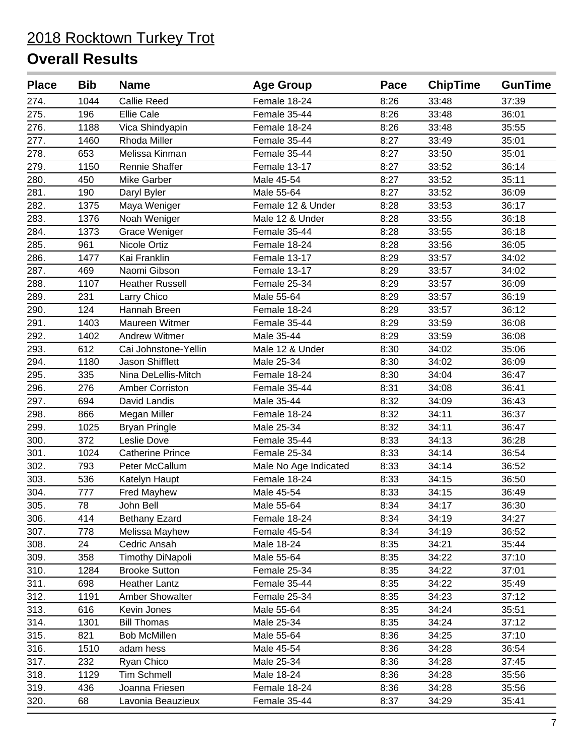# 2018 Rocktown Turkey Trot

## Overall Results

| Place | Bib | Name | Age Group | Pace | ChipTime | GunTime |
|---|---|---|---|---|---|---|
| 274. | 1044 | Callie Reed | Female 18-24 | 8:26 | 33:48 | 37:39 |
| 275. | 196 | Ellie Cale | Female 35-44 | 8:26 | 33:48 | 36:01 |
| 276. | 1188 | Vica Shindyapin | Female 18-24 | 8:26 | 33:48 | 35:55 |
| 277. | 1460 | Rhoda Miller | Female 35-44 | 8:27 | 33:49 | 35:01 |
| 278. | 653 | Melissa Kinman | Female 35-44 | 8:27 | 33:50 | 35:01 |
| 279. | 1150 | Rennie Shaffer | Female 13-17 | 8:27 | 33:52 | 36:14 |
| 280. | 450 | Mike Garber | Male 45-54 | 8:27 | 33:52 | 35:11 |
| 281. | 190 | Daryl Byler | Male 55-64 | 8:27 | 33:52 | 36:09 |
| 282. | 1375 | Maya Weniger | Female 12 & Under | 8:28 | 33:53 | 36:17 |
| 283. | 1376 | Noah Weniger | Male 12 & Under | 8:28 | 33:55 | 36:18 |
| 284. | 1373 | Grace Weniger | Female 35-44 | 8:28 | 33:55 | 36:18 |
| 285. | 961 | Nicole Ortiz | Female 18-24 | 8:28 | 33:56 | 36:05 |
| 286. | 1477 | Kai Franklin | Female 13-17 | 8:29 | 33:57 | 34:02 |
| 287. | 469 | Naomi Gibson | Female 13-17 | 8:29 | 33:57 | 34:02 |
| 288. | 1107 | Heather Russell | Female 25-34 | 8:29 | 33:57 | 36:09 |
| 289. | 231 | Larry Chico | Male 55-64 | 8:29 | 33:57 | 36:19 |
| 290. | 124 | Hannah Breen | Female 18-24 | 8:29 | 33:57 | 36:12 |
| 291. | 1403 | Maureen Witmer | Female 35-44 | 8:29 | 33:59 | 36:08 |
| 292. | 1402 | Andrew Witmer | Male 35-44 | 8:29 | 33:59 | 36:08 |
| 293. | 612 | Cai Johnstone-Yellin | Male 12 & Under | 8:30 | 34:02 | 35:06 |
| 294. | 1180 | Jason Shifflett | Male 25-34 | 8:30 | 34:02 | 36:09 |
| 295. | 335 | Nina DeLellis-Mitch | Female 18-24 | 8:30 | 34:04 | 36:47 |
| 296. | 276 | Amber Corriston | Female 35-44 | 8:31 | 34:08 | 36:41 |
| 297. | 694 | David Landis | Male 35-44 | 8:32 | 34:09 | 36:43 |
| 298. | 866 | Megan Miller | Female 18-24 | 8:32 | 34:11 | 36:37 |
| 299. | 1025 | Bryan Pringle | Male 25-34 | 8:32 | 34:11 | 36:47 |
| 300. | 372 | Leslie Dove | Female 35-44 | 8:33 | 34:13 | 36:28 |
| 301. | 1024 | Catherine Prince | Female 25-34 | 8:33 | 34:14 | 36:54 |
| 302. | 793 | Peter McCallum | Male No Age Indicated | 8:33 | 34:14 | 36:52 |
| 303. | 536 | Katelyn Haupt | Female 18-24 | 8:33 | 34:15 | 36:50 |
| 304. | 777 | Fred Mayhew | Male 45-54 | 8:33 | 34:15 | 36:49 |
| 305. | 78 | John Bell | Male 55-64 | 8:34 | 34:17 | 36:30 |
| 306. | 414 | Bethany Ezard | Female 18-24 | 8:34 | 34:19 | 34:27 |
| 307. | 778 | Melissa Mayhew | Female 45-54 | 8:34 | 34:19 | 36:52 |
| 308. | 24 | Cedric Ansah | Male 18-24 | 8:35 | 34:21 | 35:44 |
| 309. | 358 | Timothy DiNapoli | Male 55-64 | 8:35 | 34:22 | 37:10 |
| 310. | 1284 | Brooke Sutton | Female 25-34 | 8:35 | 34:22 | 37:01 |
| 311. | 698 | Heather Lantz | Female 35-44 | 8:35 | 34:22 | 35:49 |
| 312. | 1191 | Amber Showalter | Female 25-34 | 8:35 | 34:23 | 37:12 |
| 313. | 616 | Kevin Jones | Male 55-64 | 8:35 | 34:24 | 35:51 |
| 314. | 1301 | Bill Thomas | Male 25-34 | 8:35 | 34:24 | 37:12 |
| 315. | 821 | Bob McMillen | Male 55-64 | 8:36 | 34:25 | 37:10 |
| 316. | 1510 | adam hess | Male 45-54 | 8:36 | 34:28 | 36:54 |
| 317. | 232 | Ryan Chico | Male 25-34 | 8:36 | 34:28 | 37:45 |
| 318. | 1129 | Tim Schmell | Male 18-24 | 8:36 | 34:28 | 35:56 |
| 319. | 436 | Joanna Friesen | Female 18-24 | 8:36 | 34:28 | 35:56 |
| 320. | 68 | Lavonia Beauzieux | Female 35-44 | 8:37 | 34:29 | 35:41 |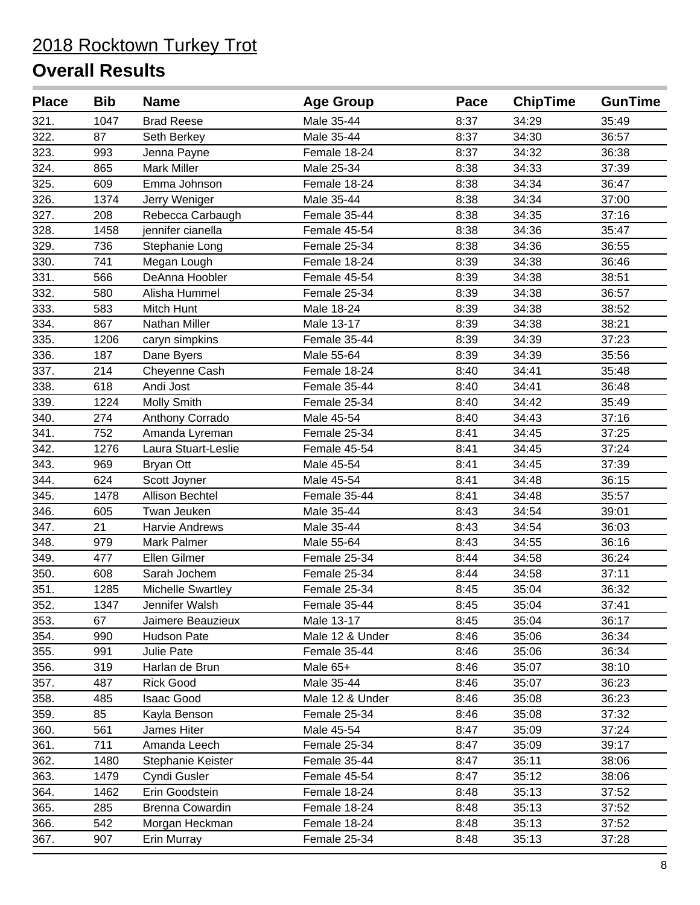# 2018 Rocktown Turkey Trot

## Overall Results

| Place | Bib | Name | Age Group | Pace | ChipTime | GunTime |
|---|---|---|---|---|---|---|
| 321. | 1047 | Brad Reese | Male 35-44 | 8:37 | 34:29 | 35:49 |
| 322. | 87 | Seth Berkey | Male 35-44 | 8:37 | 34:30 | 36:57 |
| 323. | 993 | Jenna Payne | Female 18-24 | 8:37 | 34:32 | 36:38 |
| 324. | 865 | Mark Miller | Male 25-34 | 8:38 | 34:33 | 37:39 |
| 325. | 609 | Emma Johnson | Female 18-24 | 8:38 | 34:34 | 36:47 |
| 326. | 1374 | Jerry Weniger | Male 35-44 | 8:38 | 34:34 | 37:00 |
| 327. | 208 | Rebecca Carbaugh | Female 35-44 | 8:38 | 34:35 | 37:16 |
| 328. | 1458 | jennifer cianella | Female 45-54 | 8:38 | 34:36 | 35:47 |
| 329. | 736 | Stephanie Long | Female 25-34 | 8:38 | 34:36 | 36:55 |
| 330. | 741 | Megan Lough | Female 18-24 | 8:39 | 34:38 | 36:46 |
| 331. | 566 | DeAnna Hoobler | Female 45-54 | 8:39 | 34:38 | 38:51 |
| 332. | 580 | Alisha Hummel | Female 25-34 | 8:39 | 34:38 | 36:57 |
| 333. | 583 | Mitch Hunt | Male 18-24 | 8:39 | 34:38 | 38:52 |
| 334. | 867 | Nathan Miller | Male 13-17 | 8:39 | 34:38 | 38:21 |
| 335. | 1206 | caryn simpkins | Female 35-44 | 8:39 | 34:39 | 37:23 |
| 336. | 187 | Dane Byers | Male 55-64 | 8:39 | 34:39 | 35:56 |
| 337. | 214 | Cheyenne Cash | Female 18-24 | 8:40 | 34:41 | 35:48 |
| 338. | 618 | Andi Jost | Female 35-44 | 8:40 | 34:41 | 36:48 |
| 339. | 1224 | Molly Smith | Female 25-34 | 8:40 | 34:42 | 35:49 |
| 340. | 274 | Anthony Corrado | Male 45-54 | 8:40 | 34:43 | 37:16 |
| 341. | 752 | Amanda Lyreman | Female 25-34 | 8:41 | 34:45 | 37:25 |
| 342. | 1276 | Laura Stuart-Leslie | Female 45-54 | 8:41 | 34:45 | 37:24 |
| 343. | 969 | Bryan Ott | Male 45-54 | 8:41 | 34:45 | 37:39 |
| 344. | 624 | Scott Joyner | Male 45-54 | 8:41 | 34:48 | 36:15 |
| 345. | 1478 | Allison Bechtel | Female 35-44 | 8:41 | 34:48 | 35:57 |
| 346. | 605 | Twan Jeuken | Male 35-44 | 8:43 | 34:54 | 39:01 |
| 347. | 21 | Harvie Andrews | Male 35-44 | 8:43 | 34:54 | 36:03 |
| 348. | 979 | Mark Palmer | Male 55-64 | 8:43 | 34:55 | 36:16 |
| 349. | 477 | Ellen Gilmer | Female 25-34 | 8:44 | 34:58 | 36:24 |
| 350. | 608 | Sarah Jochem | Female 25-34 | 8:44 | 34:58 | 37:11 |
| 351. | 1285 | Michelle Swartley | Female 25-34 | 8:45 | 35:04 | 36:32 |
| 352. | 1347 | Jennifer Walsh | Female 35-44 | 8:45 | 35:04 | 37:41 |
| 353. | 67 | Jaimere Beauzieux | Male 13-17 | 8:45 | 35:04 | 36:17 |
| 354. | 990 | Hudson Pate | Male 12 & Under | 8:46 | 35:06 | 36:34 |
| 355. | 991 | Julie Pate | Female 35-44 | 8:46 | 35:06 | 36:34 |
| 356. | 319 | Harlan de Brun | Male 65+ | 8:46 | 35:07 | 38:10 |
| 357. | 487 | Rick Good | Male 35-44 | 8:46 | 35:07 | 36:23 |
| 358. | 485 | Isaac Good | Male 12 & Under | 8:46 | 35:08 | 36:23 |
| 359. | 85 | Kayla Benson | Female 25-34 | 8:46 | 35:08 | 37:32 |
| 360. | 561 | James Hiter | Male 45-54 | 8:47 | 35:09 | 37:24 |
| 361. | 711 | Amanda Leech | Female 25-34 | 8:47 | 35:09 | 39:17 |
| 362. | 1480 | Stephanie Keister | Female 35-44 | 8:47 | 35:11 | 38:06 |
| 363. | 1479 | Cyndi Gusler | Female 45-54 | 8:47 | 35:12 | 38:06 |
| 364. | 1462 | Erin Goodstein | Female 18-24 | 8:48 | 35:13 | 37:52 |
| 365. | 285 | Brenna Cowardin | Female 18-24 | 8:48 | 35:13 | 37:52 |
| 366. | 542 | Morgan Heckman | Female 18-24 | 8:48 | 35:13 | 37:52 |
| 367. | 907 | Erin Murray | Female 25-34 | 8:48 | 35:13 | 37:28 |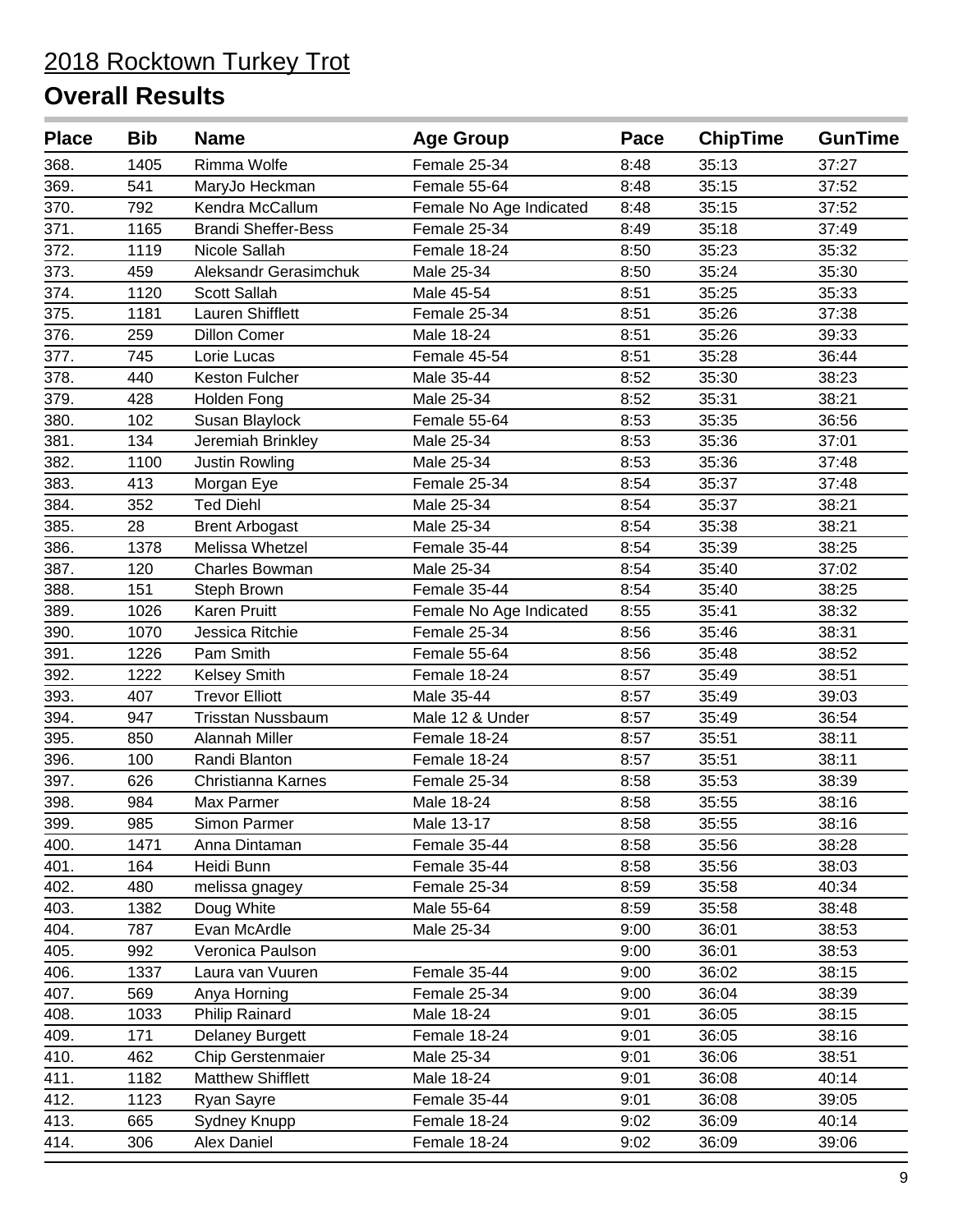# 2018 Rocktown Turkey Trot

## Overall Results

| Place | Bib | Name | Age Group | Pace | ChipTime | GunTime |
|---|---|---|---|---|---|---|
| 368. | 1405 | Rimma Wolfe | Female 25-34 | 8:48 | 35:13 | 37:27 |
| 369. | 541 | MaryJo Heckman | Female 55-64 | 8:48 | 35:15 | 37:52 |
| 370. | 792 | Kendra McCallum | Female No Age Indicated | 8:48 | 35:15 | 37:52 |
| 371. | 1165 | Brandi Sheffer-Bess | Female 25-34 | 8:49 | 35:18 | 37:49 |
| 372. | 1119 | Nicole Sallah | Female 18-24 | 8:50 | 35:23 | 35:32 |
| 373. | 459 | Aleksandr Gerasimchuk | Male 25-34 | 8:50 | 35:24 | 35:30 |
| 374. | 1120 | Scott Sallah | Male 45-54 | 8:51 | 35:25 | 35:33 |
| 375. | 1181 | Lauren Shifflett | Female 25-34 | 8:51 | 35:26 | 37:38 |
| 376. | 259 | Dillon Comer | Male 18-24 | 8:51 | 35:26 | 39:33 |
| 377. | 745 | Lorie Lucas | Female 45-54 | 8:51 | 35:28 | 36:44 |
| 378. | 440 | Keston Fulcher | Male 35-44 | 8:52 | 35:30 | 38:23 |
| 379. | 428 | Holden Fong | Male 25-34 | 8:52 | 35:31 | 38:21 |
| 380. | 102 | Susan Blaylock | Female 55-64 | 8:53 | 35:35 | 36:56 |
| 381. | 134 | Jeremiah Brinkley | Male 25-34 | 8:53 | 35:36 | 37:01 |
| 382. | 1100 | Justin Rowling | Male 25-34 | 8:53 | 35:36 | 37:48 |
| 383. | 413 | Morgan Eye | Female 25-34 | 8:54 | 35:37 | 37:48 |
| 384. | 352 | Ted Diehl | Male 25-34 | 8:54 | 35:37 | 38:21 |
| 385. | 28 | Brent Arbogast | Male 25-34 | 8:54 | 35:38 | 38:21 |
| 386. | 1378 | Melissa Whetzel | Female 35-44 | 8:54 | 35:39 | 38:25 |
| 387. | 120 | Charles Bowman | Male 25-34 | 8:54 | 35:40 | 37:02 |
| 388. | 151 | Steph Brown | Female 35-44 | 8:54 | 35:40 | 38:25 |
| 389. | 1026 | Karen Pruitt | Female No Age Indicated | 8:55 | 35:41 | 38:32 |
| 390. | 1070 | Jessica Ritchie | Female 25-34 | 8:56 | 35:46 | 38:31 |
| 391. | 1226 | Pam Smith | Female 55-64 | 8:56 | 35:48 | 38:52 |
| 392. | 1222 | Kelsey Smith | Female 18-24 | 8:57 | 35:49 | 38:51 |
| 393. | 407 | Trevor Elliott | Male 35-44 | 8:57 | 35:49 | 39:03 |
| 394. | 947 | Trisstan Nussbaum | Male 12 & Under | 8:57 | 35:49 | 36:54 |
| 395. | 850 | Alannah Miller | Female 18-24 | 8:57 | 35:51 | 38:11 |
| 396. | 100 | Randi Blanton | Female 18-24 | 8:57 | 35:51 | 38:11 |
| 397. | 626 | Christianna Karnes | Female 25-34 | 8:58 | 35:53 | 38:39 |
| 398. | 984 | Max Parmer | Male 18-24 | 8:58 | 35:55 | 38:16 |
| 399. | 985 | Simon Parmer | Male 13-17 | 8:58 | 35:55 | 38:16 |
| 400. | 1471 | Anna Dintaman | Female 35-44 | 8:58 | 35:56 | 38:28 |
| 401. | 164 | Heidi Bunn | Female 35-44 | 8:58 | 35:56 | 38:03 |
| 402. | 480 | melissa gnagey | Female 25-34 | 8:59 | 35:58 | 40:34 |
| 403. | 1382 | Doug White | Male 55-64 | 8:59 | 35:58 | 38:48 |
| 404. | 787 | Evan McArdle | Male 25-34 | 9:00 | 36:01 | 38:53 |
| 405. | 992 | Veronica Paulson | | 9:00 | 36:01 | 38:53 |
| 406. | 1337 | Laura van Vuuren | Female 35-44 | 9:00 | 36:02 | 38:15 |
| 407. | 569 | Anya Horning | Female 25-34 | 9:00 | 36:04 | 38:39 |
| 408. | 1033 | Philip Rainard | Male 18-24 | 9:01 | 36:05 | 38:15 |
| 409. | 171 | Delaney Burgett | Female 18-24 | 9:01 | 36:05 | 38:16 |
| 410. | 462 | Chip Gerstenmaier | Male 25-34 | 9:01 | 36:06 | 38:51 |
| 411. | 1182 | Matthew Shifflett | Male 18-24 | 9:01 | 36:08 | 40:14 |
| 412. | 1123 | Ryan Sayre | Female 35-44 | 9:01 | 36:08 | 39:05 |
| 413. | 665 | Sydney Knupp | Female 18-24 | 9:02 | 36:09 | 40:14 |
| 414. | 306 | Alex Daniel | Female 18-24 | 9:02 | 36:09 | 39:06 |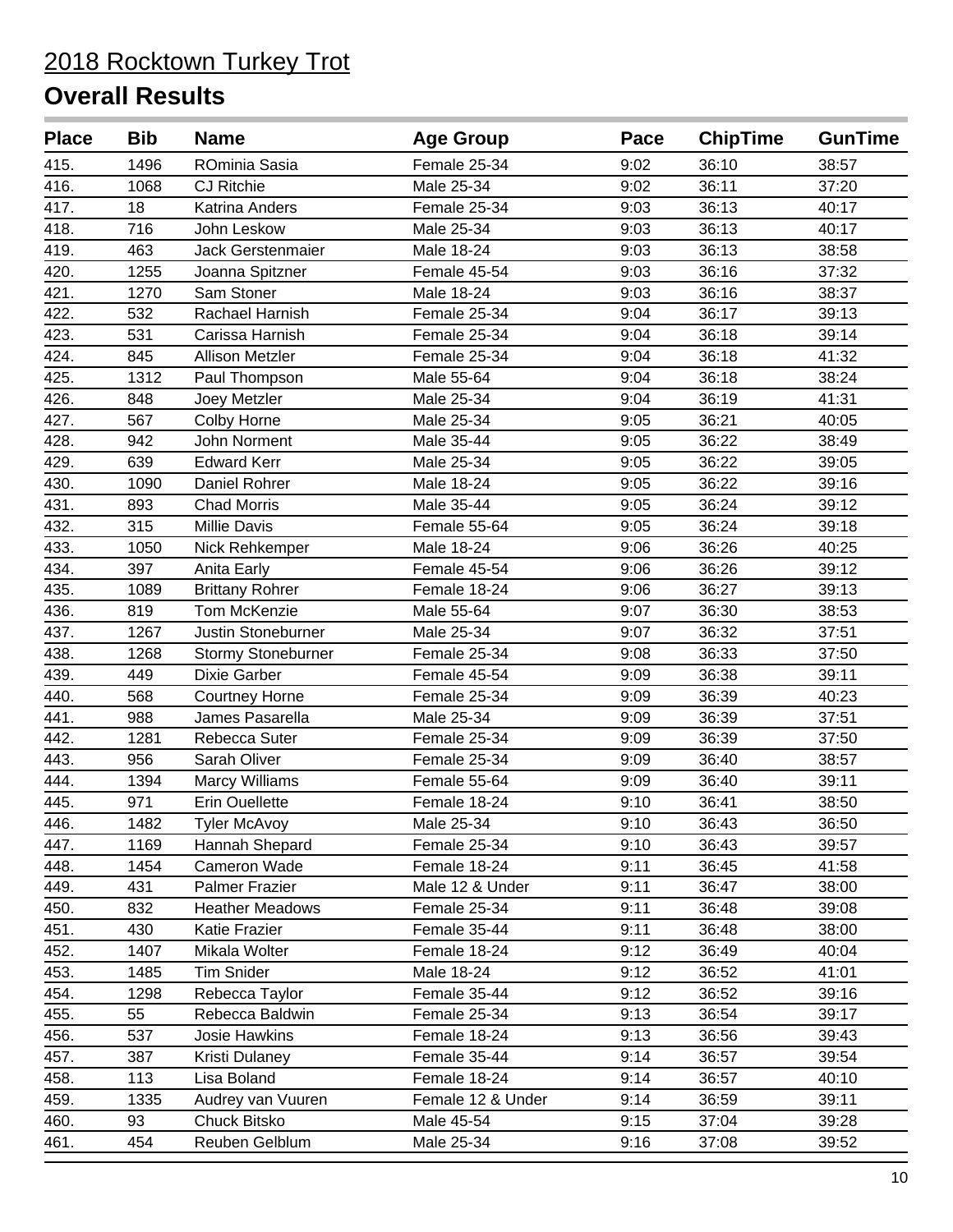# 2018 Rocktown Turkey Trot

## Overall Results

| Place | Bib | Name | Age Group | Pace | ChipTime | GunTime |
|---|---|---|---|---|---|---|
| 415. | 1496 | ROminia Sasia | Female 25-34 | 9:02 | 36:10 | 38:57 |
| 416. | 1068 | CJ Ritchie | Male 25-34 | 9:02 | 36:11 | 37:20 |
| 417. | 18 | Katrina Anders | Female 25-34 | 9:03 | 36:13 | 40:17 |
| 418. | 716 | John Leskow | Male 25-34 | 9:03 | 36:13 | 40:17 |
| 419. | 463 | Jack Gerstenmaier | Male 18-24 | 9:03 | 36:13 | 38:58 |
| 420. | 1255 | Joanna Spitzner | Female 45-54 | 9:03 | 36:16 | 37:32 |
| 421. | 1270 | Sam Stoner | Male 18-24 | 9:03 | 36:16 | 38:37 |
| 422. | 532 | Rachael Harnish | Female 25-34 | 9:04 | 36:17 | 39:13 |
| 423. | 531 | Carissa Harnish | Female 25-34 | 9:04 | 36:18 | 39:14 |
| 424. | 845 | Allison Metzler | Female 25-34 | 9:04 | 36:18 | 41:32 |
| 425. | 1312 | Paul Thompson | Male 55-64 | 9:04 | 36:18 | 38:24 |
| 426. | 848 | Joey Metzler | Male 25-34 | 9:04 | 36:19 | 41:31 |
| 427. | 567 | Colby Horne | Male 25-34 | 9:05 | 36:21 | 40:05 |
| 428. | 942 | John Norment | Male 35-44 | 9:05 | 36:22 | 38:49 |
| 429. | 639 | Edward Kerr | Male 25-34 | 9:05 | 36:22 | 39:05 |
| 430. | 1090 | Daniel Rohrer | Male 18-24 | 9:05 | 36:22 | 39:16 |
| 431. | 893 | Chad Morris | Male 35-44 | 9:05 | 36:24 | 39:12 |
| 432. | 315 | Millie Davis | Female 55-64 | 9:05 | 36:24 | 39:18 |
| 433. | 1050 | Nick Rehkemper | Male 18-24 | 9:06 | 36:26 | 40:25 |
| 434. | 397 | Anita Early | Female 45-54 | 9:06 | 36:26 | 39:12 |
| 435. | 1089 | Brittany Rohrer | Female 18-24 | 9:06 | 36:27 | 39:13 |
| 436. | 819 | Tom McKenzie | Male 55-64 | 9:07 | 36:30 | 38:53 |
| 437. | 1267 | Justin Stoneburner | Male 25-34 | 9:07 | 36:32 | 37:51 |
| 438. | 1268 | Stormy Stoneburner | Female 25-34 | 9:08 | 36:33 | 37:50 |
| 439. | 449 | Dixie Garber | Female 45-54 | 9:09 | 36:38 | 39:11 |
| 440. | 568 | Courtney Horne | Female 25-34 | 9:09 | 36:39 | 40:23 |
| 441. | 988 | James Pasarella | Male 25-34 | 9:09 | 36:39 | 37:51 |
| 442. | 1281 | Rebecca Suter | Female 25-34 | 9:09 | 36:39 | 37:50 |
| 443. | 956 | Sarah Oliver | Female 25-34 | 9:09 | 36:40 | 38:57 |
| 444. | 1394 | Marcy Williams | Female 55-64 | 9:09 | 36:40 | 39:11 |
| 445. | 971 | Erin Ouellette | Female 18-24 | 9:10 | 36:41 | 38:50 |
| 446. | 1482 | Tyler McAvoy | Male 25-34 | 9:10 | 36:43 | 36:50 |
| 447. | 1169 | Hannah Shepard | Female 25-34 | 9:10 | 36:43 | 39:57 |
| 448. | 1454 | Cameron Wade | Female 18-24 | 9:11 | 36:45 | 41:58 |
| 449. | 431 | Palmer Frazier | Male 12 & Under | 9:11 | 36:47 | 38:00 |
| 450. | 832 | Heather Meadows | Female 25-34 | 9:11 | 36:48 | 39:08 |
| 451. | 430 | Katie Frazier | Female 35-44 | 9:11 | 36:48 | 38:00 |
| 452. | 1407 | Mikala Wolter | Female 18-24 | 9:12 | 36:49 | 40:04 |
| 453. | 1485 | Tim Snider | Male 18-24 | 9:12 | 36:52 | 41:01 |
| 454. | 1298 | Rebecca Taylor | Female 35-44 | 9:12 | 36:52 | 39:16 |
| 455. | 55 | Rebecca Baldwin | Female 25-34 | 9:13 | 36:54 | 39:17 |
| 456. | 537 | Josie Hawkins | Female 18-24 | 9:13 | 36:56 | 39:43 |
| 457. | 387 | Kristi Dulaney | Female 35-44 | 9:14 | 36:57 | 39:54 |
| 458. | 113 | Lisa Boland | Female 18-24 | 9:14 | 36:57 | 40:10 |
| 459. | 1335 | Audrey van Vuuren | Female 12 & Under | 9:14 | 36:59 | 39:11 |
| 460. | 93 | Chuck Bitsko | Male 45-54 | 9:15 | 37:04 | 39:28 |
| 461. | 454 | Reuben Gelblum | Male 25-34 | 9:16 | 37:08 | 39:52 |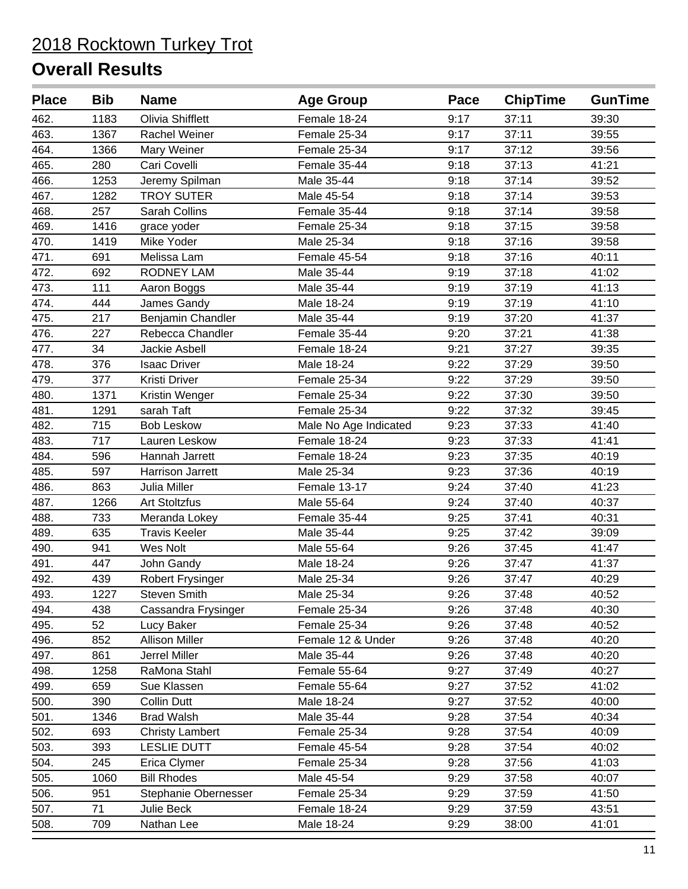# 2018 Rocktown Turkey Trot

## Overall Results

| Place | Bib | Name | Age Group | Pace | ChipTime | GunTime |
|---|---|---|---|---|---|---|
| 462. | 1183 | Olivia Shifflett | Female 18-24 | 9:17 | 37:11 | 39:30 |
| 463. | 1367 | Rachel Weiner | Female 25-34 | 9:17 | 37:11 | 39:55 |
| 464. | 1366 | Mary Weiner | Female 25-34 | 9:17 | 37:12 | 39:56 |
| 465. | 280 | Cari Covelli | Female 35-44 | 9:18 | 37:13 | 41:21 |
| 466. | 1253 | Jeremy Spilman | Male 35-44 | 9:18 | 37:14 | 39:52 |
| 467. | 1282 | TROY SUTER | Male 45-54 | 9:18 | 37:14 | 39:53 |
| 468. | 257 | Sarah Collins | Female 35-44 | 9:18 | 37:14 | 39:58 |
| 469. | 1416 | grace yoder | Female 25-34 | 9:18 | 37:15 | 39:58 |
| 470. | 1419 | Mike Yoder | Male 25-34 | 9:18 | 37:16 | 39:58 |
| 471. | 691 | Melissa Lam | Female 45-54 | 9:18 | 37:16 | 40:11 |
| 472. | 692 | RODNEY LAM | Male 35-44 | 9:19 | 37:18 | 41:02 |
| 473. | 111 | Aaron Boggs | Male 35-44 | 9:19 | 37:19 | 41:13 |
| 474. | 444 | James Gandy | Male 18-24 | 9:19 | 37:19 | 41:10 |
| 475. | 217 | Benjamin Chandler | Male 35-44 | 9:19 | 37:20 | 41:37 |
| 476. | 227 | Rebecca Chandler | Female 35-44 | 9:20 | 37:21 | 41:38 |
| 477. | 34 | Jackie Asbell | Female 18-24 | 9:21 | 37:27 | 39:35 |
| 478. | 376 | Isaac Driver | Male 18-24 | 9:22 | 37:29 | 39:50 |
| 479. | 377 | Kristi Driver | Female 25-34 | 9:22 | 37:29 | 39:50 |
| 480. | 1371 | Kristin Wenger | Female 25-34 | 9:22 | 37:30 | 39:50 |
| 481. | 1291 | sarah Taft | Female 25-34 | 9:22 | 37:32 | 39:45 |
| 482. | 715 | Bob Leskow | Male No Age Indicated | 9:23 | 37:33 | 41:40 |
| 483. | 717 | Lauren Leskow | Female 18-24 | 9:23 | 37:33 | 41:41 |
| 484. | 596 | Hannah Jarrett | Female 18-24 | 9:23 | 37:35 | 40:19 |
| 485. | 597 | Harrison Jarrett | Male 25-34 | 9:23 | 37:36 | 40:19 |
| 486. | 863 | Julia Miller | Female 13-17 | 9:24 | 37:40 | 41:23 |
| 487. | 1266 | Art Stoltzfus | Male 55-64 | 9:24 | 37:40 | 40:37 |
| 488. | 733 | Meranda Lokey | Female 35-44 | 9:25 | 37:41 | 40:31 |
| 489. | 635 | Travis Keeler | Male 35-44 | 9:25 | 37:42 | 39:09 |
| 490. | 941 | Wes Nolt | Male 55-64 | 9:26 | 37:45 | 41:47 |
| 491. | 447 | John Gandy | Male 18-24 | 9:26 | 37:47 | 41:37 |
| 492. | 439 | Robert Frysinger | Male 25-34 | 9:26 | 37:47 | 40:29 |
| 493. | 1227 | Steven Smith | Male 25-34 | 9:26 | 37:48 | 40:52 |
| 494. | 438 | Cassandra Frysinger | Female 25-34 | 9:26 | 37:48 | 40:30 |
| 495. | 52 | Lucy Baker | Female 25-34 | 9:26 | 37:48 | 40:52 |
| 496. | 852 | Allison Miller | Female 12 & Under | 9:26 | 37:48 | 40:20 |
| 497. | 861 | Jerrel Miller | Male 35-44 | 9:26 | 37:48 | 40:20 |
| 498. | 1258 | RaMona Stahl | Female 55-64 | 9:27 | 37:49 | 40:27 |
| 499. | 659 | Sue Klassen | Female 55-64 | 9:27 | 37:52 | 41:02 |
| 500. | 390 | Collin Dutt | Male 18-24 | 9:27 | 37:52 | 40:00 |
| 501. | 1346 | Brad Walsh | Male 35-44 | 9:28 | 37:54 | 40:34 |
| 502. | 693 | Christy Lambert | Female 25-34 | 9:28 | 37:54 | 40:09 |
| 503. | 393 | LESLIE DUTT | Female 45-54 | 9:28 | 37:54 | 40:02 |
| 504. | 245 | Erica Clymer | Female 25-34 | 9:28 | 37:56 | 41:03 |
| 505. | 1060 | Bill Rhodes | Male 45-54 | 9:29 | 37:58 | 40:07 |
| 506. | 951 | Stephanie Obernesser | Female 25-34 | 9:29 | 37:59 | 41:50 |
| 507. | 71 | Julie Beck | Female 18-24 | 9:29 | 37:59 | 43:51 |
| 508. | 709 | Nathan Lee | Male 18-24 | 9:29 | 38:00 | 41:01 |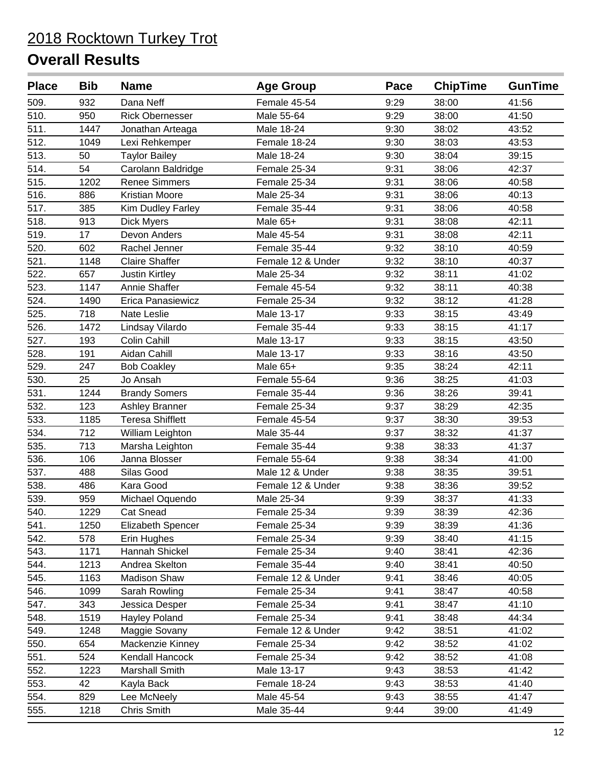# 2018 Rocktown Turkey Trot

## Overall Results

| Place | Bib | Name | Age Group | Pace | ChipTime | GunTime |
|---|---|---|---|---|---|---|
| 509. | 932 | Dana Neff | Female 45-54 | 9:29 | 38:00 | 41:56 |
| 510. | 950 | Rick Obernesser | Male 55-64 | 9:29 | 38:00 | 41:50 |
| 511. | 1447 | Jonathan Arteaga | Male 18-24 | 9:30 | 38:02 | 43:52 |
| 512. | 1049 | Lexi Rehkemper | Female 18-24 | 9:30 | 38:03 | 43:53 |
| 513. | 50 | Taylor Bailey | Male 18-24 | 9:30 | 38:04 | 39:15 |
| 514. | 54 | Carolann Baldridge | Female 25-34 | 9:31 | 38:06 | 42:37 |
| 515. | 1202 | Renee Simmers | Female 25-34 | 9:31 | 38:06 | 40:58 |
| 516. | 886 | Kristian Moore | Male 25-34 | 9:31 | 38:06 | 40:13 |
| 517. | 385 | Kim Dudley Farley | Female 35-44 | 9:31 | 38:06 | 40:58 |
| 518. | 913 | Dick Myers | Male 65+ | 9:31 | 38:08 | 42:11 |
| 519. | 17 | Devon Anders | Male 45-54 | 9:31 | 38:08 | 42:11 |
| 520. | 602 | Rachel Jenner | Female 35-44 | 9:32 | 38:10 | 40:59 |
| 521. | 1148 | Claire Shaffer | Female 12 & Under | 9:32 | 38:10 | 40:37 |
| 522. | 657 | Justin Kirtley | Male 25-34 | 9:32 | 38:11 | 41:02 |
| 523. | 1147 | Annie Shaffer | Female 45-54 | 9:32 | 38:11 | 40:38 |
| 524. | 1490 | Erica Panasiewicz | Female 25-34 | 9:32 | 38:12 | 41:28 |
| 525. | 718 | Nate Leslie | Male 13-17 | 9:33 | 38:15 | 43:49 |
| 526. | 1472 | Lindsay Vilardo | Female 35-44 | 9:33 | 38:15 | 41:17 |
| 527. | 193 | Colin Cahill | Male 13-17 | 9:33 | 38:15 | 43:50 |
| 528. | 191 | Aidan Cahill | Male 13-17 | 9:33 | 38:16 | 43:50 |
| 529. | 247 | Bob Coakley | Male 65+ | 9:35 | 38:24 | 42:11 |
| 530. | 25 | Jo Ansah | Female 55-64 | 9:36 | 38:25 | 41:03 |
| 531. | 1244 | Brandy Somers | Female 35-44 | 9:36 | 38:26 | 39:41 |
| 532. | 123 | Ashley Branner | Female 25-34 | 9:37 | 38:29 | 42:35 |
| 533. | 1185 | Teresa Shifflett | Female 45-54 | 9:37 | 38:30 | 39:53 |
| 534. | 712 | William Leighton | Male 35-44 | 9:37 | 38:32 | 41:37 |
| 535. | 713 | Marsha Leighton | Female 35-44 | 9:38 | 38:33 | 41:37 |
| 536. | 106 | Janna Blosser | Female 55-64 | 9:38 | 38:34 | 41:00 |
| 537. | 488 | Silas Good | Male 12 & Under | 9:38 | 38:35 | 39:51 |
| 538. | 486 | Kara Good | Female 12 & Under | 9:38 | 38:36 | 39:52 |
| 539. | 959 | Michael Oquendo | Male 25-34 | 9:39 | 38:37 | 41:33 |
| 540. | 1229 | Cat Snead | Female 25-34 | 9:39 | 38:39 | 42:36 |
| 541. | 1250 | Elizabeth Spencer | Female 25-34 | 9:39 | 38:39 | 41:36 |
| 542. | 578 | Erin Hughes | Female 25-34 | 9:39 | 38:40 | 41:15 |
| 543. | 1171 | Hannah Shickel | Female 25-34 | 9:40 | 38:41 | 42:36 |
| 544. | 1213 | Andrea Skelton | Female 35-44 | 9:40 | 38:41 | 40:50 |
| 545. | 1163 | Madison Shaw | Female 12 & Under | 9:41 | 38:46 | 40:05 |
| 546. | 1099 | Sarah Rowling | Female 25-34 | 9:41 | 38:47 | 40:58 |
| 547. | 343 | Jessica Desper | Female 25-34 | 9:41 | 38:47 | 41:10 |
| 548. | 1519 | Hayley Poland | Female 25-34 | 9:41 | 38:48 | 44:34 |
| 549. | 1248 | Maggie Sovany | Female 12 & Under | 9:42 | 38:51 | 41:02 |
| 550. | 654 | Mackenzie Kinney | Female 25-34 | 9:42 | 38:52 | 41:02 |
| 551. | 524 | Kendall Hancock | Female 25-34 | 9:42 | 38:52 | 41:08 |
| 552. | 1223 | Marshall Smith | Male 13-17 | 9:43 | 38:53 | 41:42 |
| 553. | 42 | Kayla Back | Female 18-24 | 9:43 | 38:53 | 41:40 |
| 554. | 829 | Lee McNeely | Male 45-54 | 9:43 | 38:55 | 41:47 |
| 555. | 1218 | Chris Smith | Male 35-44 | 9:44 | 39:00 | 41:49 |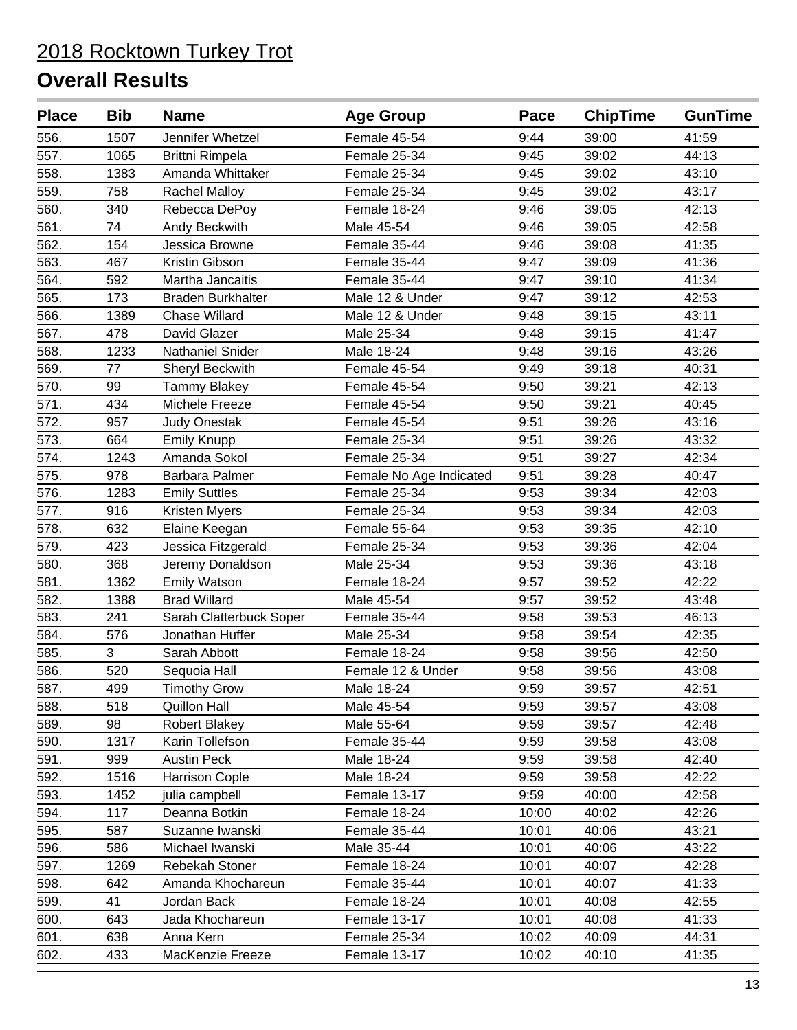# 2018 Rocktown Turkey Trot

## Overall Results

| Place | Bib | Name | Age Group | Pace | ChipTime | GunTime |
|---|---|---|---|---|---|---|
| 556. | 1507 | Jennifer Whetzel | Female 45-54 | 9:44 | 39:00 | 41:59 |
| 557. | 1065 | Brittni Rimpela | Female 25-34 | 9:45 | 39:02 | 44:13 |
| 558. | 1383 | Amanda Whittaker | Female 25-34 | 9:45 | 39:02 | 43:10 |
| 559. | 758 | Rachel Malloy | Female 25-34 | 9:45 | 39:02 | 43:17 |
| 560. | 340 | Rebecca DePoy | Female 18-24 | 9:46 | 39:05 | 42:13 |
| 561. | 74 | Andy Beckwith | Male 45-54 | 9:46 | 39:05 | 42:58 |
| 562. | 154 | Jessica Browne | Female 35-44 | 9:46 | 39:08 | 41:35 |
| 563. | 467 | Kristin Gibson | Female 35-44 | 9:47 | 39:09 | 41:36 |
| 564. | 592 | Martha Jancaitis | Female 35-44 | 9:47 | 39:10 | 41:34 |
| 565. | 173 | Braden Burkhalter | Male 12 & Under | 9:47 | 39:12 | 42:53 |
| 566. | 1389 | Chase Willard | Male 12 & Under | 9:48 | 39:15 | 43:11 |
| 567. | 478 | David Glazer | Male 25-34 | 9:48 | 39:15 | 41:47 |
| 568. | 1233 | Nathaniel Snider | Male 18-24 | 9:48 | 39:16 | 43:26 |
| 569. | 77 | Sheryl Beckwith | Female 45-54 | 9:49 | 39:18 | 40:31 |
| 570. | 99 | Tammy Blakey | Female 45-54 | 9:50 | 39:21 | 42:13 |
| 571. | 434 | Michele Freeze | Female 45-54 | 9:50 | 39:21 | 40:45 |
| 572. | 957 | Judy Onestak | Female 45-54 | 9:51 | 39:26 | 43:16 |
| 573. | 664 | Emily Knupp | Female 25-34 | 9:51 | 39:26 | 43:32 |
| 574. | 1243 | Amanda Sokol | Female 25-34 | 9:51 | 39:27 | 42:34 |
| 575. | 978 | Barbara Palmer | Female No Age Indicated | 9:51 | 39:28 | 40:47 |
| 576. | 1283 | Emily Suttles | Female 25-34 | 9:53 | 39:34 | 42:03 |
| 577. | 916 | Kristen Myers | Female 25-34 | 9:53 | 39:34 | 42:03 |
| 578. | 632 | Elaine Keegan | Female 55-64 | 9:53 | 39:35 | 42:10 |
| 579. | 423 | Jessica Fitzgerald | Female 25-34 | 9:53 | 39:36 | 42:04 |
| 580. | 368 | Jeremy Donaldson | Male 25-34 | 9:53 | 39:36 | 43:18 |
| 581. | 1362 | Emily Watson | Female 18-24 | 9:57 | 39:52 | 42:22 |
| 582. | 1388 | Brad Willard | Male 45-54 | 9:57 | 39:52 | 43:48 |
| 583. | 241 | Sarah Clatterbuck Soper | Female 35-44 | 9:58 | 39:53 | 46:13 |
| 584. | 576 | Jonathan Huffer | Male 25-34 | 9:58 | 39:54 | 42:35 |
| 585. | 3 | Sarah Abbott | Female 18-24 | 9:58 | 39:56 | 42:50 |
| 586. | 520 | Sequoia Hall | Female 12 & Under | 9:58 | 39:56 | 43:08 |
| 587. | 499 | Timothy Grow | Male 18-24 | 9:59 | 39:57 | 42:51 |
| 588. | 518 | Quillon Hall | Male 45-54 | 9:59 | 39:57 | 43:08 |
| 589. | 98 | Robert Blakey | Male 55-64 | 9:59 | 39:57 | 42:48 |
| 590. | 1317 | Karin Tollefson | Female 35-44 | 9:59 | 39:58 | 43:08 |
| 591. | 999 | Austin Peck | Male 18-24 | 9:59 | 39:58 | 42:40 |
| 592. | 1516 | Harrison Cople | Male 18-24 | 9:59 | 39:58 | 42:22 |
| 593. | 1452 | julia campbell | Female 13-17 | 9:59 | 40:00 | 42:58 |
| 594. | 117 | Deanna Botkin | Female 18-24 | 10:00 | 40:02 | 42:26 |
| 595. | 587 | Suzanne Iwanski | Female 35-44 | 10:01 | 40:06 | 43:21 |
| 596. | 586 | Michael Iwanski | Male 35-44 | 10:01 | 40:06 | 43:22 |
| 597. | 1269 | Rebekah Stoner | Female 18-24 | 10:01 | 40:07 | 42:28 |
| 598. | 642 | Amanda Khochareun | Female 35-44 | 10:01 | 40:07 | 41:33 |
| 599. | 41 | Jordan Back | Female 18-24 | 10:01 | 40:08 | 42:55 |
| 600. | 643 | Jada Khochareun | Female 13-17 | 10:01 | 40:08 | 41:33 |
| 601. | 638 | Anna Kern | Female 25-34 | 10:02 | 40:09 | 44:31 |
| 602. | 433 | MacKenzie Freeze | Female 13-17 | 10:02 | 40:10 | 41:35 |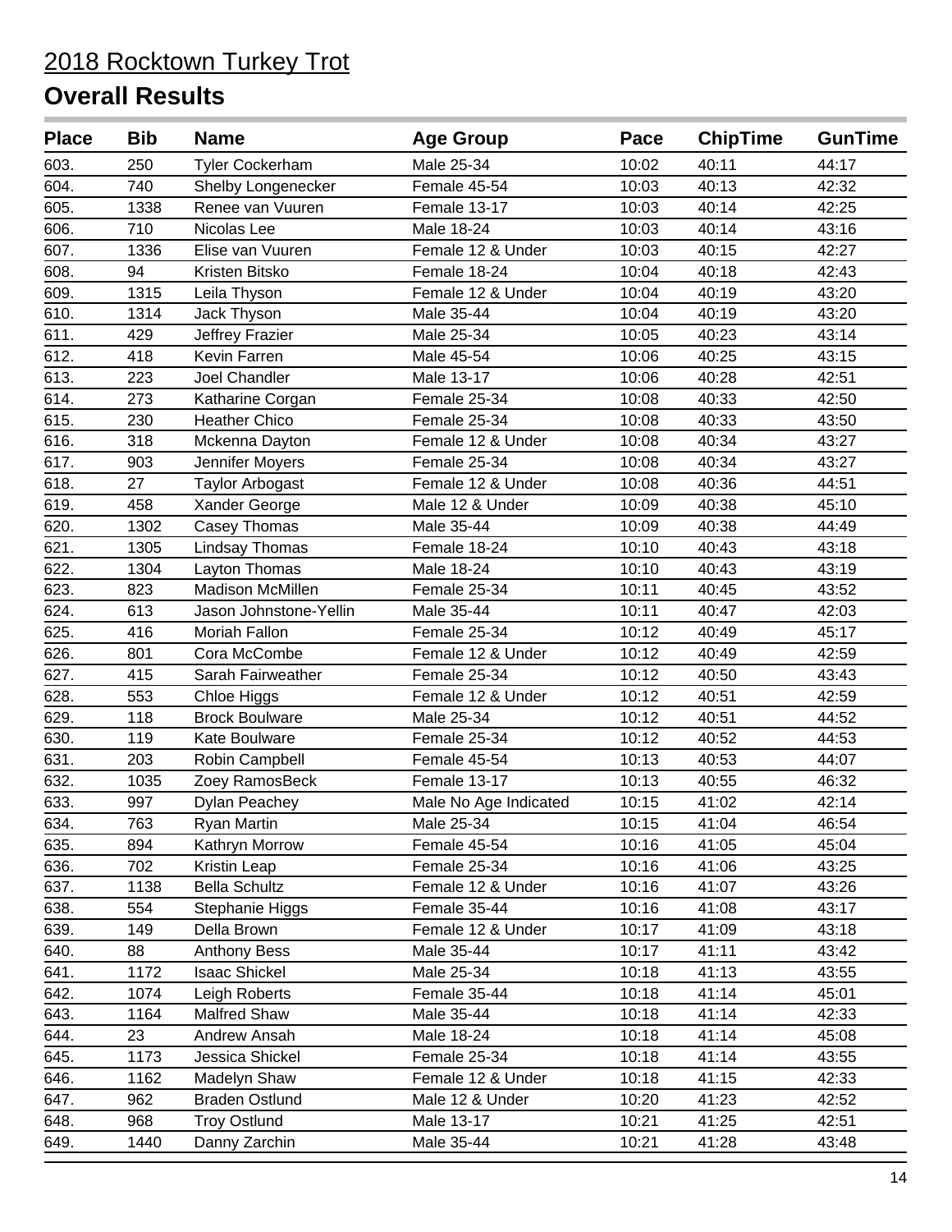# 2018 Rocktown Turkey Trot

## Overall Results

| Place | Bib | Name | Age Group | Pace | ChipTime | GunTime |
|---|---|---|---|---|---|---|
| 603. | 250 | Tyler Cockerham | Male 25-34 | 10:02 | 40:11 | 44:17 |
| 604. | 740 | Shelby Longenecker | Female 45-54 | 10:03 | 40:13 | 42:32 |
| 605. | 1338 | Renee van Vuuren | Female 13-17 | 10:03 | 40:14 | 42:25 |
| 606. | 710 | Nicolas Lee | Male 18-24 | 10:03 | 40:14 | 43:16 |
| 607. | 1336 | Elise van Vuuren | Female 12 & Under | 10:03 | 40:15 | 42:27 |
| 608. | 94 | Kristen Bitsko | Female 18-24 | 10:04 | 40:18 | 42:43 |
| 609. | 1315 | Leila Thyson | Female 12 & Under | 10:04 | 40:19 | 43:20 |
| 610. | 1314 | Jack Thyson | Male 35-44 | 10:04 | 40:19 | 43:20 |
| 611. | 429 | Jeffrey Frazier | Male 25-34 | 10:05 | 40:23 | 43:14 |
| 612. | 418 | Kevin Farren | Male 45-54 | 10:06 | 40:25 | 43:15 |
| 613. | 223 | Joel Chandler | Male 13-17 | 10:06 | 40:28 | 42:51 |
| 614. | 273 | Katharine Corgan | Female 25-34 | 10:08 | 40:33 | 42:50 |
| 615. | 230 | Heather Chico | Female 25-34 | 10:08 | 40:33 | 43:50 |
| 616. | 318 | Mckenna Dayton | Female 12 & Under | 10:08 | 40:34 | 43:27 |
| 617. | 903 | Jennifer Moyers | Female 25-34 | 10:08 | 40:34 | 43:27 |
| 618. | 27 | Taylor Arbogast | Female 12 & Under | 10:08 | 40:36 | 44:51 |
| 619. | 458 | Xander George | Male 12 & Under | 10:09 | 40:38 | 45:10 |
| 620. | 1302 | Casey Thomas | Male 35-44 | 10:09 | 40:38 | 44:49 |
| 621. | 1305 | Lindsay Thomas | Female 18-24 | 10:10 | 40:43 | 43:18 |
| 622. | 1304 | Layton Thomas | Male 18-24 | 10:10 | 40:43 | 43:19 |
| 623. | 823 | Madison McMillen | Female 25-34 | 10:11 | 40:45 | 43:52 |
| 624. | 613 | Jason Johnstone-Yellin | Male 35-44 | 10:11 | 40:47 | 42:03 |
| 625. | 416 | Moriah Fallon | Female 25-34 | 10:12 | 40:49 | 45:17 |
| 626. | 801 | Cora McCombe | Female 12 & Under | 10:12 | 40:49 | 42:59 |
| 627. | 415 | Sarah Fairweather | Female 25-34 | 10:12 | 40:50 | 43:43 |
| 628. | 553 | Chloe Higgs | Female 12 & Under | 10:12 | 40:51 | 42:59 |
| 629. | 118 | Brock Boulware | Male 25-34 | 10:12 | 40:51 | 44:52 |
| 630. | 119 | Kate Boulware | Female 25-34 | 10:12 | 40:52 | 44:53 |
| 631. | 203 | Robin Campbell | Female 45-54 | 10:13 | 40:53 | 44:07 |
| 632. | 1035 | Zoey RamosBeck | Female 13-17 | 10:13 | 40:55 | 46:32 |
| 633. | 997 | Dylan Peachey | Male No Age Indicated | 10:15 | 41:02 | 42:14 |
| 634. | 763 | Ryan Martin | Male 25-34 | 10:15 | 41:04 | 46:54 |
| 635. | 894 | Kathryn Morrow | Female 45-54 | 10:16 | 41:05 | 45:04 |
| 636. | 702 | Kristin Leap | Female 25-34 | 10:16 | 41:06 | 43:25 |
| 637. | 1138 | Bella Schultz | Female 12 & Under | 10:16 | 41:07 | 43:26 |
| 638. | 554 | Stephanie Higgs | Female 35-44 | 10:16 | 41:08 | 43:17 |
| 639. | 149 | Della Brown | Female 12 & Under | 10:17 | 41:09 | 43:18 |
| 640. | 88 | Anthony Bess | Male 35-44 | 10:17 | 41:11 | 43:42 |
| 641. | 1172 | Isaac Shickel | Male 25-34 | 10:18 | 41:13 | 43:55 |
| 642. | 1074 | Leigh Roberts | Female 35-44 | 10:18 | 41:14 | 45:01 |
| 643. | 1164 | Malfred Shaw | Male 35-44 | 10:18 | 41:14 | 42:33 |
| 644. | 23 | Andrew Ansah | Male 18-24 | 10:18 | 41:14 | 45:08 |
| 645. | 1173 | Jessica Shickel | Female 25-34 | 10:18 | 41:14 | 43:55 |
| 646. | 1162 | Madelyn Shaw | Female 12 & Under | 10:18 | 41:15 | 42:33 |
| 647. | 962 | Braden Ostlund | Male 12 & Under | 10:20 | 41:23 | 42:52 |
| 648. | 968 | Troy Ostlund | Male 13-17 | 10:21 | 41:25 | 42:51 |
| 649. | 1440 | Danny Zarchin | Male 35-44 | 10:21 | 41:28 | 43:48 |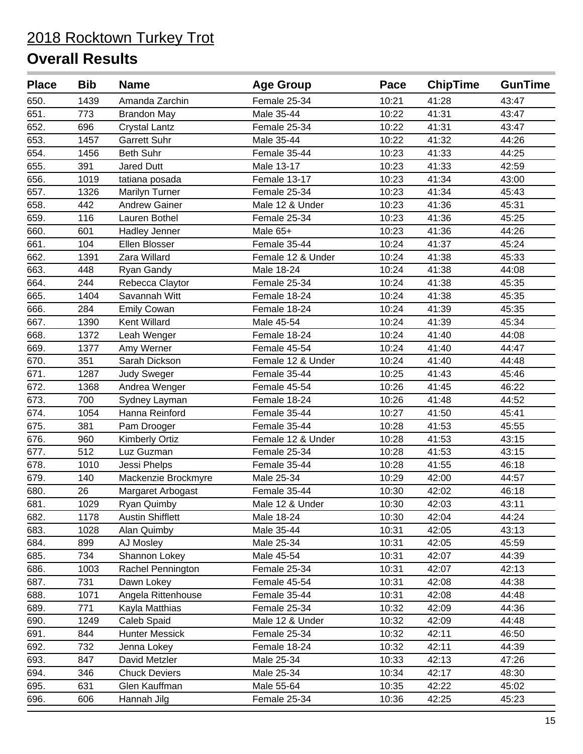2018 Rocktown Turkey Trot

## Overall Results

| Place | Bib | Name | Age Group | Pace | ChipTime | GunTime |
|---|---|---|---|---|---|---|
| 650. | 1439 | Amanda Zarchin | Female 25-34 | 10:21 | 41:28 | 43:47 |
| 651. | 773 | Brandon May | Male 35-44 | 10:22 | 41:31 | 43:47 |
| 652. | 696 | Crystal Lantz | Female 25-34 | 10:22 | 41:31 | 43:47 |
| 653. | 1457 | Garrett Suhr | Male 35-44 | 10:22 | 41:32 | 44:26 |
| 654. | 1456 | Beth Suhr | Female 35-44 | 10:23 | 41:33 | 44:25 |
| 655. | 391 | Jared Dutt | Male 13-17 | 10:23 | 41:33 | 42:59 |
| 656. | 1019 | tatiana posada | Female 13-17 | 10:23 | 41:34 | 43:00 |
| 657. | 1326 | Marilyn Turner | Female 25-34 | 10:23 | 41:34 | 45:43 |
| 658. | 442 | Andrew Gainer | Male 12 & Under | 10:23 | 41:36 | 45:31 |
| 659. | 116 | Lauren Bothel | Female 25-34 | 10:23 | 41:36 | 45:25 |
| 660. | 601 | Hadley Jenner | Male 65+ | 10:23 | 41:36 | 44:26 |
| 661. | 104 | Ellen Blosser | Female 35-44 | 10:24 | 41:37 | 45:24 |
| 662. | 1391 | Zara Willard | Female 12 & Under | 10:24 | 41:38 | 45:33 |
| 663. | 448 | Ryan Gandy | Male 18-24 | 10:24 | 41:38 | 44:08 |
| 664. | 244 | Rebecca Claytor | Female 25-34 | 10:24 | 41:38 | 45:35 |
| 665. | 1404 | Savannah Witt | Female 18-24 | 10:24 | 41:38 | 45:35 |
| 666. | 284 | Emily Cowan | Female 18-24 | 10:24 | 41:39 | 45:35 |
| 667. | 1390 | Kent Willard | Male 45-54 | 10:24 | 41:39 | 45:34 |
| 668. | 1372 | Leah Wenger | Female 18-24 | 10:24 | 41:40 | 44:08 |
| 669. | 1377 | Amy Werner | Female 45-54 | 10:24 | 41:40 | 44:47 |
| 670. | 351 | Sarah Dickson | Female 12 & Under | 10:24 | 41:40 | 44:48 |
| 671. | 1287 | Judy Sweger | Female 35-44 | 10:25 | 41:43 | 45:46 |
| 672. | 1368 | Andrea Wenger | Female 45-54 | 10:26 | 41:45 | 46:22 |
| 673. | 700 | Sydney Layman | Female 18-24 | 10:26 | 41:48 | 44:52 |
| 674. | 1054 | Hanna Reinford | Female 35-44 | 10:27 | 41:50 | 45:41 |
| 675. | 381 | Pam Drooger | Female 35-44 | 10:28 | 41:53 | 45:55 |
| 676. | 960 | Kimberly Ortiz | Female 12 & Under | 10:28 | 41:53 | 43:15 |
| 677. | 512 | Luz Guzman | Female 25-34 | 10:28 | 41:53 | 43:15 |
| 678. | 1010 | Jessi Phelps | Female 35-44 | 10:28 | 41:55 | 46:18 |
| 679. | 140 | Mackenzie Brockmyre | Male 25-34 | 10:29 | 42:00 | 44:57 |
| 680. | 26 | Margaret Arbogast | Female 35-44 | 10:30 | 42:02 | 46:18 |
| 681. | 1029 | Ryan Quimby | Male 12 & Under | 10:30 | 42:03 | 43:11 |
| 682. | 1178 | Austin Shifflett | Male 18-24 | 10:30 | 42:04 | 44:24 |
| 683. | 1028 | Alan Quimby | Male 35-44 | 10:31 | 42:05 | 43:13 |
| 684. | 899 | AJ Mosley | Male 25-34 | 10:31 | 42:05 | 45:59 |
| 685. | 734 | Shannon Lokey | Male 45-54 | 10:31 | 42:07 | 44:39 |
| 686. | 1003 | Rachel Pennington | Female 25-34 | 10:31 | 42:07 | 42:13 |
| 687. | 731 | Dawn Lokey | Female 45-54 | 10:31 | 42:08 | 44:38 |
| 688. | 1071 | Angela Rittenhouse | Female 35-44 | 10:31 | 42:08 | 44:48 |
| 689. | 771 | Kayla Matthias | Female 25-34 | 10:32 | 42:09 | 44:36 |
| 690. | 1249 | Caleb Spaid | Male 12 & Under | 10:32 | 42:09 | 44:48 |
| 691. | 844 | Hunter Messick | Female 25-34 | 10:32 | 42:11 | 46:50 |
| 692. | 732 | Jenna Lokey | Female 18-24 | 10:32 | 42:11 | 44:39 |
| 693. | 847 | David Metzler | Male 25-34 | 10:33 | 42:13 | 47:26 |
| 694. | 346 | Chuck Deviers | Male 25-34 | 10:34 | 42:17 | 48:30 |
| 695. | 631 | Glen Kauffman | Male 55-64 | 10:35 | 42:22 | 45:02 |
| 696. | 606 | Hannah Jilg | Female 25-34 | 10:36 | 42:25 | 45:23 |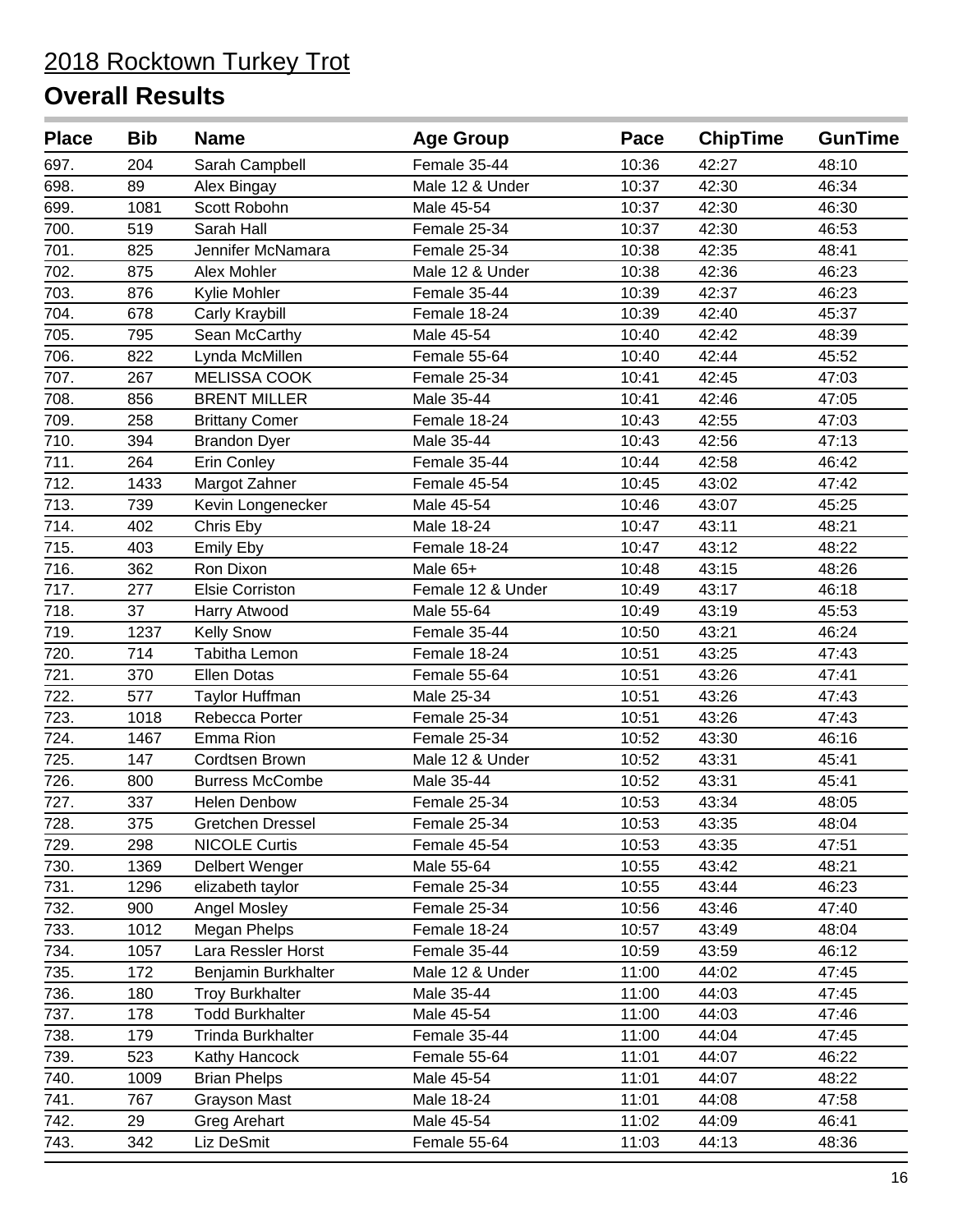# 2018 Rocktown Turkey Trot

## Overall Results

| Place | Bib | Name | Age Group | Pace | ChipTime | GunTime |
|---|---|---|---|---|---|---|
| 697. | 204 | Sarah Campbell | Female 35-44 | 10:36 | 42:27 | 48:10 |
| 698. | 89 | Alex Bingay | Male 12 & Under | 10:37 | 42:30 | 46:34 |
| 699. | 1081 | Scott Robohn | Male 45-54 | 10:37 | 42:30 | 46:30 |
| 700. | 519 | Sarah Hall | Female 25-34 | 10:37 | 42:30 | 46:53 |
| 701. | 825 | Jennifer McNamara | Female 25-34 | 10:38 | 42:35 | 48:41 |
| 702. | 875 | Alex Mohler | Male 12 & Under | 10:38 | 42:36 | 46:23 |
| 703. | 876 | Kylie Mohler | Female 35-44 | 10:39 | 42:37 | 46:23 |
| 704. | 678 | Carly Kraybill | Female 18-24 | 10:39 | 42:40 | 45:37 |
| 705. | 795 | Sean McCarthy | Male 45-54 | 10:40 | 42:42 | 48:39 |
| 706. | 822 | Lynda McMillen | Female 55-64 | 10:40 | 42:44 | 45:52 |
| 707. | 267 | MELISSA COOK | Female 25-34 | 10:41 | 42:45 | 47:03 |
| 708. | 856 | BRENT MILLER | Male 35-44 | 10:41 | 42:46 | 47:05 |
| 709. | 258 | Brittany Comer | Female 18-24 | 10:43 | 42:55 | 47:03 |
| 710. | 394 | Brandon Dyer | Male 35-44 | 10:43 | 42:56 | 47:13 |
| 711. | 264 | Erin Conley | Female 35-44 | 10:44 | 42:58 | 46:42 |
| 712. | 1433 | Margot Zahner | Female 45-54 | 10:45 | 43:02 | 47:42 |
| 713. | 739 | Kevin Longenecker | Male 45-54 | 10:46 | 43:07 | 45:25 |
| 714. | 402 | Chris Eby | Male 18-24 | 10:47 | 43:11 | 48:21 |
| 715. | 403 | Emily Eby | Female 18-24 | 10:47 | 43:12 | 48:22 |
| 716. | 362 | Ron Dixon | Male 65+ | 10:48 | 43:15 | 48:26 |
| 717. | 277 | Elsie Corriston | Female 12 & Under | 10:49 | 43:17 | 46:18 |
| 718. | 37 | Harry Atwood | Male 55-64 | 10:49 | 43:19 | 45:53 |
| 719. | 1237 | Kelly Snow | Female 35-44 | 10:50 | 43:21 | 46:24 |
| 720. | 714 | Tabitha Lemon | Female 18-24 | 10:51 | 43:25 | 47:43 |
| 721. | 370 | Ellen Dotas | Female 55-64 | 10:51 | 43:26 | 47:41 |
| 722. | 577 | Taylor Huffman | Male 25-34 | 10:51 | 43:26 | 47:43 |
| 723. | 1018 | Rebecca Porter | Female 25-34 | 10:51 | 43:26 | 47:43 |
| 724. | 1467 | Emma Rion | Female 25-34 | 10:52 | 43:30 | 46:16 |
| 725. | 147 | Cordtsen Brown | Male 12 & Under | 10:52 | 43:31 | 45:41 |
| 726. | 800 | Burress McCombe | Male 35-44 | 10:52 | 43:31 | 45:41 |
| 727. | 337 | Helen Denbow | Female 25-34 | 10:53 | 43:34 | 48:05 |
| 728. | 375 | Gretchen Dressel | Female 25-34 | 10:53 | 43:35 | 48:04 |
| 729. | 298 | NICOLE Curtis | Female 45-54 | 10:53 | 43:35 | 47:51 |
| 730. | 1369 | Delbert Wenger | Male 55-64 | 10:55 | 43:42 | 48:21 |
| 731. | 1296 | elizabeth taylor | Female 25-34 | 10:55 | 43:44 | 46:23 |
| 732. | 900 | Angel Mosley | Female 25-34 | 10:56 | 43:46 | 47:40 |
| 733. | 1012 | Megan Phelps | Female 18-24 | 10:57 | 43:49 | 48:04 |
| 734. | 1057 | Lara Ressler Horst | Female 35-44 | 10:59 | 43:59 | 46:12 |
| 735. | 172 | Benjamin Burkhalter | Male 12 & Under | 11:00 | 44:02 | 47:45 |
| 736. | 180 | Troy Burkhalter | Male 35-44 | 11:00 | 44:03 | 47:45 |
| 737. | 178 | Todd Burkhalter | Male 45-54 | 11:00 | 44:03 | 47:46 |
| 738. | 179 | Trinda Burkhalter | Female 35-44 | 11:00 | 44:04 | 47:45 |
| 739. | 523 | Kathy Hancock | Female 55-64 | 11:01 | 44:07 | 46:22 |
| 740. | 1009 | Brian Phelps | Male 45-54 | 11:01 | 44:07 | 48:22 |
| 741. | 767 | Grayson Mast | Male 18-24 | 11:01 | 44:08 | 47:58 |
| 742. | 29 | Greg Arehart | Male 45-54 | 11:02 | 44:09 | 46:41 |
| 743. | 342 | Liz DeSmit | Female 55-64 | 11:03 | 44:13 | 48:36 |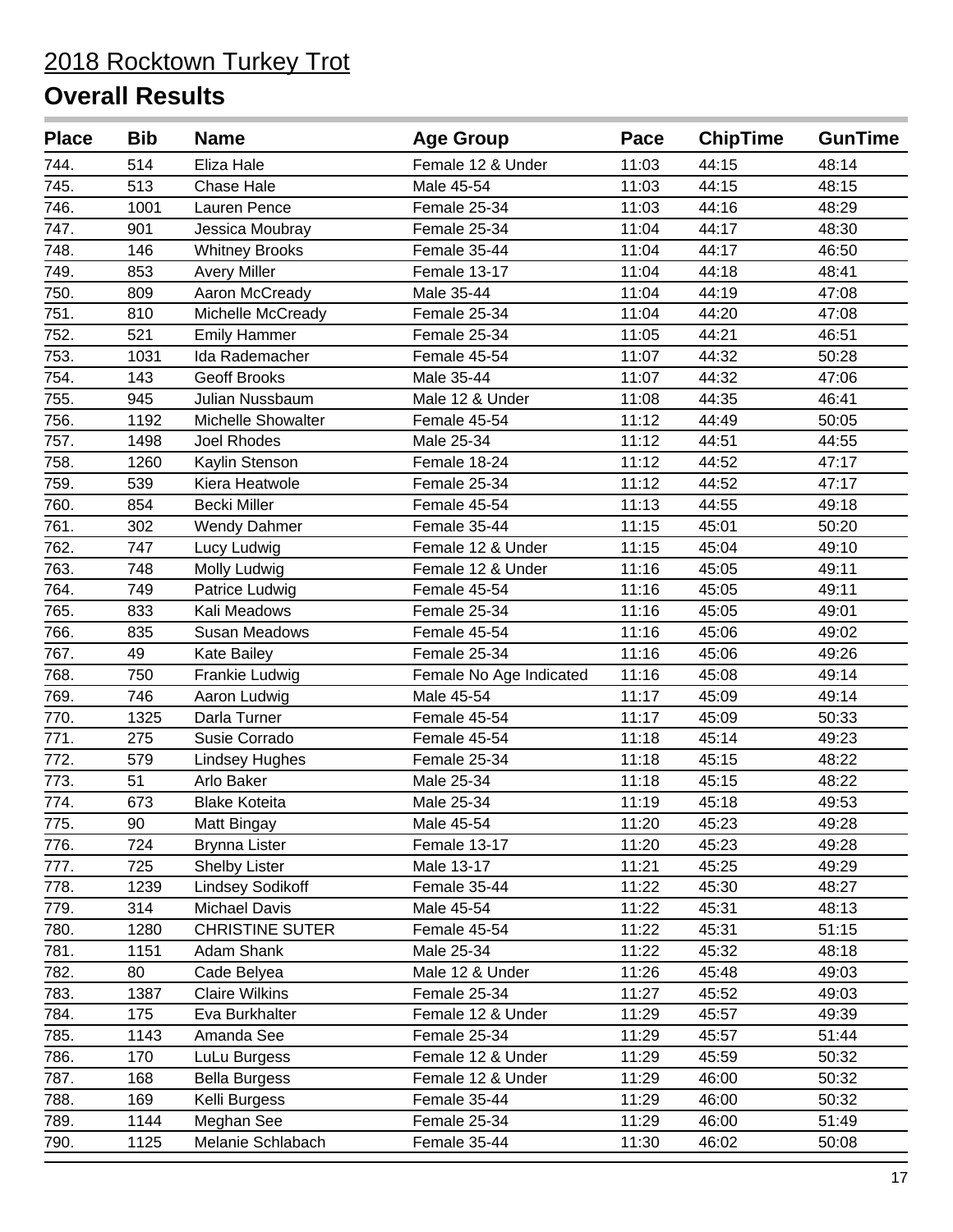# 2018 Rocktown Turkey Trot

## Overall Results

| Place | Bib | Name | Age Group | Pace | ChipTime | GunTime |
|---|---|---|---|---|---|---|
| 744. | 514 | Eliza Hale | Female 12 & Under | 11:03 | 44:15 | 48:14 |
| 745. | 513 | Chase Hale | Male 45-54 | 11:03 | 44:15 | 48:15 |
| 746. | 1001 | Lauren Pence | Female 25-34 | 11:03 | 44:16 | 48:29 |
| 747. | 901 | Jessica Moubray | Female 25-34 | 11:04 | 44:17 | 48:30 |
| 748. | 146 | Whitney Brooks | Female 35-44 | 11:04 | 44:17 | 46:50 |
| 749. | 853 | Avery Miller | Female 13-17 | 11:04 | 44:18 | 48:41 |
| 750. | 809 | Aaron McCready | Male 35-44 | 11:04 | 44:19 | 47:08 |
| 751. | 810 | Michelle McCready | Female 25-34 | 11:04 | 44:20 | 47:08 |
| 752. | 521 | Emily Hammer | Female 25-34 | 11:05 | 44:21 | 46:51 |
| 753. | 1031 | Ida Rademacher | Female 45-54 | 11:07 | 44:32 | 50:28 |
| 754. | 143 | Geoff Brooks | Male 35-44 | 11:07 | 44:32 | 47:06 |
| 755. | 945 | Julian Nussbaum | Male 12 & Under | 11:08 | 44:35 | 46:41 |
| 756. | 1192 | Michelle Showalter | Female 45-54 | 11:12 | 44:49 | 50:05 |
| 757. | 1498 | Joel Rhodes | Male 25-34 | 11:12 | 44:51 | 44:55 |
| 758. | 1260 | Kaylin Stenson | Female 18-24 | 11:12 | 44:52 | 47:17 |
| 759. | 539 | Kiera Heatwole | Female 25-34 | 11:12 | 44:52 | 47:17 |
| 760. | 854 | Becki Miller | Female 45-54 | 11:13 | 44:55 | 49:18 |
| 761. | 302 | Wendy Dahmer | Female 35-44 | 11:15 | 45:01 | 50:20 |
| 762. | 747 | Lucy Ludwig | Female 12 & Under | 11:15 | 45:04 | 49:10 |
| 763. | 748 | Molly Ludwig | Female 12 & Under | 11:16 | 45:05 | 49:11 |
| 764. | 749 | Patrice Ludwig | Female 45-54 | 11:16 | 45:05 | 49:11 |
| 765. | 833 | Kali Meadows | Female 25-34 | 11:16 | 45:05 | 49:01 |
| 766. | 835 | Susan Meadows | Female 45-54 | 11:16 | 45:06 | 49:02 |
| 767. | 49 | Kate Bailey | Female 25-34 | 11:16 | 45:06 | 49:26 |
| 768. | 750 | Frankie Ludwig | Female No Age Indicated | 11:16 | 45:08 | 49:14 |
| 769. | 746 | Aaron Ludwig | Male 45-54 | 11:17 | 45:09 | 49:14 |
| 770. | 1325 | Darla Turner | Female 45-54 | 11:17 | 45:09 | 50:33 |
| 771. | 275 | Susie Corrado | Female 45-54 | 11:18 | 45:14 | 49:23 |
| 772. | 579 | Lindsey Hughes | Female 25-34 | 11:18 | 45:15 | 48:22 |
| 773. | 51 | Arlo Baker | Male 25-34 | 11:18 | 45:15 | 48:22 |
| 774. | 673 | Blake Koteita | Male 25-34 | 11:19 | 45:18 | 49:53 |
| 775. | 90 | Matt Bingay | Male 45-54 | 11:20 | 45:23 | 49:28 |
| 776. | 724 | Brynna Lister | Female 13-17 | 11:20 | 45:23 | 49:28 |
| 777. | 725 | Shelby Lister | Male 13-17 | 11:21 | 45:25 | 49:29 |
| 778. | 1239 | Lindsey Sodikoff | Female 35-44 | 11:22 | 45:30 | 48:27 |
| 779. | 314 | Michael Davis | Male 45-54 | 11:22 | 45:31 | 48:13 |
| 780. | 1280 | CHRISTINE SUTER | Female 45-54 | 11:22 | 45:31 | 51:15 |
| 781. | 1151 | Adam Shank | Male 25-34 | 11:22 | 45:32 | 48:18 |
| 782. | 80 | Cade Belyea | Male 12 & Under | 11:26 | 45:48 | 49:03 |
| 783. | 1387 | Claire Wilkins | Female 25-34 | 11:27 | 45:52 | 49:03 |
| 784. | 175 | Eva Burkhalter | Female 12 & Under | 11:29 | 45:57 | 49:39 |
| 785. | 1143 | Amanda See | Female 25-34 | 11:29 | 45:57 | 51:44 |
| 786. | 170 | LuLu Burgess | Female 12 & Under | 11:29 | 45:59 | 50:32 |
| 787. | 168 | Bella Burgess | Female 12 & Under | 11:29 | 46:00 | 50:32 |
| 788. | 169 | Kelli Burgess | Female 35-44 | 11:29 | 46:00 | 50:32 |
| 789. | 1144 | Meghan See | Female 25-34 | 11:29 | 46:00 | 51:49 |
| 790. | 1125 | Melanie Schlabach | Female 35-44 | 11:30 | 46:02 | 50:08 |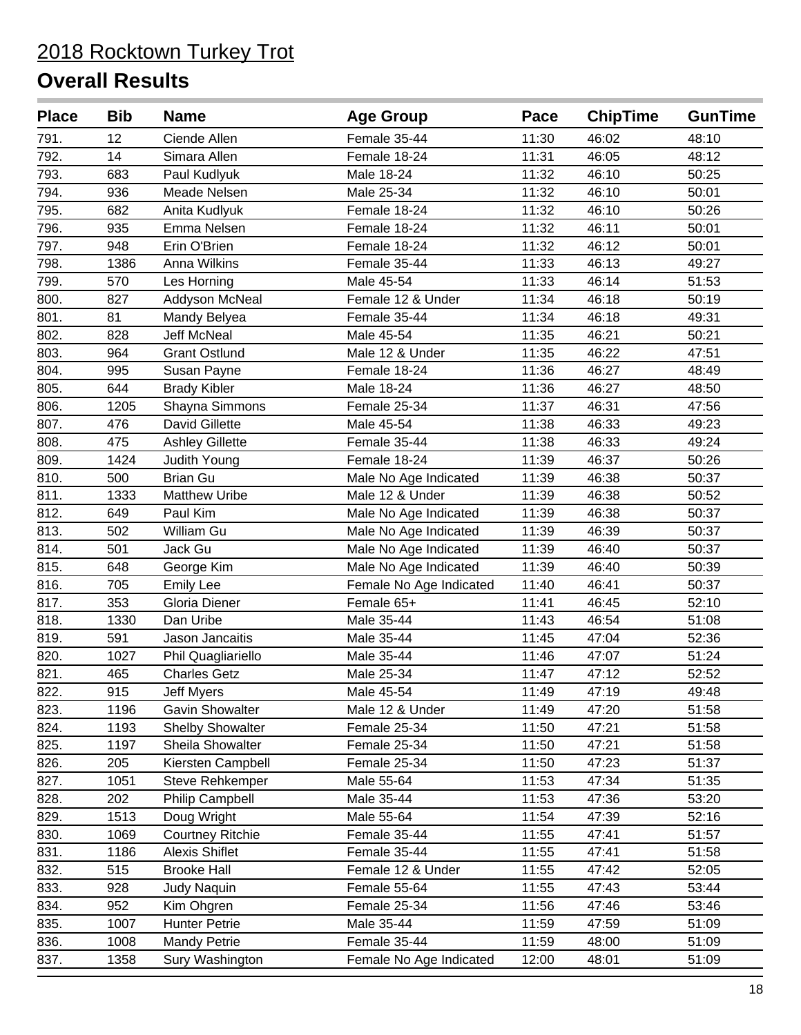# 2018 Rocktown Turkey Trot

## Overall Results

| Place | Bib | Name | Age Group | Pace | ChipTime | GunTime |
|---|---|---|---|---|---|---|
| 791. | 12 | Ciende Allen | Female 35-44 | 11:30 | 46:02 | 48:10 |
| 792. | 14 | Simara Allen | Female 18-24 | 11:31 | 46:05 | 48:12 |
| 793. | 683 | Paul Kudlyuk | Male 18-24 | 11:32 | 46:10 | 50:25 |
| 794. | 936 | Meade Nelsen | Male 25-34 | 11:32 | 46:10 | 50:01 |
| 795. | 682 | Anita Kudlyuk | Female 18-24 | 11:32 | 46:10 | 50:26 |
| 796. | 935 | Emma Nelsen | Female 18-24 | 11:32 | 46:11 | 50:01 |
| 797. | 948 | Erin O'Brien | Female 18-24 | 11:32 | 46:12 | 50:01 |
| 798. | 1386 | Anna Wilkins | Female 35-44 | 11:33 | 46:13 | 49:27 |
| 799. | 570 | Les Horning | Male 45-54 | 11:33 | 46:14 | 51:53 |
| 800. | 827 | Addyson McNeal | Female 12 & Under | 11:34 | 46:18 | 50:19 |
| 801. | 81 | Mandy Belyea | Female 35-44 | 11:34 | 46:18 | 49:31 |
| 802. | 828 | Jeff McNeal | Male 45-54 | 11:35 | 46:21 | 50:21 |
| 803. | 964 | Grant Ostlund | Male 12 & Under | 11:35 | 46:22 | 47:51 |
| 804. | 995 | Susan Payne | Female 18-24 | 11:36 | 46:27 | 48:49 |
| 805. | 644 | Brady Kibler | Male 18-24 | 11:36 | 46:27 | 48:50 |
| 806. | 1205 | Shayna Simmons | Female 25-34 | 11:37 | 46:31 | 47:56 |
| 807. | 476 | David Gillette | Male 45-54 | 11:38 | 46:33 | 49:23 |
| 808. | 475 | Ashley Gillette | Female 35-44 | 11:38 | 46:33 | 49:24 |
| 809. | 1424 | Judith Young | Female 18-24 | 11:39 | 46:37 | 50:26 |
| 810. | 500 | Brian Gu | Male No Age Indicated | 11:39 | 46:38 | 50:37 |
| 811. | 1333 | Matthew Uribe | Male 12 & Under | 11:39 | 46:38 | 50:52 |
| 812. | 649 | Paul Kim | Male No Age Indicated | 11:39 | 46:38 | 50:37 |
| 813. | 502 | William Gu | Male No Age Indicated | 11:39 | 46:39 | 50:37 |
| 814. | 501 | Jack Gu | Male No Age Indicated | 11:39 | 46:40 | 50:37 |
| 815. | 648 | George Kim | Male No Age Indicated | 11:39 | 46:40 | 50:39 |
| 816. | 705 | Emily Lee | Female No Age Indicated | 11:40 | 46:41 | 50:37 |
| 817. | 353 | Gloria Diener | Female 65+ | 11:41 | 46:45 | 52:10 |
| 818. | 1330 | Dan Uribe | Male 35-44 | 11:43 | 46:54 | 51:08 |
| 819. | 591 | Jason Jancaitis | Male 35-44 | 11:45 | 47:04 | 52:36 |
| 820. | 1027 | Phil Quagliariello | Male 35-44 | 11:46 | 47:07 | 51:24 |
| 821. | 465 | Charles Getz | Male 25-34 | 11:47 | 47:12 | 52:52 |
| 822. | 915 | Jeff Myers | Male 45-54 | 11:49 | 47:19 | 49:48 |
| 823. | 1196 | Gavin Showalter | Male 12 & Under | 11:49 | 47:20 | 51:58 |
| 824. | 1193 | Shelby Showalter | Female 25-34 | 11:50 | 47:21 | 51:58 |
| 825. | 1197 | Sheila Showalter | Female 25-34 | 11:50 | 47:21 | 51:58 |
| 826. | 205 | Kiersten Campbell | Female 25-34 | 11:50 | 47:23 | 51:37 |
| 827. | 1051 | Steve Rehkemper | Male 55-64 | 11:53 | 47:34 | 51:35 |
| 828. | 202 | Philip Campbell | Male 35-44 | 11:53 | 47:36 | 53:20 |
| 829. | 1513 | Doug Wright | Male 55-64 | 11:54 | 47:39 | 52:16 |
| 830. | 1069 | Courtney Ritchie | Female 35-44 | 11:55 | 47:41 | 51:57 |
| 831. | 1186 | Alexis Shiflet | Female 35-44 | 11:55 | 47:41 | 51:58 |
| 832. | 515 | Brooke Hall | Female 12 & Under | 11:55 | 47:42 | 52:05 |
| 833. | 928 | Judy Naquin | Female 55-64 | 11:55 | 47:43 | 53:44 |
| 834. | 952 | Kim Ohgren | Female 25-34 | 11:56 | 47:46 | 53:46 |
| 835. | 1007 | Hunter Petrie | Male 35-44 | 11:59 | 47:59 | 51:09 |
| 836. | 1008 | Mandy Petrie | Female 35-44 | 11:59 | 48:00 | 51:09 |
| 837. | 1358 | Sury Washington | Female No Age Indicated | 12:00 | 48:01 | 51:09 |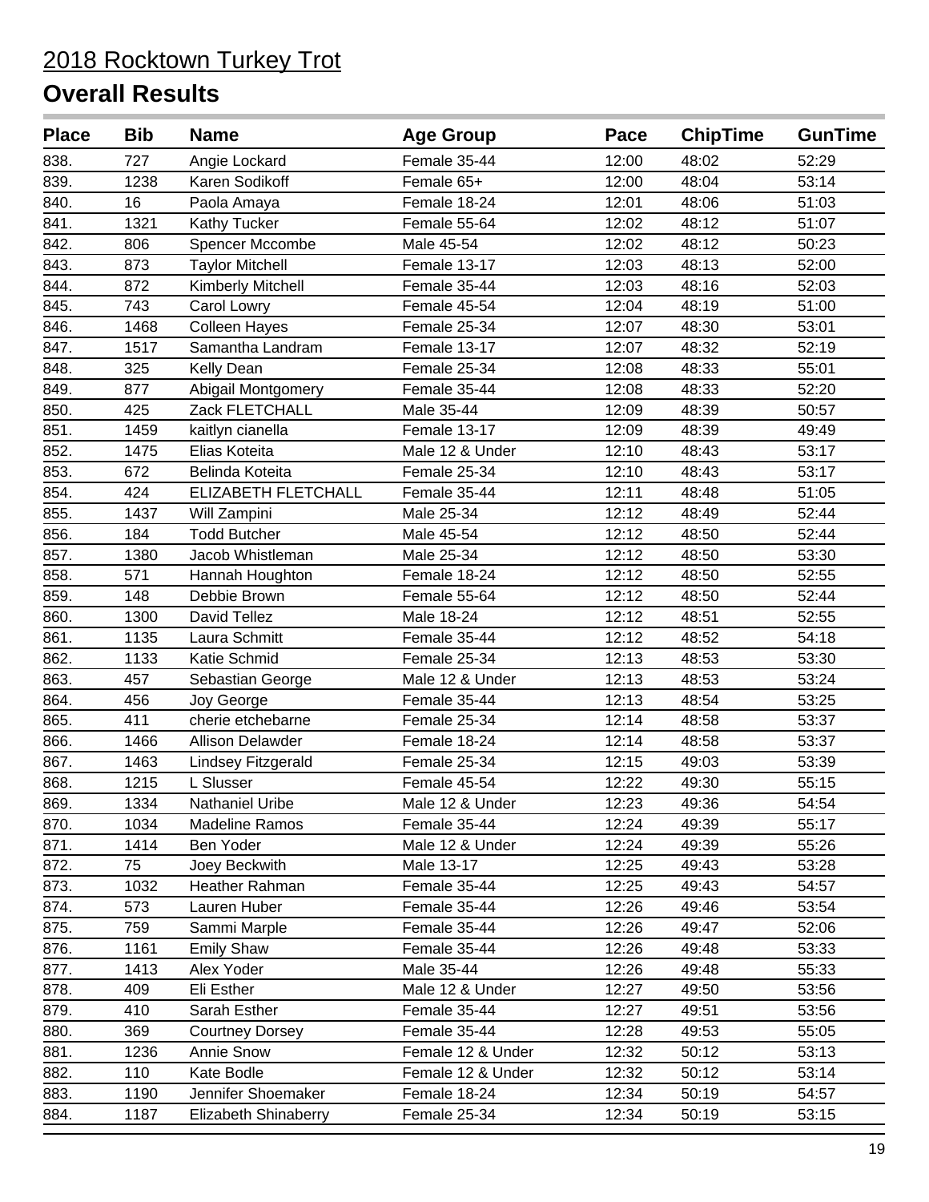2018 Rocktown Turkey Trot

# Overall Results

| Place | Bib | Name | Age Group | Pace | ChipTime | GunTime |
|---|---|---|---|---|---|---|
| 838. | 727 | Angie Lockard | Female 35-44 | 12:00 | 48:02 | 52:29 |
| 839. | 1238 | Karen Sodikoff | Female 65+ | 12:00 | 48:04 | 53:14 |
| 840. | 16 | Paola Amaya | Female 18-24 | 12:01 | 48:06 | 51:03 |
| 841. | 1321 | Kathy Tucker | Female 55-64 | 12:02 | 48:12 | 51:07 |
| 842. | 806 | Spencer Mccombe | Male 45-54 | 12:02 | 48:12 | 50:23 |
| 843. | 873 | Taylor Mitchell | Female 13-17 | 12:03 | 48:13 | 52:00 |
| 844. | 872 | Kimberly Mitchell | Female 35-44 | 12:03 | 48:16 | 52:03 |
| 845. | 743 | Carol Lowry | Female 45-54 | 12:04 | 48:19 | 51:00 |
| 846. | 1468 | Colleen Hayes | Female 25-34 | 12:07 | 48:30 | 53:01 |
| 847. | 1517 | Samantha Landram | Female 13-17 | 12:07 | 48:32 | 52:19 |
| 848. | 325 | Kelly Dean | Female 25-34 | 12:08 | 48:33 | 55:01 |
| 849. | 877 | Abigail Montgomery | Female 35-44 | 12:08 | 48:33 | 52:20 |
| 850. | 425 | Zack FLETCHALL | Male 35-44 | 12:09 | 48:39 | 50:57 |
| 851. | 1459 | kaitlyn cianella | Female 13-17 | 12:09 | 48:39 | 49:49 |
| 852. | 1475 | Elias Koteita | Male 12 & Under | 12:10 | 48:43 | 53:17 |
| 853. | 672 | Belinda Koteita | Female 25-34 | 12:10 | 48:43 | 53:17 |
| 854. | 424 | ELIZABETH FLETCHALL | Female 35-44 | 12:11 | 48:48 | 51:05 |
| 855. | 1437 | Will Zampini | Male 25-34 | 12:12 | 48:49 | 52:44 |
| 856. | 184 | Todd Butcher | Male 45-54 | 12:12 | 48:50 | 52:44 |
| 857. | 1380 | Jacob Whistleman | Male 25-34 | 12:12 | 48:50 | 53:30 |
| 858. | 571 | Hannah Houghton | Female 18-24 | 12:12 | 48:50 | 52:55 |
| 859. | 148 | Debbie Brown | Female 55-64 | 12:12 | 48:50 | 52:44 |
| 860. | 1300 | David Tellez | Male 18-24 | 12:12 | 48:51 | 52:55 |
| 861. | 1135 | Laura Schmitt | Female 35-44 | 12:12 | 48:52 | 54:18 |
| 862. | 1133 | Katie Schmid | Female 25-34 | 12:13 | 48:53 | 53:30 |
| 863. | 457 | Sebastian George | Male 12 & Under | 12:13 | 48:53 | 53:24 |
| 864. | 456 | Joy George | Female 35-44 | 12:13 | 48:54 | 53:25 |
| 865. | 411 | cherie etchebarne | Female 25-34 | 12:14 | 48:58 | 53:37 |
| 866. | 1466 | Allison Delawder | Female 18-24 | 12:14 | 48:58 | 53:37 |
| 867. | 1463 | Lindsey Fitzgerald | Female 25-34 | 12:15 | 49:03 | 53:39 |
| 868. | 1215 | L Slusser | Female 45-54 | 12:22 | 49:30 | 55:15 |
| 869. | 1334 | Nathaniel Uribe | Male 12 & Under | 12:23 | 49:36 | 54:54 |
| 870. | 1034 | Madeline Ramos | Female 35-44 | 12:24 | 49:39 | 55:17 |
| 871. | 1414 | Ben Yoder | Male 12 & Under | 12:24 | 49:39 | 55:26 |
| 872. | 75 | Joey Beckwith | Male 13-17 | 12:25 | 49:43 | 53:28 |
| 873. | 1032 | Heather Rahman | Female 35-44 | 12:25 | 49:43 | 54:57 |
| 874. | 573 | Lauren Huber | Female 35-44 | 12:26 | 49:46 | 53:54 |
| 875. | 759 | Sammi Marple | Female 35-44 | 12:26 | 49:47 | 52:06 |
| 876. | 1161 | Emily Shaw | Female 35-44 | 12:26 | 49:48 | 53:33 |
| 877. | 1413 | Alex Yoder | Male 35-44 | 12:26 | 49:48 | 55:33 |
| 878. | 409 | Eli Esther | Male 12 & Under | 12:27 | 49:50 | 53:56 |
| 879. | 410 | Sarah Esther | Female 35-44 | 12:27 | 49:51 | 53:56 |
| 880. | 369 | Courtney Dorsey | Female 35-44 | 12:28 | 49:53 | 55:05 |
| 881. | 1236 | Annie Snow | Female 12 & Under | 12:32 | 50:12 | 53:13 |
| 882. | 110 | Kate Bodle | Female 12 & Under | 12:32 | 50:12 | 53:14 |
| 883. | 1190 | Jennifer Shoemaker | Female 18-24 | 12:34 | 50:19 | 54:57 |
| 884. | 1187 | Elizabeth Shinaberry | Female 25-34 | 12:34 | 50:19 | 53:15 |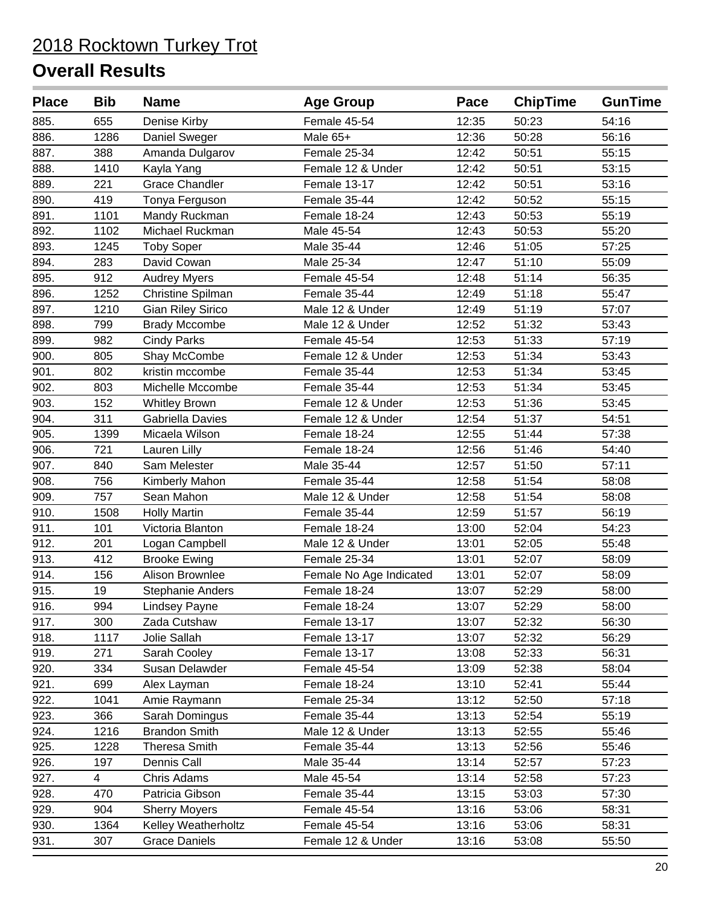2018 Rocktown Turkey Trot

## Overall Results

| Place | Bib | Name | Age Group | Pace | ChipTime | GunTime |
|---|---|---|---|---|---|---|
| 885. | 655 | Denise Kirby | Female 45-54 | 12:35 | 50:23 | 54:16 |
| 886. | 1286 | Daniel Sweger | Male 65+ | 12:36 | 50:28 | 56:16 |
| 887. | 388 | Amanda Dulgarov | Female 25-34 | 12:42 | 50:51 | 55:15 |
| 888. | 1410 | Kayla Yang | Female 12 & Under | 12:42 | 50:51 | 53:15 |
| 889. | 221 | Grace Chandler | Female 13-17 | 12:42 | 50:51 | 53:16 |
| 890. | 419 | Tonya Ferguson | Female 35-44 | 12:42 | 50:52 | 55:15 |
| 891. | 1101 | Mandy Ruckman | Female 18-24 | 12:43 | 50:53 | 55:19 |
| 892. | 1102 | Michael Ruckman | Male 45-54 | 12:43 | 50:53 | 55:20 |
| 893. | 1245 | Toby Soper | Male 35-44 | 12:46 | 51:05 | 57:25 |
| 894. | 283 | David Cowan | Male 25-34 | 12:47 | 51:10 | 55:09 |
| 895. | 912 | Audrey Myers | Female 45-54 | 12:48 | 51:14 | 56:35 |
| 896. | 1252 | Christine Spilman | Female 35-44 | 12:49 | 51:18 | 55:47 |
| 897. | 1210 | Gian Riley Sirico | Male 12 & Under | 12:49 | 51:19 | 57:07 |
| 898. | 799 | Brady Mccombe | Male 12 & Under | 12:52 | 51:32 | 53:43 |
| 899. | 982 | Cindy Parks | Female 45-54 | 12:53 | 51:33 | 57:19 |
| 900. | 805 | Shay McCombe | Female 12 & Under | 12:53 | 51:34 | 53:43 |
| 901. | 802 | kristin mccombe | Female 35-44 | 12:53 | 51:34 | 53:45 |
| 902. | 803 | Michelle Mccombe | Female 35-44 | 12:53 | 51:34 | 53:45 |
| 903. | 152 | Whitley Brown | Female 12 & Under | 12:53 | 51:36 | 53:45 |
| 904. | 311 | Gabriella Davies | Female 12 & Under | 12:54 | 51:37 | 54:51 |
| 905. | 1399 | Micaela Wilson | Female 18-24 | 12:55 | 51:44 | 57:38 |
| 906. | 721 | Lauren Lilly | Female 18-24 | 12:56 | 51:46 | 54:40 |
| 907. | 840 | Sam Melester | Male 35-44 | 12:57 | 51:50 | 57:11 |
| 908. | 756 | Kimberly Mahon | Female 35-44 | 12:58 | 51:54 | 58:08 |
| 909. | 757 | Sean Mahon | Male 12 & Under | 12:58 | 51:54 | 58:08 |
| 910. | 1508 | Holly Martin | Female 35-44 | 12:59 | 51:57 | 56:19 |
| 911. | 101 | Victoria Blanton | Female 18-24 | 13:00 | 52:04 | 54:23 |
| 912. | 201 | Logan Campbell | Male 12 & Under | 13:01 | 52:05 | 55:48 |
| 913. | 412 | Brooke Ewing | Female 25-34 | 13:01 | 52:07 | 58:09 |
| 914. | 156 | Alison Brownlee | Female No Age Indicated | 13:01 | 52:07 | 58:09 |
| 915. | 19 | Stephanie Anders | Female 18-24 | 13:07 | 52:29 | 58:00 |
| 916. | 994 | Lindsey Payne | Female 18-24 | 13:07 | 52:29 | 58:00 |
| 917. | 300 | Zada Cutshaw | Female 13-17 | 13:07 | 52:32 | 56:30 |
| 918. | 1117 | Jolie Sallah | Female 13-17 | 13:07 | 52:32 | 56:29 |
| 919. | 271 | Sarah Cooley | Female 13-17 | 13:08 | 52:33 | 56:31 |
| 920. | 334 | Susan Delawder | Female 45-54 | 13:09 | 52:38 | 58:04 |
| 921. | 699 | Alex Layman | Female 18-24 | 13:10 | 52:41 | 55:44 |
| 922. | 1041 | Amie Raymann | Female 25-34 | 13:12 | 52:50 | 57:18 |
| 923. | 366 | Sarah Domingus | Female 35-44 | 13:13 | 52:54 | 55:19 |
| 924. | 1216 | Brandon Smith | Male 12 & Under | 13:13 | 52:55 | 55:46 |
| 925. | 1228 | Theresa Smith | Female 35-44 | 13:13 | 52:56 | 55:46 |
| 926. | 197 | Dennis Call | Male 35-44 | 13:14 | 52:57 | 57:23 |
| 927. | 4 | Chris Adams | Male 45-54 | 13:14 | 52:58 | 57:23 |
| 928. | 470 | Patricia Gibson | Female 35-44 | 13:15 | 53:03 | 57:30 |
| 929. | 904 | Sherry Moyers | Female 45-54 | 13:16 | 53:06 | 58:31 |
| 930. | 1364 | Kelley Weatherholtz | Female 45-54 | 13:16 | 53:06 | 58:31 |
| 931. | 307 | Grace Daniels | Female 12 & Under | 13:16 | 53:08 | 55:50 |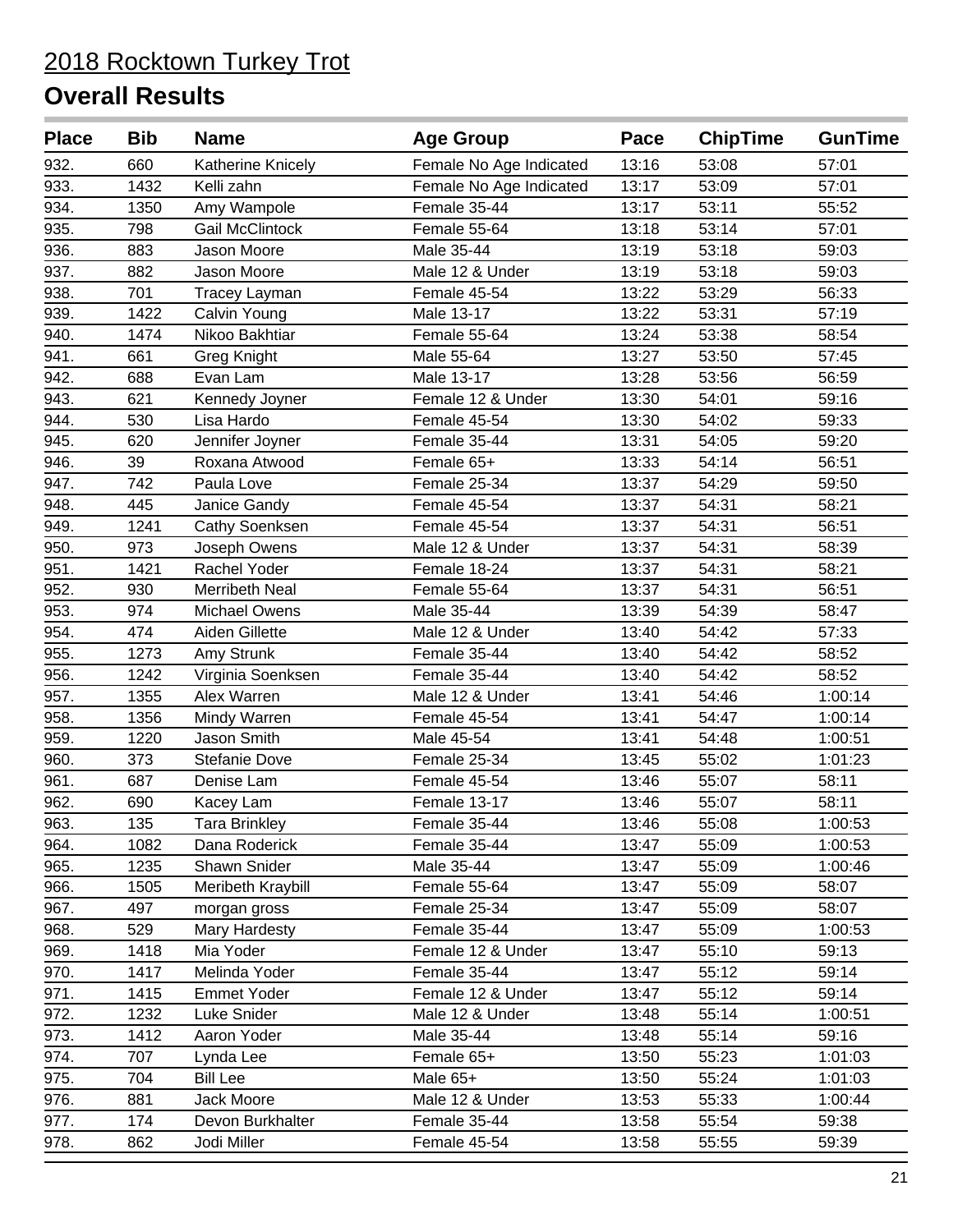# 2018 Rocktown Turkey Trot

## Overall Results

| Place | Bib | Name | Age Group | Pace | ChipTime | GunTime |
|---|---|---|---|---|---|---|
| 932. | 660 | Katherine Knicely | Female No Age Indicated | 13:16 | 53:08 | 57:01 |
| 933. | 1432 | Kelli zahn | Female No Age Indicated | 13:17 | 53:09 | 57:01 |
| 934. | 1350 | Amy Wampole | Female 35-44 | 13:17 | 53:11 | 55:52 |
| 935. | 798 | Gail McClintock | Female 55-64 | 13:18 | 53:14 | 57:01 |
| 936. | 883 | Jason Moore | Male 35-44 | 13:19 | 53:18 | 59:03 |
| 937. | 882 | Jason Moore | Male 12 & Under | 13:19 | 53:18 | 59:03 |
| 938. | 701 | Tracey Layman | Female 45-54 | 13:22 | 53:29 | 56:33 |
| 939. | 1422 | Calvin Young | Male 13-17 | 13:22 | 53:31 | 57:19 |
| 940. | 1474 | Nikoo Bakhtiar | Female 55-64 | 13:24 | 53:38 | 58:54 |
| 941. | 661 | Greg Knight | Male 55-64 | 13:27 | 53:50 | 57:45 |
| 942. | 688 | Evan Lam | Male 13-17 | 13:28 | 53:56 | 56:59 |
| 943. | 621 | Kennedy Joyner | Female 12 & Under | 13:30 | 54:01 | 59:16 |
| 944. | 530 | Lisa Hardo | Female 45-54 | 13:30 | 54:02 | 59:33 |
| 945. | 620 | Jennifer Joyner | Female 35-44 | 13:31 | 54:05 | 59:20 |
| 946. | 39 | Roxana Atwood | Female 65+ | 13:33 | 54:14 | 56:51 |
| 947. | 742 | Paula Love | Female 25-34 | 13:37 | 54:29 | 59:50 |
| 948. | 445 | Janice Gandy | Female 45-54 | 13:37 | 54:31 | 58:21 |
| 949. | 1241 | Cathy Soenksen | Female 45-54 | 13:37 | 54:31 | 56:51 |
| 950. | 973 | Joseph Owens | Male 12 & Under | 13:37 | 54:31 | 58:39 |
| 951. | 1421 | Rachel Yoder | Female 18-24 | 13:37 | 54:31 | 58:21 |
| 952. | 930 | Merribeth Neal | Female 55-64 | 13:37 | 54:31 | 56:51 |
| 953. | 974 | Michael Owens | Male 35-44 | 13:39 | 54:39 | 58:47 |
| 954. | 474 | Aiden Gillette | Male 12 & Under | 13:40 | 54:42 | 57:33 |
| 955. | 1273 | Amy Strunk | Female 35-44 | 13:40 | 54:42 | 58:52 |
| 956. | 1242 | Virginia Soenksen | Female 35-44 | 13:40 | 54:42 | 58:52 |
| 957. | 1355 | Alex Warren | Male 12 & Under | 13:41 | 54:46 | 1:00:14 |
| 958. | 1356 | Mindy Warren | Female 45-54 | 13:41 | 54:47 | 1:00:14 |
| 959. | 1220 | Jason Smith | Male 45-54 | 13:41 | 54:48 | 1:00:51 |
| 960. | 373 | Stefanie Dove | Female 25-34 | 13:45 | 55:02 | 1:01:23 |
| 961. | 687 | Denise Lam | Female 45-54 | 13:46 | 55:07 | 58:11 |
| 962. | 690 | Kacey Lam | Female 13-17 | 13:46 | 55:07 | 58:11 |
| 963. | 135 | Tara Brinkley | Female 35-44 | 13:46 | 55:08 | 1:00:53 |
| 964. | 1082 | Dana Roderick | Female 35-44 | 13:47 | 55:09 | 1:00:53 |
| 965. | 1235 | Shawn Snider | Male 35-44 | 13:47 | 55:09 | 1:00:46 |
| 966. | 1505 | Meribeth Kraybill | Female 55-64 | 13:47 | 55:09 | 58:07 |
| 967. | 497 | morgan gross | Female 25-34 | 13:47 | 55:09 | 58:07 |
| 968. | 529 | Mary Hardesty | Female 35-44 | 13:47 | 55:09 | 1:00:53 |
| 969. | 1418 | Mia Yoder | Female 12 & Under | 13:47 | 55:10 | 59:13 |
| 970. | 1417 | Melinda Yoder | Female 35-44 | 13:47 | 55:12 | 59:14 |
| 971. | 1415 | Emmet Yoder | Female 12 & Under | 13:47 | 55:12 | 59:14 |
| 972. | 1232 | Luke Snider | Male 12 & Under | 13:48 | 55:14 | 1:00:51 |
| 973. | 1412 | Aaron Yoder | Male 35-44 | 13:48 | 55:14 | 59:16 |
| 974. | 707 | Lynda Lee | Female 65+ | 13:50 | 55:23 | 1:01:03 |
| 975. | 704 | Bill Lee | Male 65+ | 13:50 | 55:24 | 1:01:03 |
| 976. | 881 | Jack Moore | Male 12 & Under | 13:53 | 55:33 | 1:00:44 |
| 977. | 174 | Devon Burkhalter | Female 35-44 | 13:58 | 55:54 | 59:38 |
| 978. | 862 | Jodi Miller | Female 45-54 | 13:58 | 55:55 | 59:39 |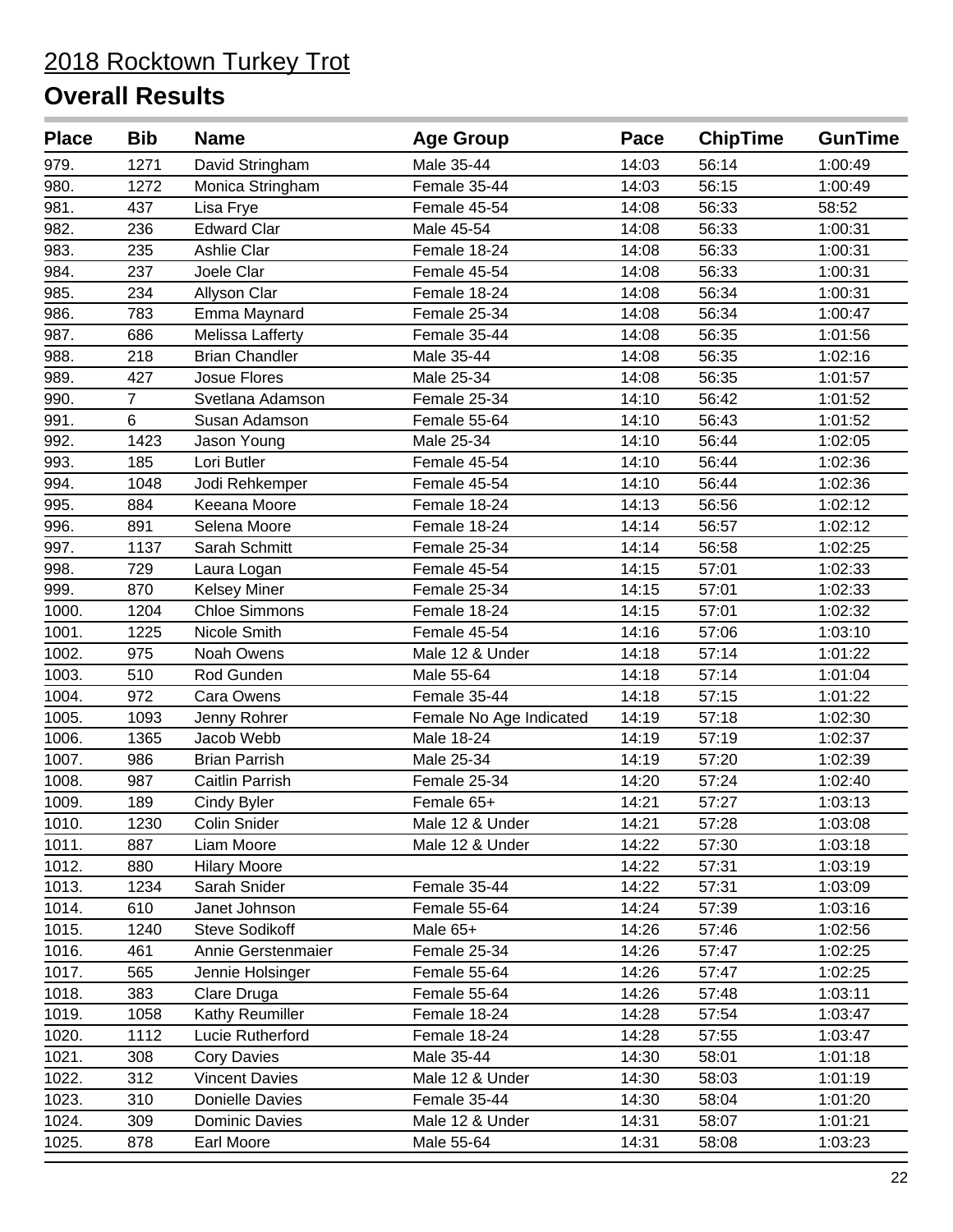# 2018 Rocktown Turkey Trot

## Overall Results

| Place | Bib | Name | Age Group | Pace | ChipTime | GunTime |
|---|---|---|---|---|---|---|
| 979. | 1271 | David Stringham | Male 35-44 | 14:03 | 56:14 | 1:00:49 |
| 980. | 1272 | Monica Stringham | Female 35-44 | 14:03 | 56:15 | 1:00:49 |
| 981. | 437 | Lisa Frye | Female 45-54 | 14:08 | 56:33 | 58:52 |
| 982. | 236 | Edward Clar | Male 45-54 | 14:08 | 56:33 | 1:00:31 |
| 983. | 235 | Ashlie Clar | Female 18-24 | 14:08 | 56:33 | 1:00:31 |
| 984. | 237 | Joele Clar | Female 45-54 | 14:08 | 56:33 | 1:00:31 |
| 985. | 234 | Allyson Clar | Female 18-24 | 14:08 | 56:34 | 1:00:31 |
| 986. | 783 | Emma Maynard | Female 25-34 | 14:08 | 56:34 | 1:00:47 |
| 987. | 686 | Melissa Lafferty | Female 35-44 | 14:08 | 56:35 | 1:01:56 |
| 988. | 218 | Brian Chandler | Male 35-44 | 14:08 | 56:35 | 1:02:16 |
| 989. | 427 | Josue Flores | Male 25-34 | 14:08 | 56:35 | 1:01:57 |
| 990. | 7 | Svetlana Adamson | Female 25-34 | 14:10 | 56:42 | 1:01:52 |
| 991. | 6 | Susan Adamson | Female 55-64 | 14:10 | 56:43 | 1:01:52 |
| 992. | 1423 | Jason Young | Male 25-34 | 14:10 | 56:44 | 1:02:05 |
| 993. | 185 | Lori Butler | Female 45-54 | 14:10 | 56:44 | 1:02:36 |
| 994. | 1048 | Jodi Rehkemper | Female 45-54 | 14:10 | 56:44 | 1:02:36 |
| 995. | 884 | Keeana Moore | Female 18-24 | 14:13 | 56:56 | 1:02:12 |
| 996. | 891 | Selena Moore | Female 18-24 | 14:14 | 56:57 | 1:02:12 |
| 997. | 1137 | Sarah Schmitt | Female 25-34 | 14:14 | 56:58 | 1:02:25 |
| 998. | 729 | Laura Logan | Female 45-54 | 14:15 | 57:01 | 1:02:33 |
| 999. | 870 | Kelsey Miner | Female 25-34 | 14:15 | 57:01 | 1:02:33 |
| 1000. | 1204 | Chloe Simmons | Female 18-24 | 14:15 | 57:01 | 1:02:32 |
| 1001. | 1225 | Nicole Smith | Female 45-54 | 14:16 | 57:06 | 1:03:10 |
| 1002. | 975 | Noah Owens | Male 12 & Under | 14:18 | 57:14 | 1:01:22 |
| 1003. | 510 | Rod Gunden | Male 55-64 | 14:18 | 57:14 | 1:01:04 |
| 1004. | 972 | Cara Owens | Female 35-44 | 14:18 | 57:15 | 1:01:22 |
| 1005. | 1093 | Jenny Rohrer | Female No Age Indicated | 14:19 | 57:18 | 1:02:30 |
| 1006. | 1365 | Jacob Webb | Male 18-24 | 14:19 | 57:19 | 1:02:37 |
| 1007. | 986 | Brian Parrish | Male 25-34 | 14:19 | 57:20 | 1:02:39 |
| 1008. | 987 | Caitlin Parrish | Female 25-34 | 14:20 | 57:24 | 1:02:40 |
| 1009. | 189 | Cindy Byler | Female 65+ | 14:21 | 57:27 | 1:03:13 |
| 1010. | 1230 | Colin Snider | Male 12 & Under | 14:21 | 57:28 | 1:03:08 |
| 1011. | 887 | Liam Moore | Male 12 & Under | 14:22 | 57:30 | 1:03:18 |
| 1012. | 880 | Hilary Moore | | 14:22 | 57:31 | 1:03:19 |
| 1013. | 1234 | Sarah Snider | Female 35-44 | 14:22 | 57:31 | 1:03:09 |
| 1014. | 610 | Janet Johnson | Female 55-64 | 14:24 | 57:39 | 1:03:16 |
| 1015. | 1240 | Steve Sodikoff | Male 65+ | 14:26 | 57:46 | 1:02:56 |
| 1016. | 461 | Annie Gerstenmaier | Female 25-34 | 14:26 | 57:47 | 1:02:25 |
| 1017. | 565 | Jennie Holsinger | Female 55-64 | 14:26 | 57:47 | 1:02:25 |
| 1018. | 383 | Clare Druga | Female 55-64 | 14:26 | 57:48 | 1:03:11 |
| 1019. | 1058 | Kathy Reumiller | Female 18-24 | 14:28 | 57:54 | 1:03:47 |
| 1020. | 1112 | Lucie Rutherford | Female 18-24 | 14:28 | 57:55 | 1:03:47 |
| 1021. | 308 | Cory Davies | Male 35-44 | 14:30 | 58:01 | 1:01:18 |
| 1022. | 312 | Vincent Davies | Male 12 & Under | 14:30 | 58:03 | 1:01:19 |
| 1023. | 310 | Donielle Davies | Female 35-44 | 14:30 | 58:04 | 1:01:20 |
| 1024. | 309 | Dominic Davies | Male 12 & Under | 14:31 | 58:07 | 1:01:21 |
| 1025. | 878 | Earl Moore | Male 55-64 | 14:31 | 58:08 | 1:03:23 |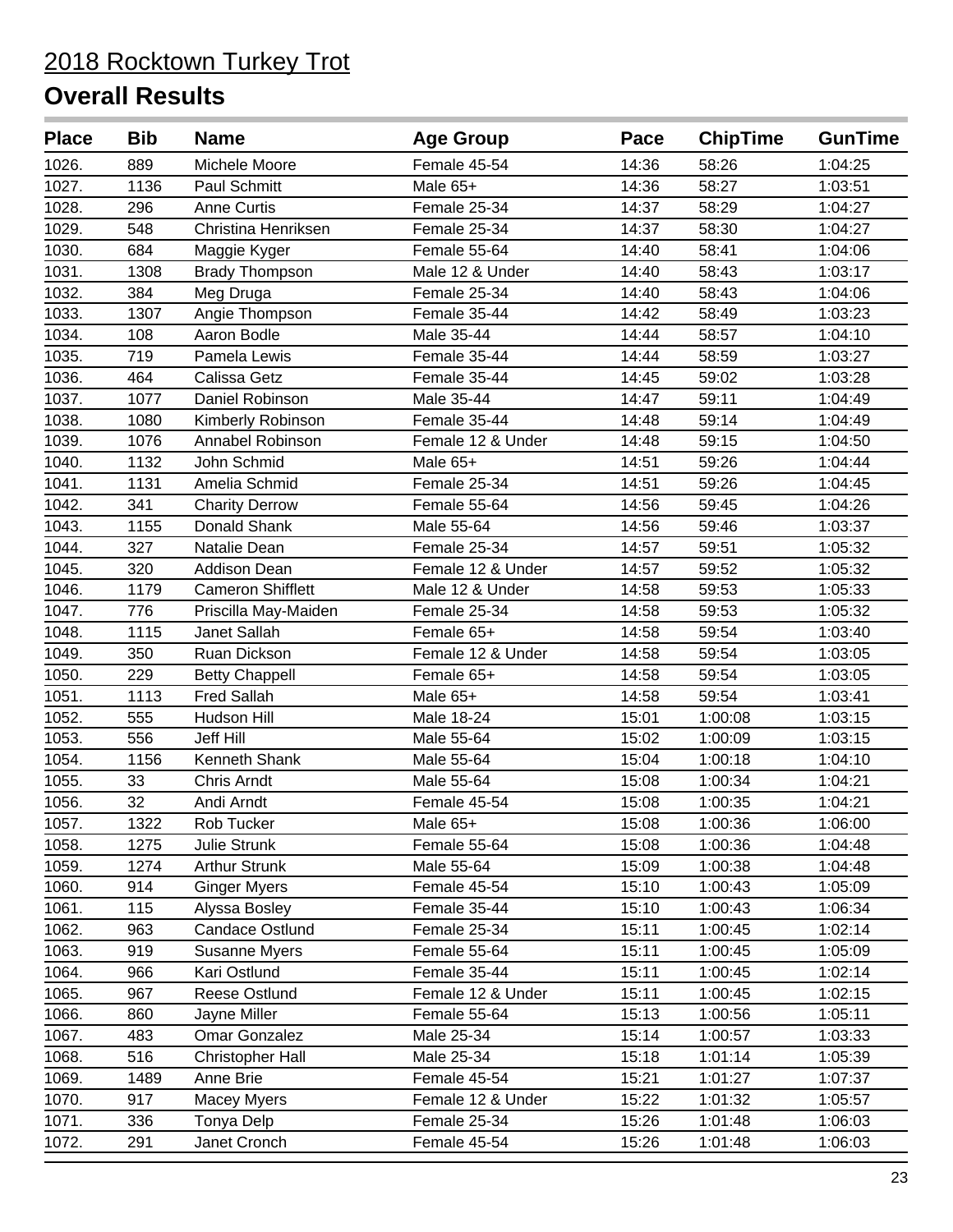# 2018 Rocktown Turkey Trot

## Overall Results

| Place | Bib | Name | Age Group | Pace | ChipTime | GunTime |
|---|---|---|---|---|---|---|
| 1026. | 889 | Michele Moore | Female 45-54 | 14:36 | 58:26 | 1:04:25 |
| 1027. | 1136 | Paul Schmitt | Male 65+ | 14:36 | 58:27 | 1:03:51 |
| 1028. | 296 | Anne Curtis | Female 25-34 | 14:37 | 58:29 | 1:04:27 |
| 1029. | 548 | Christina Henriksen | Female 25-34 | 14:37 | 58:30 | 1:04:27 |
| 1030. | 684 | Maggie Kyger | Female 55-64 | 14:40 | 58:41 | 1:04:06 |
| 1031. | 1308 | Brady Thompson | Male 12 & Under | 14:40 | 58:43 | 1:03:17 |
| 1032. | 384 | Meg Druga | Female 25-34 | 14:40 | 58:43 | 1:04:06 |
| 1033. | 1307 | Angie Thompson | Female 35-44 | 14:42 | 58:49 | 1:03:23 |
| 1034. | 108 | Aaron Bodle | Male 35-44 | 14:44 | 58:57 | 1:04:10 |
| 1035. | 719 | Pamela Lewis | Female 35-44 | 14:44 | 58:59 | 1:03:27 |
| 1036. | 464 | Calissa Getz | Female 35-44 | 14:45 | 59:02 | 1:03:28 |
| 1037. | 1077 | Daniel Robinson | Male 35-44 | 14:47 | 59:11 | 1:04:49 |
| 1038. | 1080 | Kimberly Robinson | Female 35-44 | 14:48 | 59:14 | 1:04:49 |
| 1039. | 1076 | Annabel Robinson | Female 12 & Under | 14:48 | 59:15 | 1:04:50 |
| 1040. | 1132 | John Schmid | Male 65+ | 14:51 | 59:26 | 1:04:44 |
| 1041. | 1131 | Amelia Schmid | Female 25-34 | 14:51 | 59:26 | 1:04:45 |
| 1042. | 341 | Charity Derrow | Female 55-64 | 14:56 | 59:45 | 1:04:26 |
| 1043. | 1155 | Donald Shank | Male 55-64 | 14:56 | 59:46 | 1:03:37 |
| 1044. | 327 | Natalie Dean | Female 25-34 | 14:57 | 59:51 | 1:05:32 |
| 1045. | 320 | Addison Dean | Female 12 & Under | 14:57 | 59:52 | 1:05:32 |
| 1046. | 1179 | Cameron Shifflett | Male 12 & Under | 14:58 | 59:53 | 1:05:33 |
| 1047. | 776 | Priscilla May-Maiden | Female 25-34 | 14:58 | 59:53 | 1:05:32 |
| 1048. | 1115 | Janet Sallah | Female 65+ | 14:58 | 59:54 | 1:03:40 |
| 1049. | 350 | Ruan Dickson | Female 12 & Under | 14:58 | 59:54 | 1:03:05 |
| 1050. | 229 | Betty Chappell | Female 65+ | 14:58 | 59:54 | 1:03:05 |
| 1051. | 1113 | Fred Sallah | Male 65+ | 14:58 | 59:54 | 1:03:41 |
| 1052. | 555 | Hudson Hill | Male 18-24 | 15:01 | 1:00:08 | 1:03:15 |
| 1053. | 556 | Jeff Hill | Male 55-64 | 15:02 | 1:00:09 | 1:03:15 |
| 1054. | 1156 | Kenneth Shank | Male 55-64 | 15:04 | 1:00:18 | 1:04:10 |
| 1055. | 33 | Chris Arndt | Male 55-64 | 15:08 | 1:00:34 | 1:04:21 |
| 1056. | 32 | Andi Arndt | Female 45-54 | 15:08 | 1:00:35 | 1:04:21 |
| 1057. | 1322 | Rob Tucker | Male 65+ | 15:08 | 1:00:36 | 1:06:00 |
| 1058. | 1275 | Julie Strunk | Female 55-64 | 15:08 | 1:00:36 | 1:04:48 |
| 1059. | 1274 | Arthur Strunk | Male 55-64 | 15:09 | 1:00:38 | 1:04:48 |
| 1060. | 914 | Ginger Myers | Female 45-54 | 15:10 | 1:00:43 | 1:05:09 |
| 1061. | 115 | Alyssa Bosley | Female 35-44 | 15:10 | 1:00:43 | 1:06:34 |
| 1062. | 963 | Candace Ostlund | Female 25-34 | 15:11 | 1:00:45 | 1:02:14 |
| 1063. | 919 | Susanne Myers | Female 55-64 | 15:11 | 1:00:45 | 1:05:09 |
| 1064. | 966 | Kari Ostlund | Female 35-44 | 15:11 | 1:00:45 | 1:02:14 |
| 1065. | 967 | Reese Ostlund | Female 12 & Under | 15:11 | 1:00:45 | 1:02:15 |
| 1066. | 860 | Jayne Miller | Female 55-64 | 15:13 | 1:00:56 | 1:05:11 |
| 1067. | 483 | Omar Gonzalez | Male 25-34 | 15:14 | 1:00:57 | 1:03:33 |
| 1068. | 516 | Christopher Hall | Male 25-34 | 15:18 | 1:01:14 | 1:05:39 |
| 1069. | 1489 | Anne Brie | Female 45-54 | 15:21 | 1:01:27 | 1:07:37 |
| 1070. | 917 | Macey Myers | Female 12 & Under | 15:22 | 1:01:32 | 1:05:57 |
| 1071. | 336 | Tonya Delp | Female 25-34 | 15:26 | 1:01:48 | 1:06:03 |
| 1072. | 291 | Janet Cronch | Female 45-54 | 15:26 | 1:01:48 | 1:06:03 |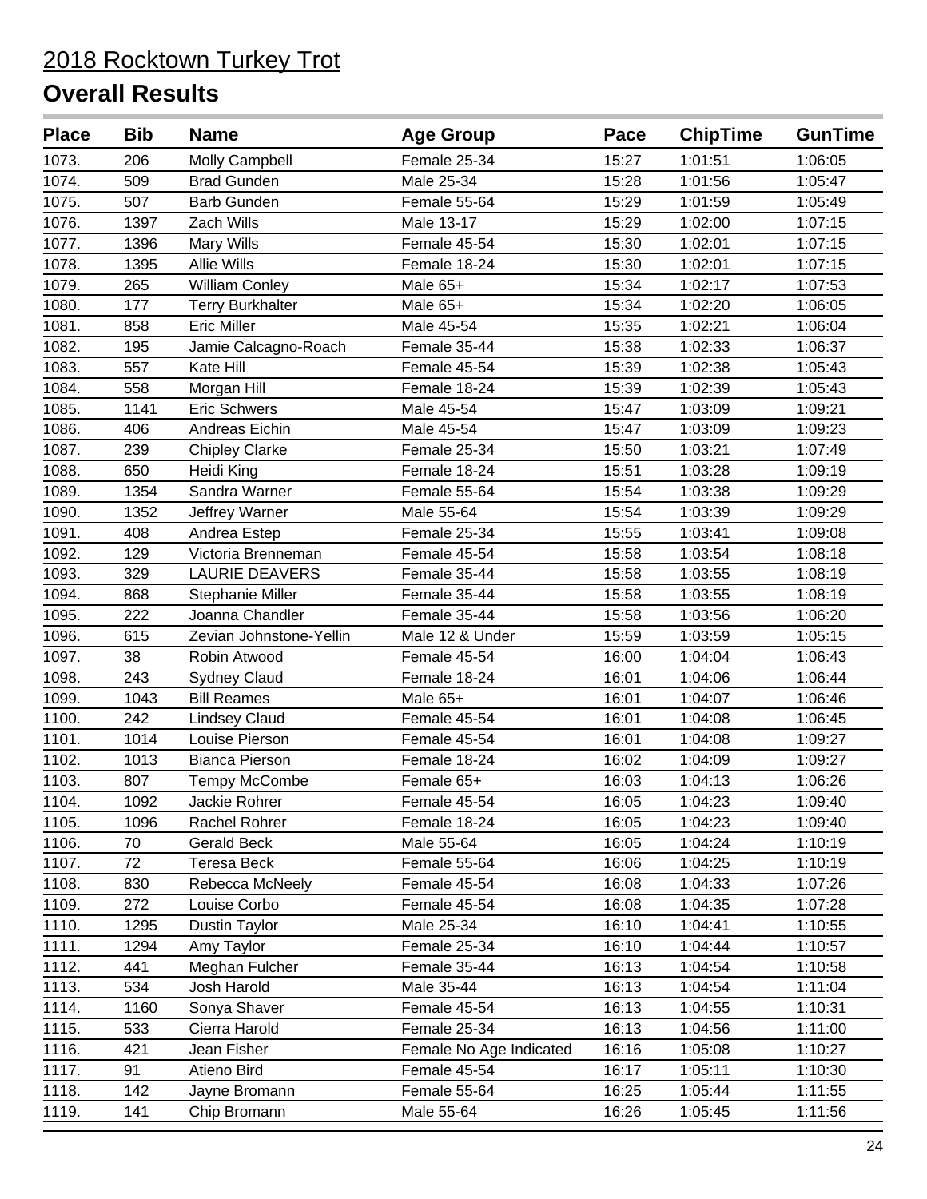# 2018 Rocktown Turkey Trot

## Overall Results

| Place | Bib | Name | Age Group | Pace | ChipTime | GunTime |
|---|---|---|---|---|---|---|
| 1073. | 206 | Molly Campbell | Female 25-34 | 15:27 | 1:01:51 | 1:06:05 |
| 1074. | 509 | Brad Gunden | Male 25-34 | 15:28 | 1:01:56 | 1:05:47 |
| 1075. | 507 | Barb Gunden | Female 55-64 | 15:29 | 1:01:59 | 1:05:49 |
| 1076. | 1397 | Zach Wills | Male 13-17 | 15:29 | 1:02:00 | 1:07:15 |
| 1077. | 1396 | Mary Wills | Female 45-54 | 15:30 | 1:02:01 | 1:07:15 |
| 1078. | 1395 | Allie Wills | Female 18-24 | 15:30 | 1:02:01 | 1:07:15 |
| 1079. | 265 | William Conley | Male 65+ | 15:34 | 1:02:17 | 1:07:53 |
| 1080. | 177 | Terry Burkhalter | Male 65+ | 15:34 | 1:02:20 | 1:06:05 |
| 1081. | 858 | Eric Miller | Male 45-54 | 15:35 | 1:02:21 | 1:06:04 |
| 1082. | 195 | Jamie Calcagno-Roach | Female 35-44 | 15:38 | 1:02:33 | 1:06:37 |
| 1083. | 557 | Kate Hill | Female 45-54 | 15:39 | 1:02:38 | 1:05:43 |
| 1084. | 558 | Morgan Hill | Female 18-24 | 15:39 | 1:02:39 | 1:05:43 |
| 1085. | 1141 | Eric Schwers | Male 45-54 | 15:47 | 1:03:09 | 1:09:21 |
| 1086. | 406 | Andreas Eichin | Male 45-54 | 15:47 | 1:03:09 | 1:09:23 |
| 1087. | 239 | Chipley Clarke | Female 25-34 | 15:50 | 1:03:21 | 1:07:49 |
| 1088. | 650 | Heidi King | Female 18-24 | 15:51 | 1:03:28 | 1:09:19 |
| 1089. | 1354 | Sandra Warner | Female 55-64 | 15:54 | 1:03:38 | 1:09:29 |
| 1090. | 1352 | Jeffrey Warner | Male 55-64 | 15:54 | 1:03:39 | 1:09:29 |
| 1091. | 408 | Andrea Estep | Female 25-34 | 15:55 | 1:03:41 | 1:09:08 |
| 1092. | 129 | Victoria Brenneman | Female 45-54 | 15:58 | 1:03:54 | 1:08:18 |
| 1093. | 329 | LAURIE DEAVERS | Female 35-44 | 15:58 | 1:03:55 | 1:08:19 |
| 1094. | 868 | Stephanie Miller | Female 35-44 | 15:58 | 1:03:55 | 1:08:19 |
| 1095. | 222 | Joanna Chandler | Female 35-44 | 15:58 | 1:03:56 | 1:06:20 |
| 1096. | 615 | Zevian Johnstone-Yellin | Male 12 & Under | 15:59 | 1:03:59 | 1:05:15 |
| 1097. | 38 | Robin Atwood | Female 45-54 | 16:00 | 1:04:04 | 1:06:43 |
| 1098. | 243 | Sydney Claud | Female 18-24 | 16:01 | 1:04:06 | 1:06:44 |
| 1099. | 1043 | Bill Reames | Male 65+ | 16:01 | 1:04:07 | 1:06:46 |
| 1100. | 242 | Lindsey Claud | Female 45-54 | 16:01 | 1:04:08 | 1:06:45 |
| 1101. | 1014 | Louise Pierson | Female 45-54 | 16:01 | 1:04:08 | 1:09:27 |
| 1102. | 1013 | Bianca Pierson | Female 18-24 | 16:02 | 1:04:09 | 1:09:27 |
| 1103. | 807 | Tempy McCombe | Female 65+ | 16:03 | 1:04:13 | 1:06:26 |
| 1104. | 1092 | Jackie Rohrer | Female 45-54 | 16:05 | 1:04:23 | 1:09:40 |
| 1105. | 1096 | Rachel Rohrer | Female 18-24 | 16:05 | 1:04:23 | 1:09:40 |
| 1106. | 70 | Gerald Beck | Male 55-64 | 16:05 | 1:04:24 | 1:10:19 |
| 1107. | 72 | Teresa Beck | Female 55-64 | 16:06 | 1:04:25 | 1:10:19 |
| 1108. | 830 | Rebecca McNeely | Female 45-54 | 16:08 | 1:04:33 | 1:07:26 |
| 1109. | 272 | Louise Corbo | Female 45-54 | 16:08 | 1:04:35 | 1:07:28 |
| 1110. | 1295 | Dustin Taylor | Male 25-34 | 16:10 | 1:04:41 | 1:10:55 |
| 1111. | 1294 | Amy Taylor | Female 25-34 | 16:10 | 1:04:44 | 1:10:57 |
| 1112. | 441 | Meghan Fulcher | Female 35-44 | 16:13 | 1:04:54 | 1:10:58 |
| 1113. | 534 | Josh Harold | Male 35-44 | 16:13 | 1:04:54 | 1:11:04 |
| 1114. | 1160 | Sonya Shaver | Female 45-54 | 16:13 | 1:04:55 | 1:10:31 |
| 1115. | 533 | Cierra Harold | Female 25-34 | 16:13 | 1:04:56 | 1:11:00 |
| 1116. | 421 | Jean Fisher | Female No Age Indicated | 16:16 | 1:05:08 | 1:10:27 |
| 1117. | 91 | Atieno Bird | Female 45-54 | 16:17 | 1:05:11 | 1:10:30 |
| 1118. | 142 | Jayne Bromann | Female 55-64 | 16:25 | 1:05:44 | 1:11:55 |
| 1119. | 141 | Chip Bromann | Male 55-64 | 16:26 | 1:05:45 | 1:11:56 |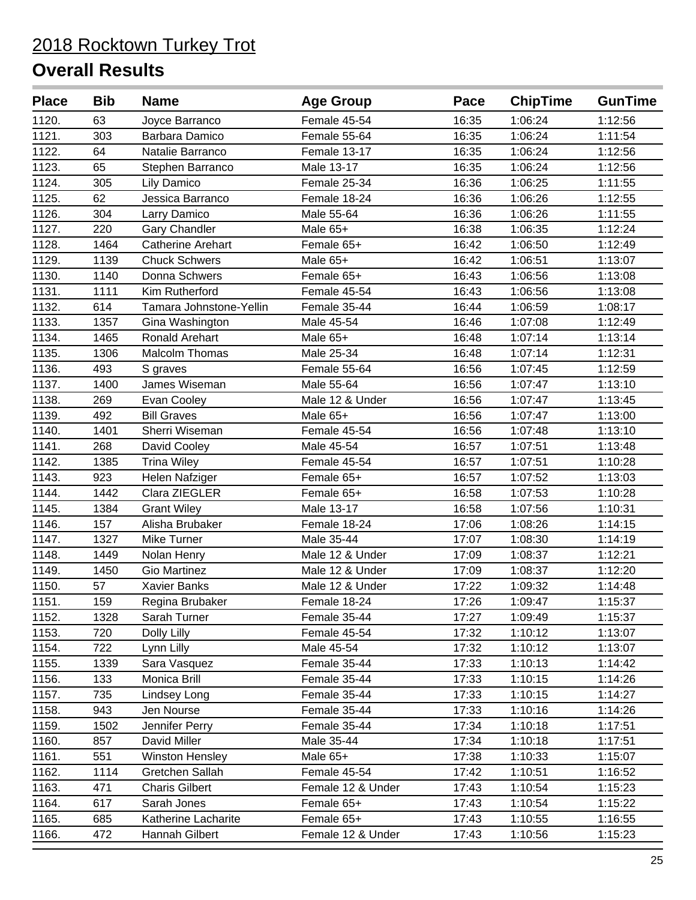# 2018 Rocktown Turkey Trot

## Overall Results

| Place | Bib | Name | Age Group | Pace | ChipTime | GunTime |
|---|---|---|---|---|---|---|
| 1120. | 63 | Joyce Barranco | Female 45-54 | 16:35 | 1:06:24 | 1:12:56 |
| 1121. | 303 | Barbara Damico | Female 55-64 | 16:35 | 1:06:24 | 1:11:54 |
| 1122. | 64 | Natalie Barranco | Female 13-17 | 16:35 | 1:06:24 | 1:12:56 |
| 1123. | 65 | Stephen Barranco | Male 13-17 | 16:35 | 1:06:24 | 1:12:56 |
| 1124. | 305 | Lily Damico | Female 25-34 | 16:36 | 1:06:25 | 1:11:55 |
| 1125. | 62 | Jessica Barranco | Female 18-24 | 16:36 | 1:06:26 | 1:12:55 |
| 1126. | 304 | Larry Damico | Male 55-64 | 16:36 | 1:06:26 | 1:11:55 |
| 1127. | 220 | Gary Chandler | Male 65+ | 16:38 | 1:06:35 | 1:12:24 |
| 1128. | 1464 | Catherine Arehart | Female 65+ | 16:42 | 1:06:50 | 1:12:49 |
| 1129. | 1139 | Chuck Schwers | Male 65+ | 16:42 | 1:06:51 | 1:13:07 |
| 1130. | 1140 | Donna Schwers | Female 65+ | 16:43 | 1:06:56 | 1:13:08 |
| 1131. | 1111 | Kim Rutherford | Female 45-54 | 16:43 | 1:06:56 | 1:13:08 |
| 1132. | 614 | Tamara Johnstone-Yellin | Female 35-44 | 16:44 | 1:06:59 | 1:08:17 |
| 1133. | 1357 | Gina Washington | Male 45-54 | 16:46 | 1:07:08 | 1:12:49 |
| 1134. | 1465 | Ronald Arehart | Male 65+ | 16:48 | 1:07:14 | 1:13:14 |
| 1135. | 1306 | Malcolm Thomas | Male 25-34 | 16:48 | 1:07:14 | 1:12:31 |
| 1136. | 493 | S graves | Female 55-64 | 16:56 | 1:07:45 | 1:12:59 |
| 1137. | 1400 | James Wiseman | Male 55-64 | 16:56 | 1:07:47 | 1:13:10 |
| 1138. | 269 | Evan Cooley | Male 12 & Under | 16:56 | 1:07:47 | 1:13:45 |
| 1139. | 492 | Bill Graves | Male 65+ | 16:56 | 1:07:47 | 1:13:00 |
| 1140. | 1401 | Sherri Wiseman | Female 45-54 | 16:56 | 1:07:48 | 1:13:10 |
| 1141. | 268 | David Cooley | Male 45-54 | 16:57 | 1:07:51 | 1:13:48 |
| 1142. | 1385 | Trina Wiley | Female 45-54 | 16:57 | 1:07:51 | 1:10:28 |
| 1143. | 923 | Helen Nafziger | Female 65+ | 16:57 | 1:07:52 | 1:13:03 |
| 1144. | 1442 | Clara ZIEGLER | Female 65+ | 16:58 | 1:07:53 | 1:10:28 |
| 1145. | 1384 | Grant Wiley | Male 13-17 | 16:58 | 1:07:56 | 1:10:31 |
| 1146. | 157 | Alisha Brubaker | Female 18-24 | 17:06 | 1:08:26 | 1:14:15 |
| 1147. | 1327 | Mike Turner | Male 35-44 | 17:07 | 1:08:30 | 1:14:19 |
| 1148. | 1449 | Nolan Henry | Male 12 & Under | 17:09 | 1:08:37 | 1:12:21 |
| 1149. | 1450 | Gio Martinez | Male 12 & Under | 17:09 | 1:08:37 | 1:12:20 |
| 1150. | 57 | Xavier Banks | Male 12 & Under | 17:22 | 1:09:32 | 1:14:48 |
| 1151. | 159 | Regina Brubaker | Female 18-24 | 17:26 | 1:09:47 | 1:15:37 |
| 1152. | 1328 | Sarah Turner | Female 35-44 | 17:27 | 1:09:49 | 1:15:37 |
| 1153. | 720 | Dolly Lilly | Female 45-54 | 17:32 | 1:10:12 | 1:13:07 |
| 1154. | 722 | Lynn Lilly | Male 45-54 | 17:32 | 1:10:12 | 1:13:07 |
| 1155. | 1339 | Sara Vasquez | Female 35-44 | 17:33 | 1:10:13 | 1:14:42 |
| 1156. | 133 | Monica Brill | Female 35-44 | 17:33 | 1:10:15 | 1:14:26 |
| 1157. | 735 | Lindsey Long | Female 35-44 | 17:33 | 1:10:15 | 1:14:27 |
| 1158. | 943 | Jen Nourse | Female 35-44 | 17:33 | 1:10:16 | 1:14:26 |
| 1159. | 1502 | Jennifer Perry | Female 35-44 | 17:34 | 1:10:18 | 1:17:51 |
| 1160. | 857 | David Miller | Male 35-44 | 17:34 | 1:10:18 | 1:17:51 |
| 1161. | 551 | Winston Hensley | Male 65+ | 17:38 | 1:10:33 | 1:15:07 |
| 1162. | 1114 | Gretchen Sallah | Female 45-54 | 17:42 | 1:10:51 | 1:16:52 |
| 1163. | 471 | Charis Gilbert | Female 12 & Under | 17:43 | 1:10:54 | 1:15:23 |
| 1164. | 617 | Sarah Jones | Female 65+ | 17:43 | 1:10:54 | 1:15:22 |
| 1165. | 685 | Katherine Lacharite | Female 65+ | 17:43 | 1:10:55 | 1:16:55 |
| 1166. | 472 | Hannah Gilbert | Female 12 & Under | 17:43 | 1:10:56 | 1:15:23 |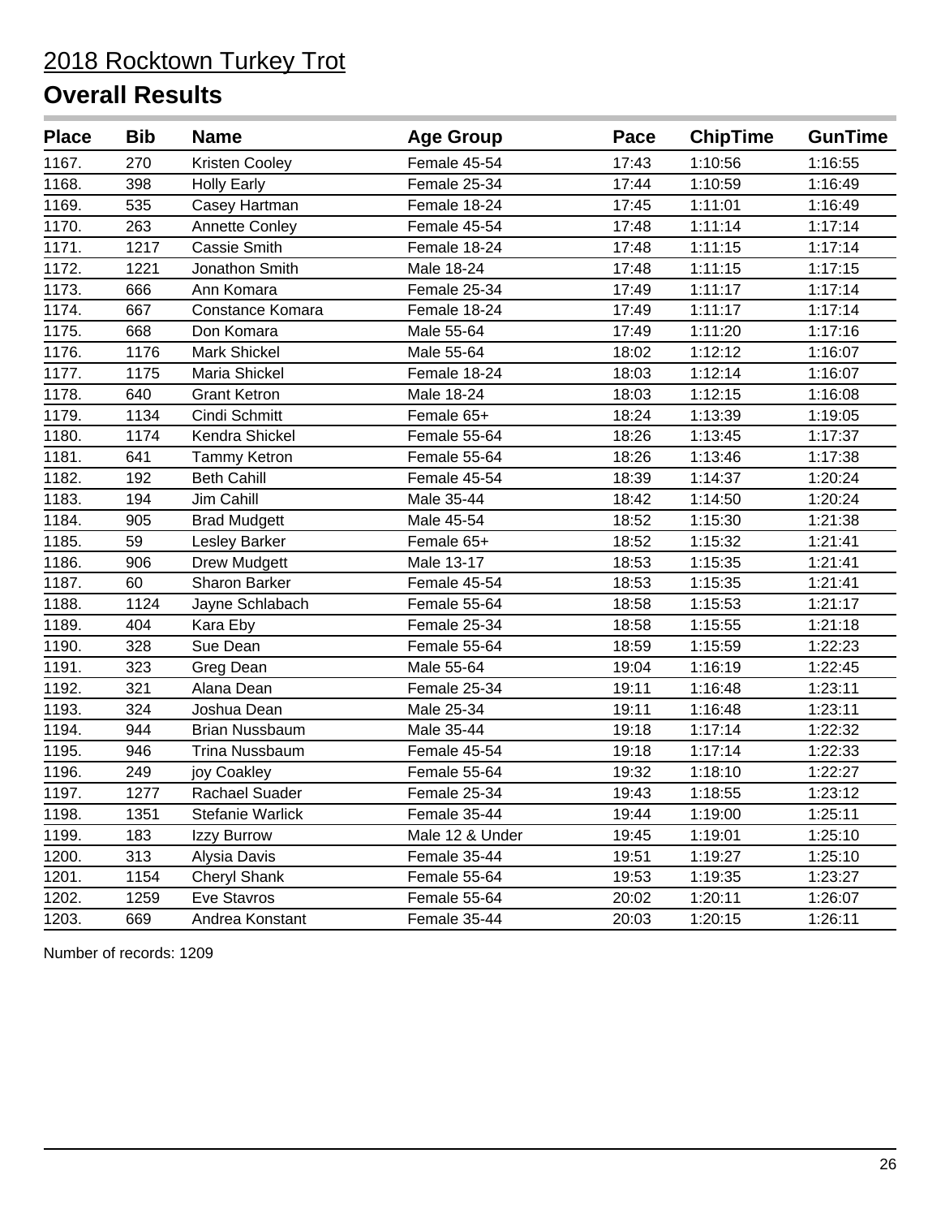# 2018 Rocktown Turkey Trot

## Overall Results

| Place | Bib | Name | Age Group | Pace | ChipTime | GunTime |
|---|---|---|---|---|---|---|
| 1167. | 270 | Kristen Cooley | Female 45-54 | 17:43 | 1:10:56 | 1:16:55 |
| 1168. | 398 | Holly Early | Female 25-34 | 17:44 | 1:10:59 | 1:16:49 |
| 1169. | 535 | Casey Hartman | Female 18-24 | 17:45 | 1:11:01 | 1:16:49 |
| 1170. | 263 | Annette Conley | Female 45-54 | 17:48 | 1:11:14 | 1:17:14 |
| 1171. | 1217 | Cassie Smith | Female 18-24 | 17:48 | 1:11:15 | 1:17:14 |
| 1172. | 1221 | Jonathon Smith | Male 18-24 | 17:48 | 1:11:15 | 1:17:15 |
| 1173. | 666 | Ann Komara | Female 25-34 | 17:49 | 1:11:17 | 1:17:14 |
| 1174. | 667 | Constance Komara | Female 18-24 | 17:49 | 1:11:17 | 1:17:14 |
| 1175. | 668 | Don Komara | Male 55-64 | 17:49 | 1:11:20 | 1:17:16 |
| 1176. | 1176 | Mark Shickel | Male 55-64 | 18:02 | 1:12:12 | 1:16:07 |
| 1177. | 1175 | Maria Shickel | Female 18-24 | 18:03 | 1:12:14 | 1:16:07 |
| 1178. | 640 | Grant Ketron | Male 18-24 | 18:03 | 1:12:15 | 1:16:08 |
| 1179. | 1134 | Cindi Schmitt | Female 65+ | 18:24 | 1:13:39 | 1:19:05 |
| 1180. | 1174 | Kendra Shickel | Female 55-64 | 18:26 | 1:13:45 | 1:17:37 |
| 1181. | 641 | Tammy Ketron | Female 55-64 | 18:26 | 1:13:46 | 1:17:38 |
| 1182. | 192 | Beth Cahill | Female 45-54 | 18:39 | 1:14:37 | 1:20:24 |
| 1183. | 194 | Jim Cahill | Male 35-44 | 18:42 | 1:14:50 | 1:20:24 |
| 1184. | 905 | Brad Mudgett | Male 45-54 | 18:52 | 1:15:30 | 1:21:38 |
| 1185. | 59 | Lesley Barker | Female 65+ | 18:52 | 1:15:32 | 1:21:41 |
| 1186. | 906 | Drew Mudgett | Male 13-17 | 18:53 | 1:15:35 | 1:21:41 |
| 1187. | 60 | Sharon Barker | Female 45-54 | 18:53 | 1:15:35 | 1:21:41 |
| 1188. | 1124 | Jayne Schlabach | Female 55-64 | 18:58 | 1:15:53 | 1:21:17 |
| 1189. | 404 | Kara Eby | Female 25-34 | 18:58 | 1:15:55 | 1:21:18 |
| 1190. | 328 | Sue Dean | Female 55-64 | 18:59 | 1:15:59 | 1:22:23 |
| 1191. | 323 | Greg Dean | Male 55-64 | 19:04 | 1:16:19 | 1:22:45 |
| 1192. | 321 | Alana Dean | Female 25-34 | 19:11 | 1:16:48 | 1:23:11 |
| 1193. | 324 | Joshua Dean | Male 25-34 | 19:11 | 1:16:48 | 1:23:11 |
| 1194. | 944 | Brian Nussbaum | Male 35-44 | 19:18 | 1:17:14 | 1:22:32 |
| 1195. | 946 | Trina Nussbaum | Female 45-54 | 19:18 | 1:17:14 | 1:22:33 |
| 1196. | 249 | joy Coakley | Female 55-64 | 19:32 | 1:18:10 | 1:22:27 |
| 1197. | 1277 | Rachael Suader | Female 25-34 | 19:43 | 1:18:55 | 1:23:12 |
| 1198. | 1351 | Stefanie Warlick | Female 35-44 | 19:44 | 1:19:00 | 1:25:11 |
| 1199. | 183 | Izzy Burrow | Male 12 & Under | 19:45 | 1:19:01 | 1:25:10 |
| 1200. | 313 | Alysia Davis | Female 35-44 | 19:51 | 1:19:27 | 1:25:10 |
| 1201. | 1154 | Cheryl Shank | Female 55-64 | 19:53 | 1:19:35 | 1:23:27 |
| 1202. | 1259 | Eve Stavros | Female 55-64 | 20:02 | 1:20:11 | 1:26:07 |
| 1203. | 669 | Andrea Konstant | Female 35-44 | 20:03 | 1:20:15 | 1:26:11 |

Number of records: 1209